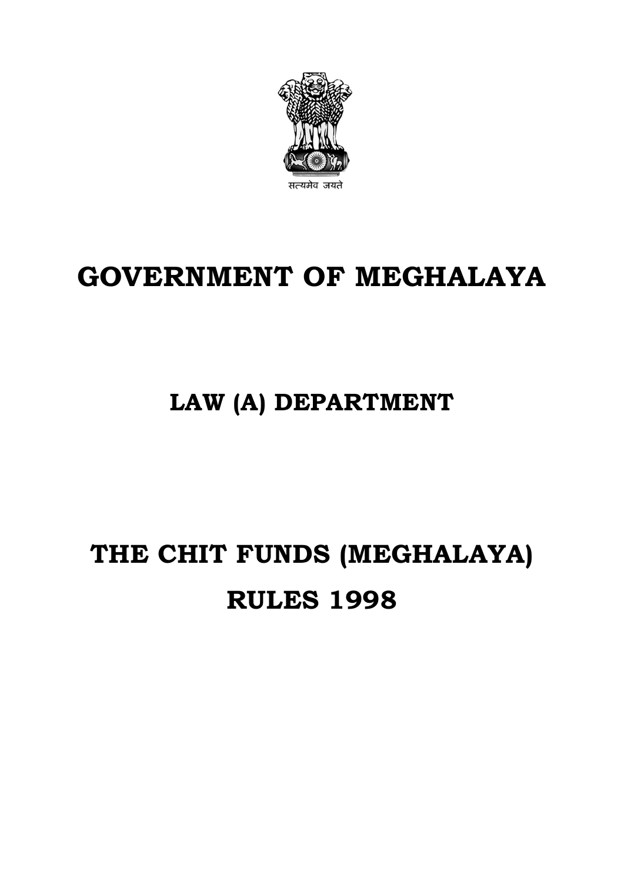सत्यमेव जयते

# GOVERNMENT OF MEGHALAYA

## LAW (A) DEPARTMENT

# THE CHIT FUNDS (MEGHALAYA) RULES 1998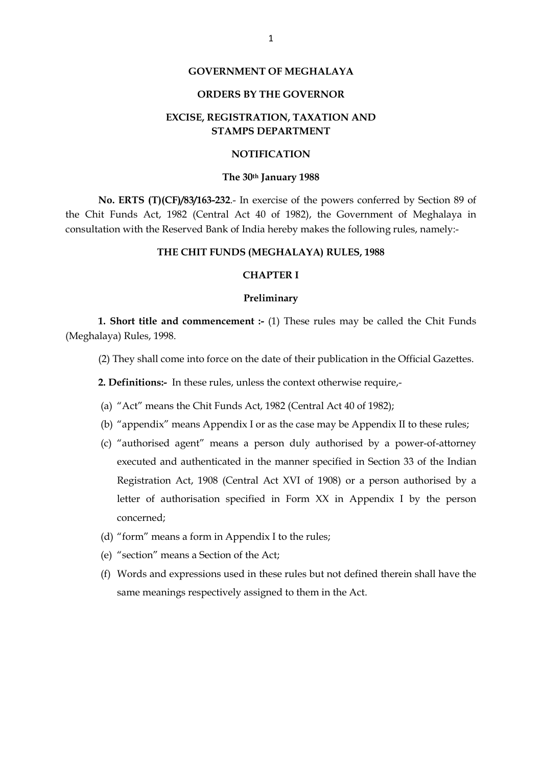**GOVERNMENT OF MEGHALAYA**

**ORDERS BY THE GOVERNOR**

**EXCISE, REGISTRATION, TAXATION AND STAMPS DEPARTMENT**

**NOTIFICATION**

**The 30th January 1988**

**No. ERTS (T)(CF)/83/163-232**.- In exercise of the powers conferred by Section 89 of the Chit Funds Act, 1982 (Central Act 40 of 1982), the Government of Meghalaya in consultation with the Reserved Bank of India hereby makes the following rules, namely:-

# THE CHIT FUNDS (MEGHALAYA) RULES, 1988

## CHAPTER I

### Preliminary

**1. Short title and commencement :-** (1) These rules may be called the Chit Funds (Meghalaya) Rules, 1998.

(2) They shall come into force on the date of their publication in the Official Gazettes.

**2. Definitions:-** In these rules, unless the context otherwise require,-

(a) "Act" means the Chit Funds Act, 1982 (Central Act 40 of 1982);

(b) "appendix" means Appendix I or as the case may be Appendix II to these rules;

(c) "authorised agent" means a person duly authorised by a power-of-attorney executed and authenticated in the manner specified in Section 33 of the Indian Registration Act, 1908 (Central Act XVI of 1908) or a person authorised by a letter of authorisation specified in Form XX in Appendix I by the person concerned;

(d) "form" means a form in Appendix I to the rules;

(e) "section" means a Section of the Act;

(f) Words and expressions used in these rules but not defined therein shall have the same meanings respectively assigned to them in the Act.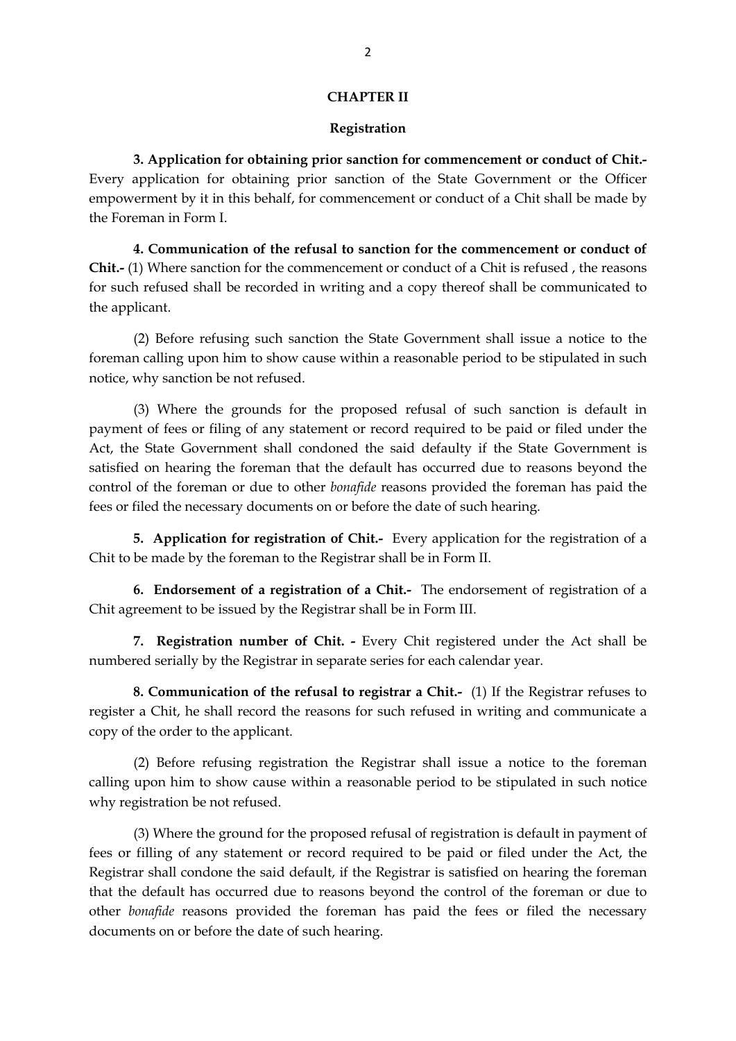## CHAPTER II

### Registration

**3. Application for obtaining prior sanction for commencement or conduct of Chit.-** Every application for obtaining prior sanction of the State Government or the Officer empowerment by it in this behalf, for commencement or conduct of a Chit shall be made by the Foreman in Form I.

**4. Communication of the refusal to sanction for the commencement or conduct of Chit.-** (1) Where sanction for the commencement or conduct of a Chit is refused , the reasons for such refused shall be recorded in writing and a copy thereof shall be communicated to the applicant.

(2) Before refusing such sanction the State Government shall issue a notice to the foreman calling upon him to show cause within a reasonable period to be stipulated in such notice, why sanction be not refused.

(3) Where the grounds for the proposed refusal of such sanction is default in payment of fees or filing of any statement or record required to be paid or filed under the Act, the State Government shall condoned the said defaulty if the State Government is satisfied on hearing the foreman that the default has occurred due to reasons beyond the control of the foreman or due to other *bonafide* reasons provided the foreman has paid the fees or filed the necessary documents on or before the date of such hearing.

**5. Application for registration of Chit.-** Every application for the registration of a Chit to be made by the foreman to the Registrar shall be in Form II.

**6. Endorsement of a registration of a Chit.-** The endorsement of registration of a Chit agreement to be issued by the Registrar shall be in Form III.

**7. Registration number of Chit. -** Every Chit registered under the Act shall be numbered serially by the Registrar in separate series for each calendar year.

**8. Communication of the refusal to registrar a Chit.-** (1) If the Registrar refuses to register a Chit, he shall record the reasons for such refused in writing and communicate a copy of the order to the applicant.

(2) Before refusing registration the Registrar shall issue a notice to the foreman calling upon him to show cause within a reasonable period to be stipulated in such notice why registration be not refused.

(3) Where the ground for the proposed refusal of registration is default in payment of fees or filling of any statement or record required to be paid or filed under the Act, the Registrar shall condone the said default, if the Registrar is satisfied on hearing the foreman that the default has occurred due to reasons beyond the control of the foreman or due to other *bonafide* reasons provided the foreman has paid the fees or filed the necessary documents on or before the date of such hearing.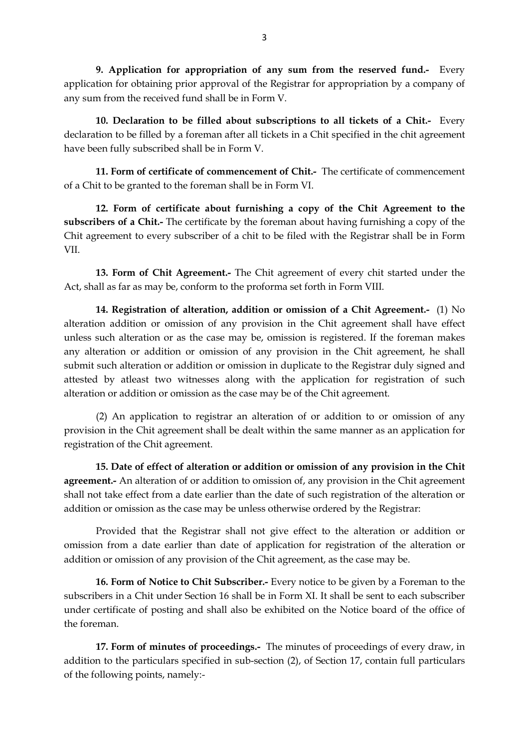**9. Application for appropriation of any sum from the reserved fund.-** Every application for obtaining prior approval of the Registrar for appropriation by a company of any sum from the received fund shall be in Form V.

**10. Declaration to be filled about subscriptions to all tickets of a Chit.-** Every declaration to be filled by a foreman after all tickets in a Chit specified in the chit agreement have been fully subscribed shall be in Form V.

**11. Form of certificate of commencement of Chit.-** The certificate of commencement of a Chit to be granted to the foreman shall be in Form VI.

**12. Form of certificate about furnishing a copy of the Chit Agreement to the subscribers of a Chit.-** The certificate by the foreman about having furnishing a copy of the Chit agreement to every subscriber of a chit to be filed with the Registrar shall be in Form VII.

**13. Form of Chit Agreement.-** The Chit agreement of every chit started under the Act, shall as far as may be, conform to the proforma set forth in Form VIII.

**14. Registration of alteration, addition or omission of a Chit Agreement.-** (1) No alteration addition or omission of any provision in the Chit agreement shall have effect unless such alteration or as the case may be, omission is registered. If the foreman makes any alteration or addition or omission of any provision in the Chit agreement, he shall submit such alteration or addition or omission in duplicate to the Registrar duly signed and attested by atleast two witnesses along with the application for registration of such alteration or addition or omission as the case may be of the Chit agreement.

(2) An application to registrar an alteration of or addition to or omission of any provision in the Chit agreement shall be dealt within the same manner as an application for registration of the Chit agreement.

**15. Date of effect of alteration or addition or omission of any provision in the Chit agreement.-** An alteration of or addition to omission of, any provision in the Chit agreement shall not take effect from a date earlier than the date of such registration of the alteration or addition or omission as the case may be unless otherwise ordered by the Registrar:

Provided that the Registrar shall not give effect to the alteration or addition or omission from a date earlier than date of application for registration of the alteration or addition or omission of any provision of the Chit agreement, as the case may be.

**16. Form of Notice to Chit Subscriber.-** Every notice to be given by a Foreman to the subscribers in a Chit under Section 16 shall be in Form XI. It shall be sent to each subscriber under certificate of posting and shall also be exhibited on the Notice board of the office of the foreman.

**17. Form of minutes of proceedings.-** The minutes of proceedings of every draw, in addition to the particulars specified in sub-section (2), of Section 17, contain full particulars of the following points, namely:-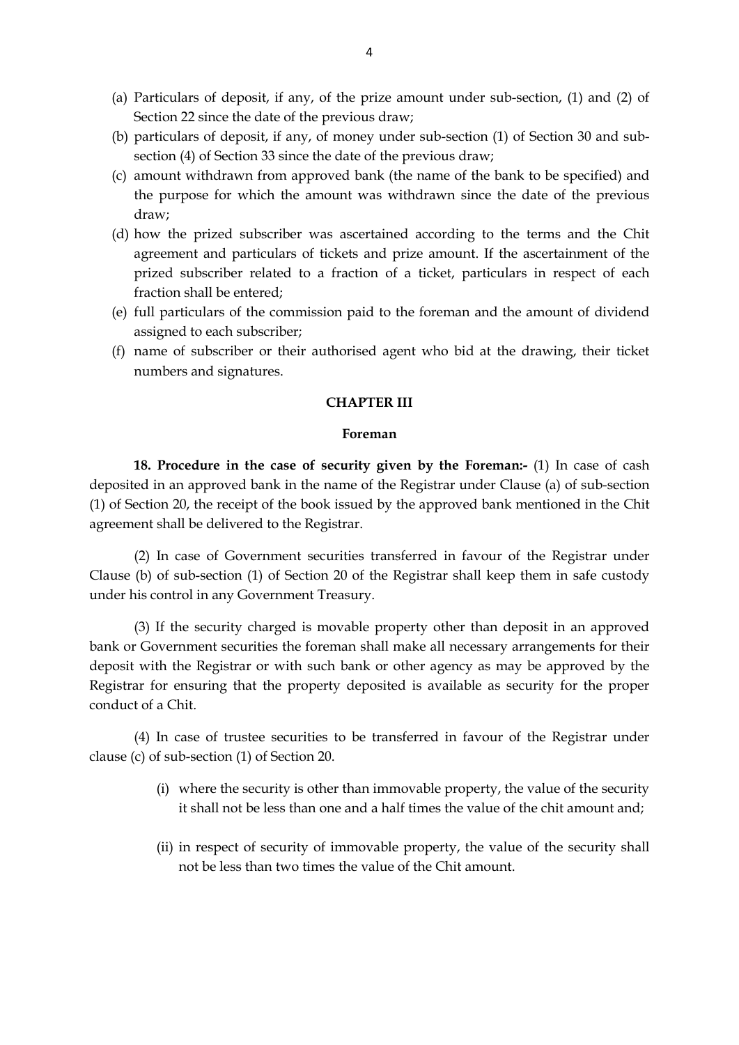(a) Particulars of deposit, if any, of the prize amount under sub-section, (1) and (2) of Section 22 since the date of the previous draw;

(b) particulars of deposit, if any, of money under sub-section (1) of Section 30 and sub-section (4) of Section 33 since the date of the previous draw;

(c) amount withdrawn from approved bank (the name of the bank to be specified) and the purpose for which the amount was withdrawn since the date of the previous draw;

(d) how the prized subscriber was ascertained according to the terms and the Chit agreement and particulars of tickets and prize amount. If the ascertainment of the prized subscriber related to a fraction of a ticket, particulars in respect of each fraction shall be entered;

(e) full particulars of the commission paid to the foreman and the amount of dividend assigned to each subscriber;

(f) name of subscriber or their authorised agent who bid at the drawing, their ticket numbers and signatures.

## CHAPTER III

### Foreman

**18. Procedure in the case of security given by the Foreman:-** (1) In case of cash deposited in an approved bank in the name of the Registrar under Clause (a) of sub-section (1) of Section 20, the receipt of the book issued by the approved bank mentioned in the Chit agreement shall be delivered to the Registrar.

(2) In case of Government securities transferred in favour of the Registrar under Clause (b) of sub-section (1) of Section 20 of the Registrar shall keep them in safe custody under his control in any Government Treasury.

(3) If the security charged is movable property other than deposit in an approved bank or Government securities the foreman shall make all necessary arrangements for their deposit with the Registrar or with such bank or other agency as may be approved by the Registrar for ensuring that the property deposited is available as security for the proper conduct of a Chit.

(4) In case of trustee securities to be transferred in favour of the Registrar under clause (c) of sub-section (1) of Section 20.

(i) where the security is other than immovable property, the value of the security it shall not be less than one and a half times the value of the chit amount and;

(ii) in respect of security of immovable property, the value of the security shall not be less than two times the value of the Chit amount.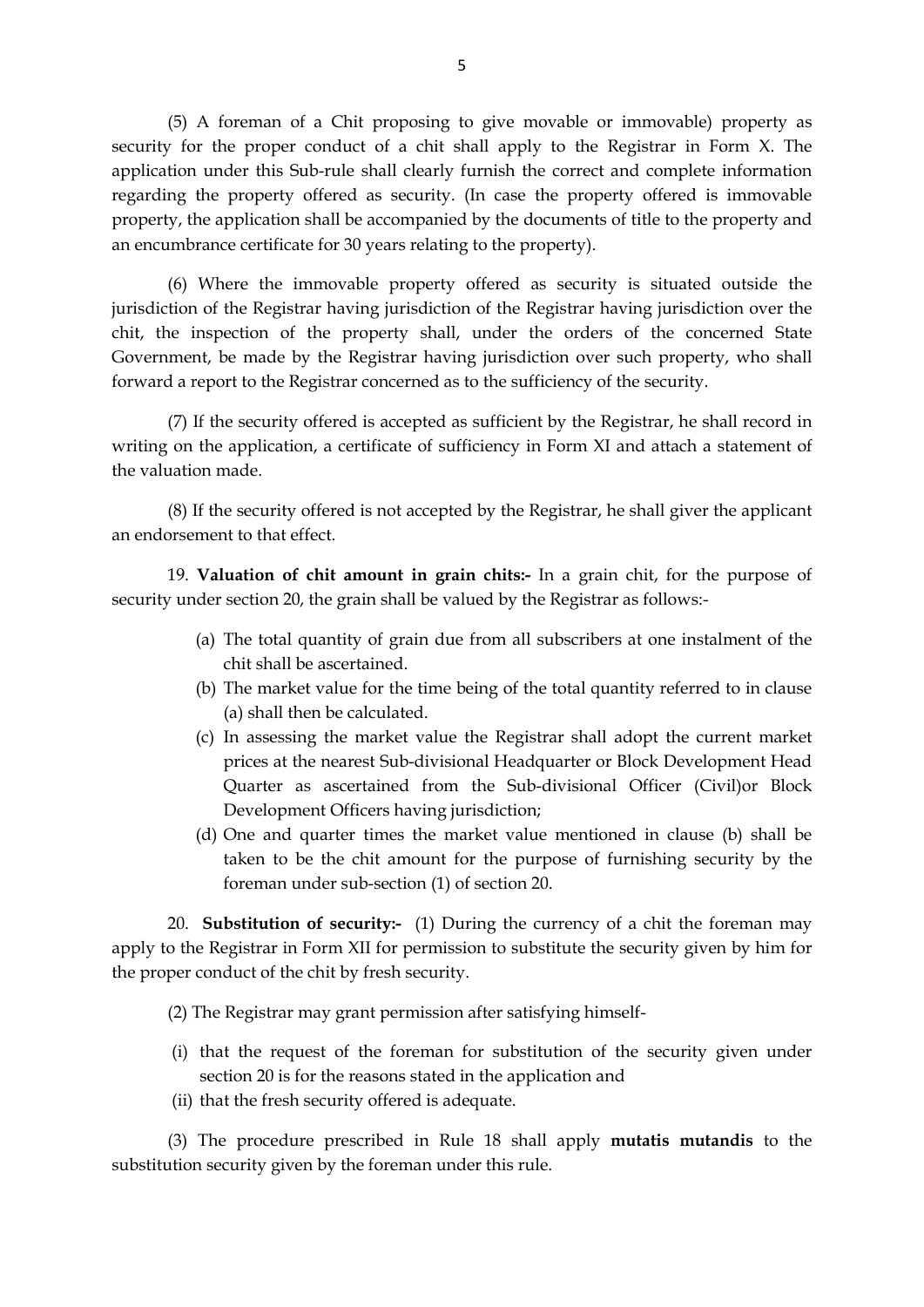(5) A foreman of a Chit proposing to give movable or immovable) property as security for the proper conduct of a chit shall apply to the Registrar in Form X. The application under this Sub-rule shall clearly furnish the correct and complete information regarding the property offered as security. (In case the property offered is immovable property, the application shall be accompanied by the documents of title to the property and an encumbrance certificate for 30 years relating to the property).

(6) Where the immovable property offered as security is situated outside the jurisdiction of the Registrar having jurisdiction of the Registrar having jurisdiction over the chit, the inspection of the property shall, under the orders of the concerned State Government, be made by the Registrar having jurisdiction over such property, who shall forward a report to the Registrar concerned as to the sufficiency of the security.

(7) If the security offered is accepted as sufficient by the Registrar, he shall record in writing on the application, a certificate of sufficiency in Form XI and attach a statement of the valuation made.

(8) If the security offered is not accepted by the Registrar, he shall giver the applicant an endorsement to that effect.

19. **Valuation of chit amount in grain chits:-** In a grain chit, for the purpose of security under section 20, the grain shall be valued by the Registrar as follows:-

(a) The total quantity of grain due from all subscribers at one instalment of the chit shall be ascertained.
(b) The market value for the time being of the total quantity referred to in clause (a) shall then be calculated.
(c) In assessing the market value the Registrar shall adopt the current market prices at the nearest Sub-divisional Headquarter or Block Development Head Quarter as ascertained from the Sub-divisional Officer (Civil)or Block Development Officers having jurisdiction;
(d) One and quarter times the market value mentioned in clause (b) shall be taken to be the chit amount for the purpose of furnishing security by the foreman under sub-section (1) of section 20.

20. **Substitution of security:-** (1) During the currency of a chit the foreman may apply to the Registrar in Form XII for permission to substitute the security given by him for the proper conduct of the chit by fresh security.

(2) The Registrar may grant permission after satisfying himself-

(i) that the request of the foreman for substitution of the security given under section 20 is for the reasons stated in the application and
(ii) that the fresh security offered is adequate.

(3) The procedure prescribed in Rule 18 shall apply **mutatis mutandis** to the substitution security given by the foreman under this rule.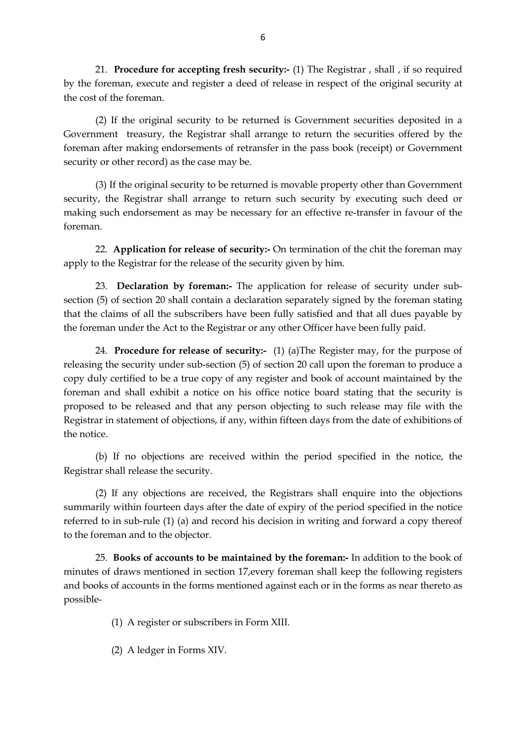21. **Procedure for accepting fresh security:-** (1) The Registrar , shall , if so required by the foreman, execute and register a deed of release in respect of the original security at the cost of the foreman.

(2) If the original security to be returned is Government securities deposited in a Government treasury, the Registrar shall arrange to return the securities offered by the foreman after making endorsements of retransfer in the pass book (receipt) or Government security or other record) as the case may be.

(3) If the original security to be returned is movable property other than Government security, the Registrar shall arrange to return such security by executing such deed or making such endorsement as may be necessary for an effective re-transfer in favour of the foreman.

22. **Application for release of security:-** On termination of the chit the foreman may apply to the Registrar for the release of the security given by him.

23. **Declaration by foreman:-** The application for release of security under sub-section (5) of section 20 shall contain a declaration separately signed by the foreman stating that the claims of all the subscribers have been fully satisfied and that all dues payable by the foreman under the Act to the Registrar or any other Officer have been fully paid.

24. **Procedure for release of security:-** (1) (a)The Register may, for the purpose of releasing the security under sub-section (5) of section 20 call upon the foreman to produce a copy duly certified to be a true copy of any register and book of account maintained by the foreman and shall exhibit a notice on his office notice board stating that the security is proposed to be released and that any person objecting to such release may file with the Registrar in statement of objections, if any, within fifteen days from the date of exhibitions of the notice.

(b) If no objections are received within the period specified in the notice, the Registrar shall release the security.

(2) If any objections are received, the Registrars shall enquire into the objections summarily within fourteen days after the date of expiry of the period specified in the notice referred to in sub-rule (1) (a) and record his decision in writing and forward a copy thereof to the foreman and to the objector.

25. **Books of accounts to be maintained by the foreman:-** In addition to the book of minutes of draws mentioned in section 17,every foreman shall keep the following registers and books of accounts in the forms mentioned against each or in the forms as near thereto as possible-

(1) A register or subscribers in Form XIII.

(2) A ledger in Forms XIV.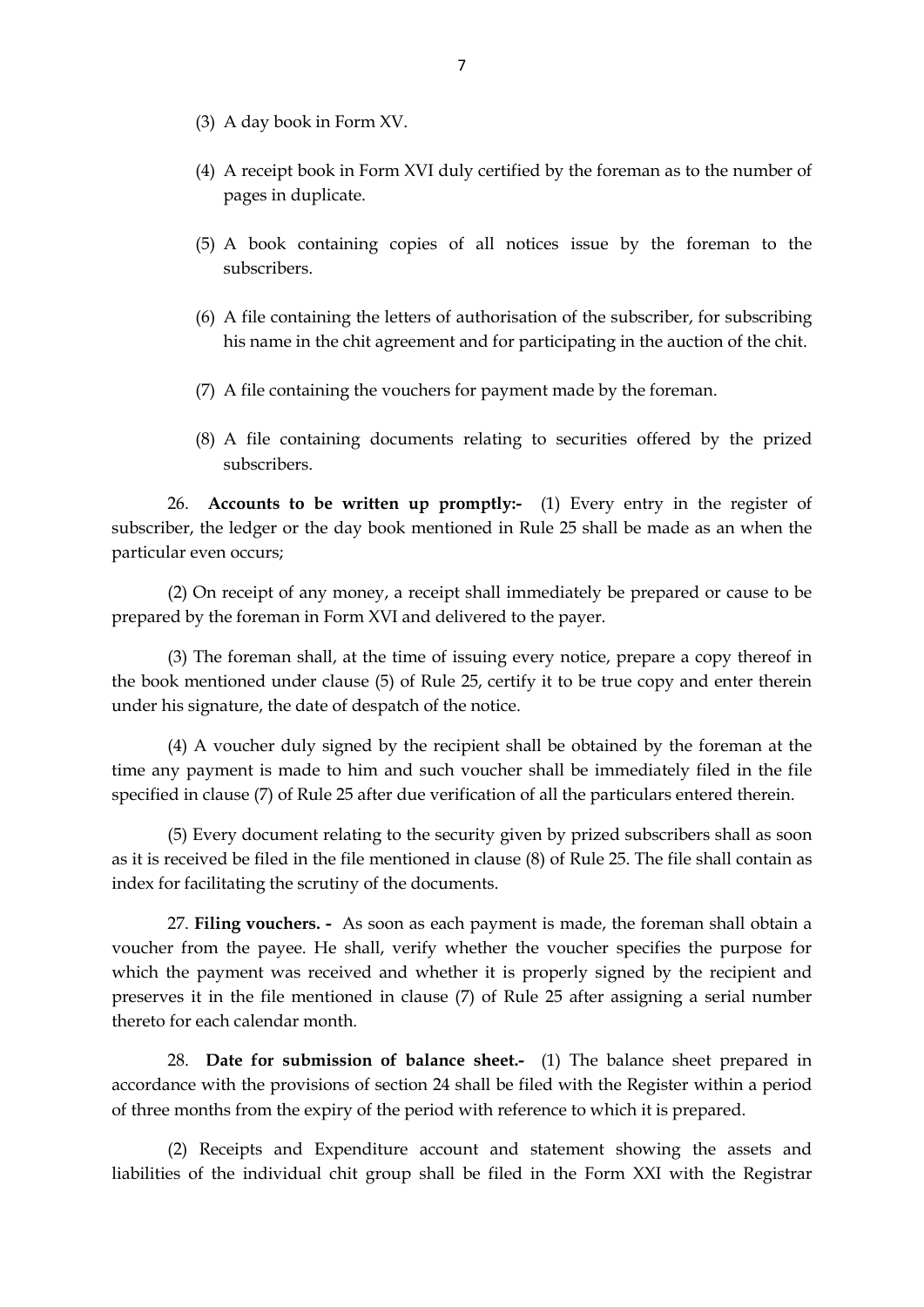(3) A day book in Form XV.

(4) A receipt book in Form XVI duly certified by the foreman as to the number of pages in duplicate.

(5) A book containing copies of all notices issue by the foreman to the subscribers.

(6) A file containing the letters of authorisation of the subscriber, for subscribing his name in the chit agreement and for participating in the auction of the chit.

(7) A file containing the vouchers for payment made by the foreman.

(8) A file containing documents relating to securities offered by the prized subscribers.

26. **Accounts to be written up promptly:-** (1) Every entry in the register of subscriber, the ledger or the day book mentioned in Rule 25 shall be made as an when the particular even occurs;

(2) On receipt of any money, a receipt shall immediately be prepared or cause to be prepared by the foreman in Form XVI and delivered to the payer.

(3) The foreman shall, at the time of issuing every notice, prepare a copy thereof in the book mentioned under clause (5) of Rule 25, certify it to be true copy and enter therein under his signature, the date of despatch of the notice.

(4) A voucher duly signed by the recipient shall be obtained by the foreman at the time any payment is made to him and such voucher shall be immediately filed in the file specified in clause (7) of Rule 25 after due verification of all the particulars entered therein.

(5) Every document relating to the security given by prized subscribers shall as soon as it is received be filed in the file mentioned in clause (8) of Rule 25. The file shall contain as index for facilitating the scrutiny of the documents.

27. **Filing vouchers. -** As soon as each payment is made, the foreman shall obtain a voucher from the payee. He shall, verify whether the voucher specifies the purpose for which the payment was received and whether it is properly signed by the recipient and preserves it in the file mentioned in clause (7) of Rule 25 after assigning a serial number thereto for each calendar month.

28. **Date for submission of balance sheet.-** (1) The balance sheet prepared in accordance with the provisions of section 24 shall be filed with the Register within a period of three months from the expiry of the period with reference to which it is prepared.

(2) Receipts and Expenditure account and statement showing the assets and liabilities of the individual chit group shall be filed in the Form XXI with the Registrar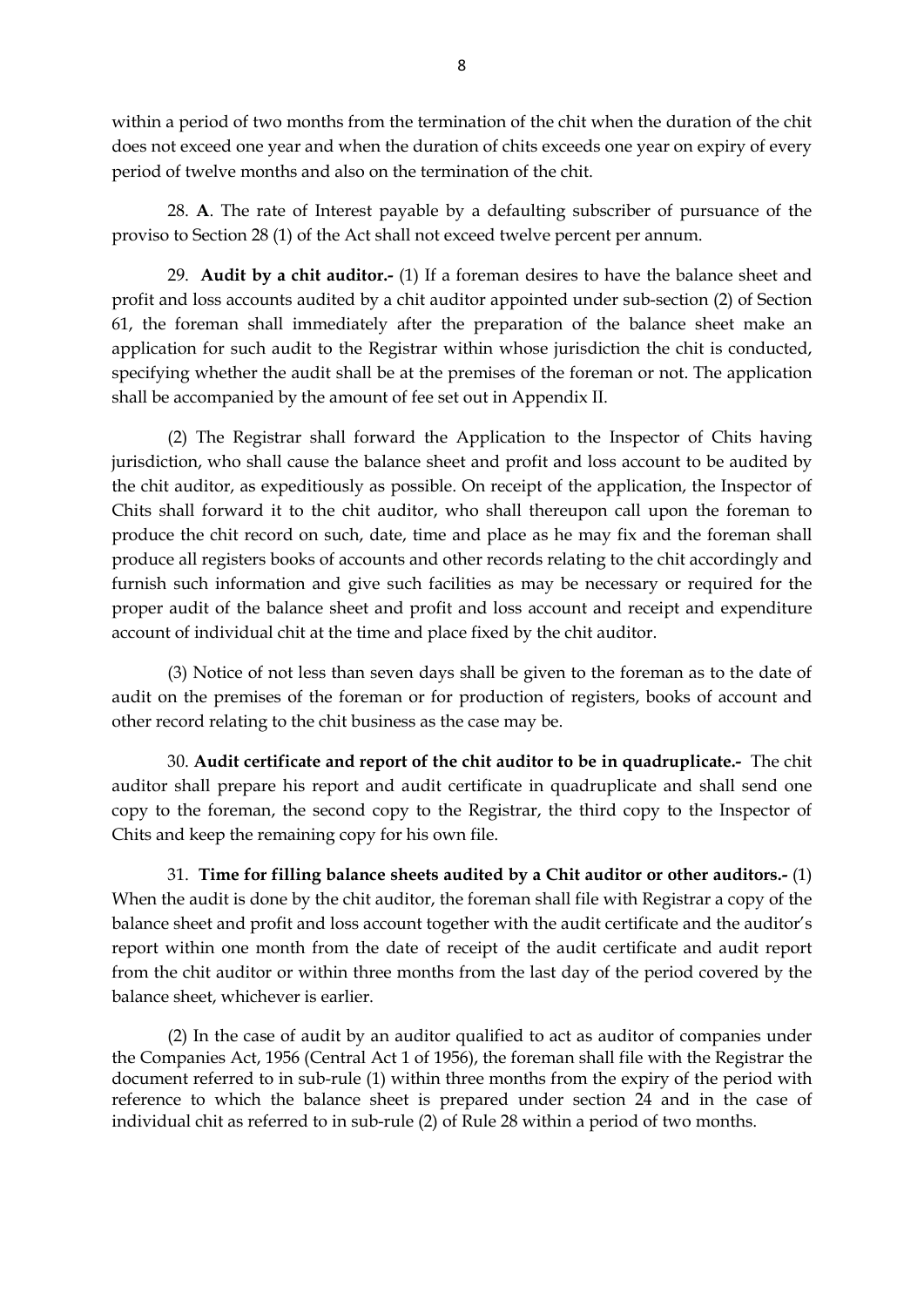within a period of two months from the termination of the chit when the duration of the chit does not exceed one year and when the duration of chits exceeds one year on expiry of every period of twelve months and also on the termination of the chit.

28. **A**. The rate of Interest payable by a defaulting subscriber of pursuance of the proviso to Section 28 (1) of the Act shall not exceed twelve percent per annum.

29. **Audit by a chit auditor.-** (1) If a foreman desires to have the balance sheet and profit and loss accounts audited by a chit auditor appointed under sub-section (2) of Section 61, the foreman shall immediately after the preparation of the balance sheet make an application for such audit to the Registrar within whose jurisdiction the chit is conducted, specifying whether the audit shall be at the premises of the foreman or not. The application shall be accompanied by the amount of fee set out in Appendix II.

(2) The Registrar shall forward the Application to the Inspector of Chits having jurisdiction, who shall cause the balance sheet and profit and loss account to be audited by the chit auditor, as expeditiously as possible. On receipt of the application, the Inspector of Chits shall forward it to the chit auditor, who shall thereupon call upon the foreman to produce the chit record on such, date, time and place as he may fix and the foreman shall produce all registers books of accounts and other records relating to the chit accordingly and furnish such information and give such facilities as may be necessary or required for the proper audit of the balance sheet and profit and loss account and receipt and expenditure account of individual chit at the time and place fixed by the chit auditor.

(3) Notice of not less than seven days shall be given to the foreman as to the date of audit on the premises of the foreman or for production of registers, books of account and other record relating to the chit business as the case may be.

30. **Audit certificate and report of the chit auditor to be in quadruplicate.-** The chit auditor shall prepare his report and audit certificate in quadruplicate and shall send one copy to the foreman, the second copy to the Registrar, the third copy to the Inspector of Chits and keep the remaining copy for his own file.

31. **Time for filling balance sheets audited by a Chit auditor or other auditors.-** (1) When the audit is done by the chit auditor, the foreman shall file with Registrar a copy of the balance sheet and profit and loss account together with the audit certificate and the auditor's report within one month from the date of receipt of the audit certificate and audit report from the chit auditor or within three months from the last day of the period covered by the balance sheet, whichever is earlier.

(2) In the case of audit by an auditor qualified to act as auditor of companies under the Companies Act, 1956 (Central Act 1 of 1956), the foreman shall file with the Registrar the document referred to in sub-rule (1) within three months from the expiry of the period with reference to which the balance sheet is prepared under section 24 and in the case of individual chit as referred to in sub-rule (2) of Rule 28 within a period of two months.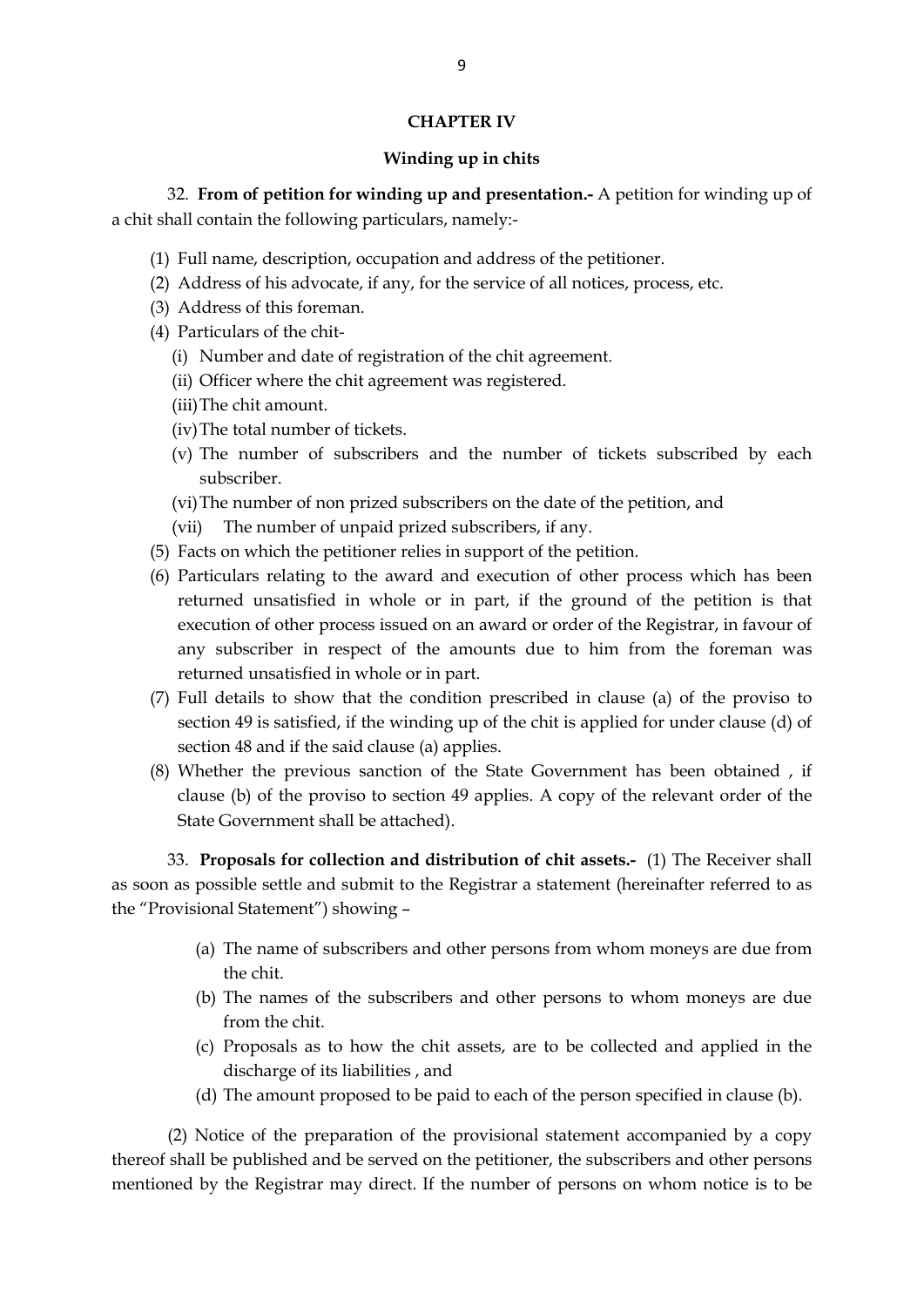## CHAPTER IV

### Winding up in chits

32. **From of petition for winding up and presentation.-** A petition for winding up of a chit shall contain the following particulars, namely:-

(1) Full name, description, occupation and address of the petitioner.
(2) Address of his advocate, if any, for the service of all notices, process, etc.
(3) Address of this foreman.
(4) Particulars of the chit-
   (i) Number and date of registration of the chit agreement.
   (ii) Officer where the chit agreement was registered.
   (iii) The chit amount.
   (iv) The total number of tickets.
   (v) The number of subscribers and the number of tickets subscribed by each subscriber.
   (vi) The number of non prized subscribers on the date of the petition, and
   (vii) The number of unpaid prized subscribers, if any.
(5) Facts on which the petitioner relies in support of the petition.
(6) Particulars relating to the award and execution of other process which has been returned unsatisfied in whole or in part, if the ground of the petition is that execution of other process issued on an award or order of the Registrar, in favour of any subscriber in respect of the amounts due to him from the foreman was returned unsatisfied in whole or in part.
(7) Full details to show that the condition prescribed in clause (a) of the proviso to section 49 is satisfied, if the winding up of the chit is applied for under clause (d) of section 48 and if the said clause (a) applies.
(8) Whether the previous sanction of the State Government has been obtained , if clause (b) of the proviso to section 49 applies. A copy of the relevant order of the State Government shall be attached).

33. **Proposals for collection and distribution of chit assets.-** (1) The Receiver shall as soon as possible settle and submit to the Registrar a statement (hereinafter referred to as the "Provisional Statement") showing –

(a) The name of subscribers and other persons from whom moneys are due from the chit.
(b) The names of the subscribers and other persons to whom moneys are due from the chit.
(c) Proposals as to how the chit assets, are to be collected and applied in the discharge of its liabilities , and
(d) The amount proposed to be paid to each of the person specified in clause (b).

(2) Notice of the preparation of the provisional statement accompanied by a copy thereof shall be published and be served on the petitioner, the subscribers and other persons mentioned by the Registrar may direct. If the number of persons on whom notice is to be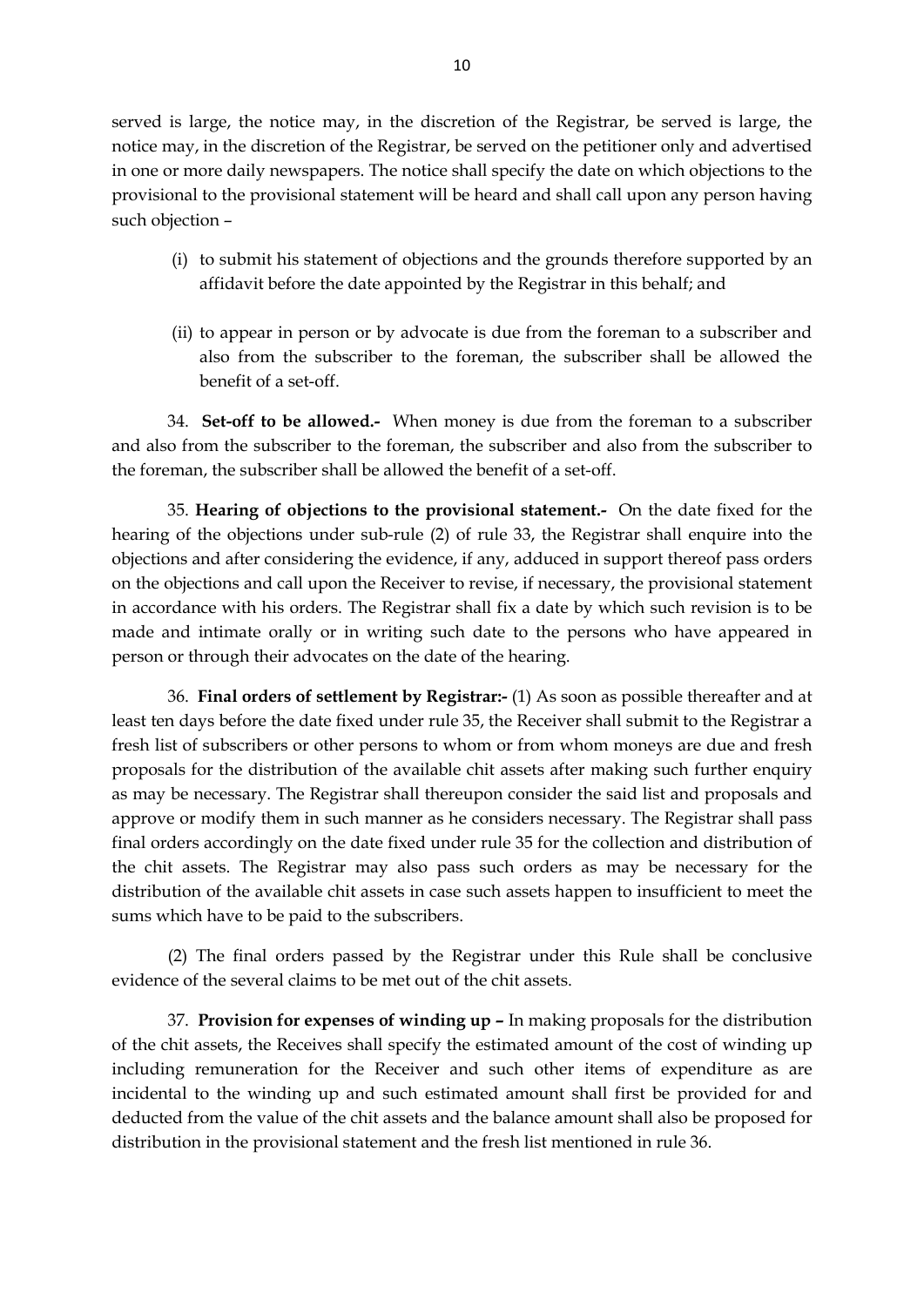served is large, the notice may, in the discretion of the Registrar, be served is large, the notice may, in the discretion of the Registrar, be served on the petitioner only and advertised in one or more daily newspapers. The notice shall specify the date on which objections to the provisional to the provisional statement will be heard and shall call upon any person having such objection –

(i) to submit his statement of objections and the grounds therefore supported by an affidavit before the date appointed by the Registrar in this behalf; and

(ii) to appear in person or by advocate is due from the foreman to a subscriber and also from the subscriber to the foreman, the subscriber shall be allowed the benefit of a set-off.

34. **Set-off to be allowed.-** When money is due from the foreman to a subscriber and also from the subscriber to the foreman, the subscriber and also from the subscriber to the foreman, the subscriber shall be allowed the benefit of a set-off.

35. **Hearing of objections to the provisional statement.-** On the date fixed for the hearing of the objections under sub-rule (2) of rule 33, the Registrar shall enquire into the objections and after considering the evidence, if any, adduced in support thereof pass orders on the objections and call upon the Receiver to revise, if necessary, the provisional statement in accordance with his orders. The Registrar shall fix a date by which such revision is to be made and intimate orally or in writing such date to the persons who have appeared in person or through their advocates on the date of the hearing.

36. **Final orders of settlement by Registrar:-** (1) As soon as possible thereafter and at least ten days before the date fixed under rule 35, the Receiver shall submit to the Registrar a fresh list of subscribers or other persons to whom or from whom moneys are due and fresh proposals for the distribution of the available chit assets after making such further enquiry as may be necessary. The Registrar shall thereupon consider the said list and proposals and approve or modify them in such manner as he considers necessary. The Registrar shall pass final orders accordingly on the date fixed under rule 35 for the collection and distribution of the chit assets. The Registrar may also pass such orders as may be necessary for the distribution of the available chit assets in case such assets happen to insufficient to meet the sums which have to be paid to the subscribers.

(2) The final orders passed by the Registrar under this Rule shall be conclusive evidence of the several claims to be met out of the chit assets.

37. **Provision for expenses of winding up –** In making proposals for the distribution of the chit assets, the Receives shall specify the estimated amount of the cost of winding up including remuneration for the Receiver and such other items of expenditure as are incidental to the winding up and such estimated amount shall first be provided for and deducted from the value of the chit assets and the balance amount shall also be proposed for distribution in the provisional statement and the fresh list mentioned in rule 36.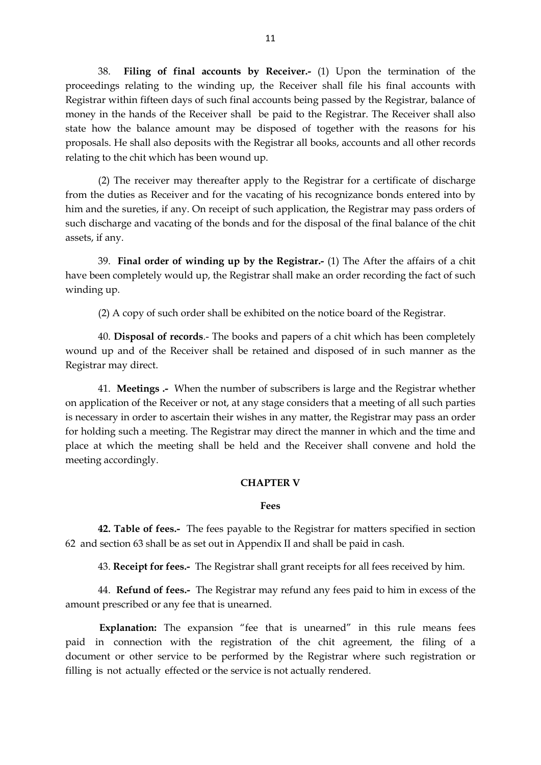38. **Filing of final accounts by Receiver.-** (1) Upon the termination of the proceedings relating to the winding up, the Receiver shall file his final accounts with Registrar within fifteen days of such final accounts being passed by the Registrar, balance of money in the hands of the Receiver shall be paid to the Registrar. The Receiver shall also state how the balance amount may be disposed of together with the reasons for his proposals. He shall also deposits with the Registrar all books, accounts and all other records relating to the chit which has been wound up.

(2) The receiver may thereafter apply to the Registrar for a certificate of discharge from the duties as Receiver and for the vacating of his recognizance bonds entered into by him and the sureties, if any. On receipt of such application, the Registrar may pass orders of such discharge and vacating of the bonds and for the disposal of the final balance of the chit assets, if any.

39. **Final order of winding up by the Registrar.-** (1) The After the affairs of a chit have been completely would up, the Registrar shall make an order recording the fact of such winding up.

(2) A copy of such order shall be exhibited on the notice board of the Registrar.

40. **Disposal of records**.- The books and papers of a chit which has been completely wound up and of the Receiver shall be retained and disposed of in such manner as the Registrar may direct.

41. **Meetings .-** When the number of subscribers is large and the Registrar whether on application of the Receiver or not, at any stage considers that a meeting of all such parties is necessary in order to ascertain their wishes in any matter, the Registrar may pass an order for holding such a meeting. The Registrar may direct the manner in which and the time and place at which the meeting shall be held and the Receiver shall convene and hold the meeting accordingly.

## CHAPTER V

### Fees

**42. Table of fees.-** The fees payable to the Registrar for matters specified in section 62 and section 63 shall be as set out in Appendix II and shall be paid in cash.

43. **Receipt for fees.-** The Registrar shall grant receipts for all fees received by him.

44. **Refund of fees.-** The Registrar may refund any fees paid to him in excess of the amount prescribed or any fee that is unearned.

**Explanation:** The expansion "fee that is unearned" in this rule means fees paid in connection with the registration of the chit agreement, the filing of a document or other service to be performed by the Registrar where such registration or filling is not actually effected or the service is not actually rendered.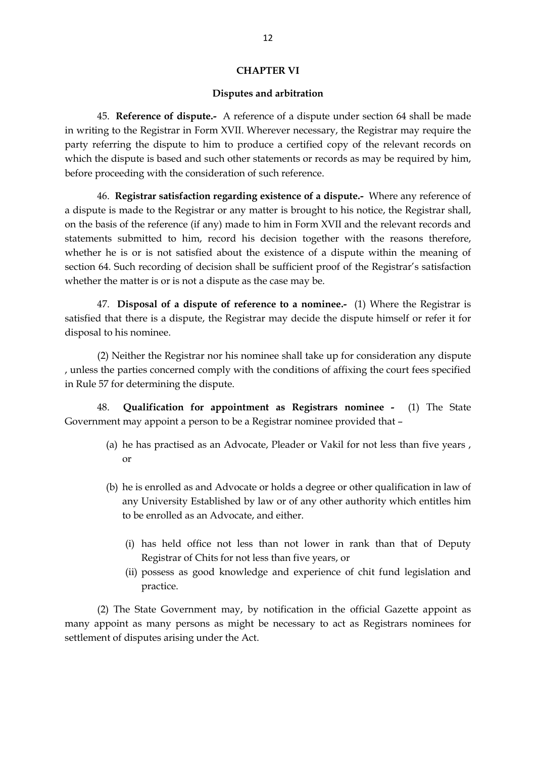## CHAPTER VI

### Disputes and arbitration

45. **Reference of dispute.-** A reference of a dispute under section 64 shall be made in writing to the Registrar in Form XVII. Wherever necessary, the Registrar may require the party referring the dispute to him to produce a certified copy of the relevant records on which the dispute is based and such other statements or records as may be required by him, before proceeding with the consideration of such reference.

46. **Registrar satisfaction regarding existence of a dispute.-** Where any reference of a dispute is made to the Registrar or any matter is brought to his notice, the Registrar shall, on the basis of the reference (if any) made to him in Form XVII and the relevant records and statements submitted to him, record his decision together with the reasons therefore, whether he is or is not satisfied about the existence of a dispute within the meaning of section 64. Such recording of decision shall be sufficient proof of the Registrar's satisfaction whether the matter is or is not a dispute as the case may be.

47. **Disposal of a dispute of reference to a nominee.-** (1) Where the Registrar is satisfied that there is a dispute, the Registrar may decide the dispute himself or refer it for disposal to his nominee.

(2) Neither the Registrar nor his nominee shall take up for consideration any dispute , unless the parties concerned comply with the conditions of affixing the court fees specified in Rule 57 for determining the dispute.

48. **Qualification for appointment as Registrars nominee -** (1) The State Government may appoint a person to be a Registrar nominee provided that –

(a) he has practised as an Advocate, Pleader or Vakil for not less than five years , or

(b) he is enrolled as and Advocate or holds a degree or other qualification in law of any University Established by law or of any other authority which entitles him to be enrolled as an Advocate, and either.

   (i) has held office not less than not lower in rank than that of Deputy Registrar of Chits for not less than five years, or
   
   (ii) possess as good knowledge and experience of chit fund legislation and practice.

(2) The State Government may, by notification in the official Gazette appoint as many appoint as many persons as might be necessary to act as Registrars nominees for settlement of disputes arising under the Act.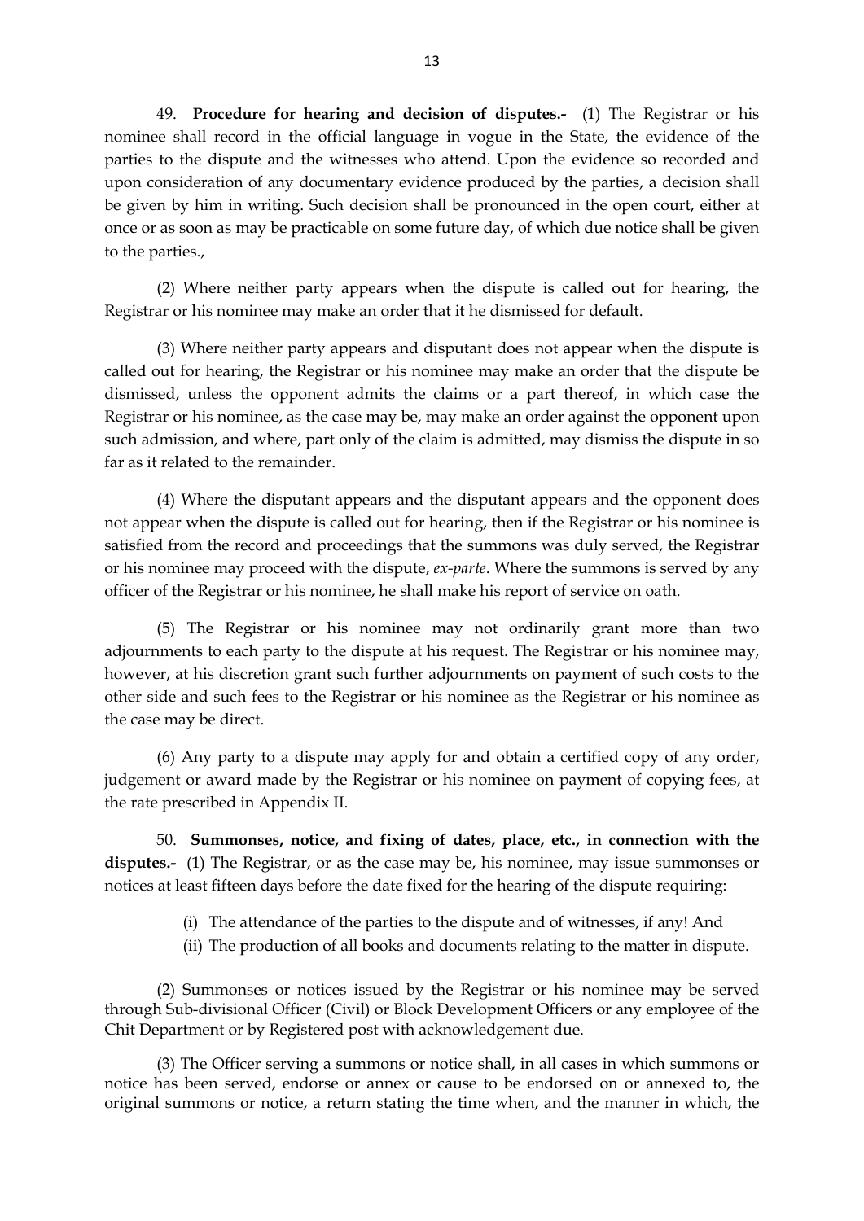49. **Procedure for hearing and decision of disputes.-** (1) The Registrar or his nominee shall record in the official language in vogue in the State, the evidence of the parties to the dispute and the witnesses who attend. Upon the evidence so recorded and upon consideration of any documentary evidence produced by the parties, a decision shall be given by him in writing. Such decision shall be pronounced in the open court, either at once or as soon as may be practicable on some future day, of which due notice shall be given to the parties.,

(2) Where neither party appears when the dispute is called out for hearing, the Registrar or his nominee may make an order that it he dismissed for default.

(3) Where neither party appears and disputant does not appear when the dispute is called out for hearing, the Registrar or his nominee may make an order that the dispute be dismissed, unless the opponent admits the claims or a part thereof, in which case the Registrar or his nominee, as the case may be, may make an order against the opponent upon such admission, and where, part only of the claim is admitted, may dismiss the dispute in so far as it related to the remainder.

(4) Where the disputant appears and the disputant appears and the opponent does not appear when the dispute is called out for hearing, then if the Registrar or his nominee is satisfied from the record and proceedings that the summons was duly served, the Registrar or his nominee may proceed with the dispute, *ex-parte*. Where the summons is served by any officer of the Registrar or his nominee, he shall make his report of service on oath.

(5) The Registrar or his nominee may not ordinarily grant more than two adjournments to each party to the dispute at his request. The Registrar or his nominee may, however, at his discretion grant such further adjournments on payment of such costs to the other side and such fees to the Registrar or his nominee as the Registrar or his nominee as the case may be direct.

(6) Any party to a dispute may apply for and obtain a certified copy of any order, judgement or award made by the Registrar or his nominee on payment of copying fees, at the rate prescribed in Appendix II.

50. **Summonses, notice, and fixing of dates, place, etc., in connection with the disputes.-** (1) The Registrar, or as the case may be, his nominee, may issue summonses or notices at least fifteen days before the date fixed for the hearing of the dispute requiring:

(i) The attendance of the parties to the dispute and of witnesses, if any! And
(ii) The production of all books and documents relating to the matter in dispute.

(2) Summonses or notices issued by the Registrar or his nominee may be served through Sub-divisional Officer (Civil) or Block Development Officers or any employee of the Chit Department or by Registered post with acknowledgement due.

(3) The Officer serving a summons or notice shall, in all cases in which summons or notice has been served, endorse or annex or cause to be endorsed on or annexed to, the original summons or notice, a return stating the time when, and the manner in which, the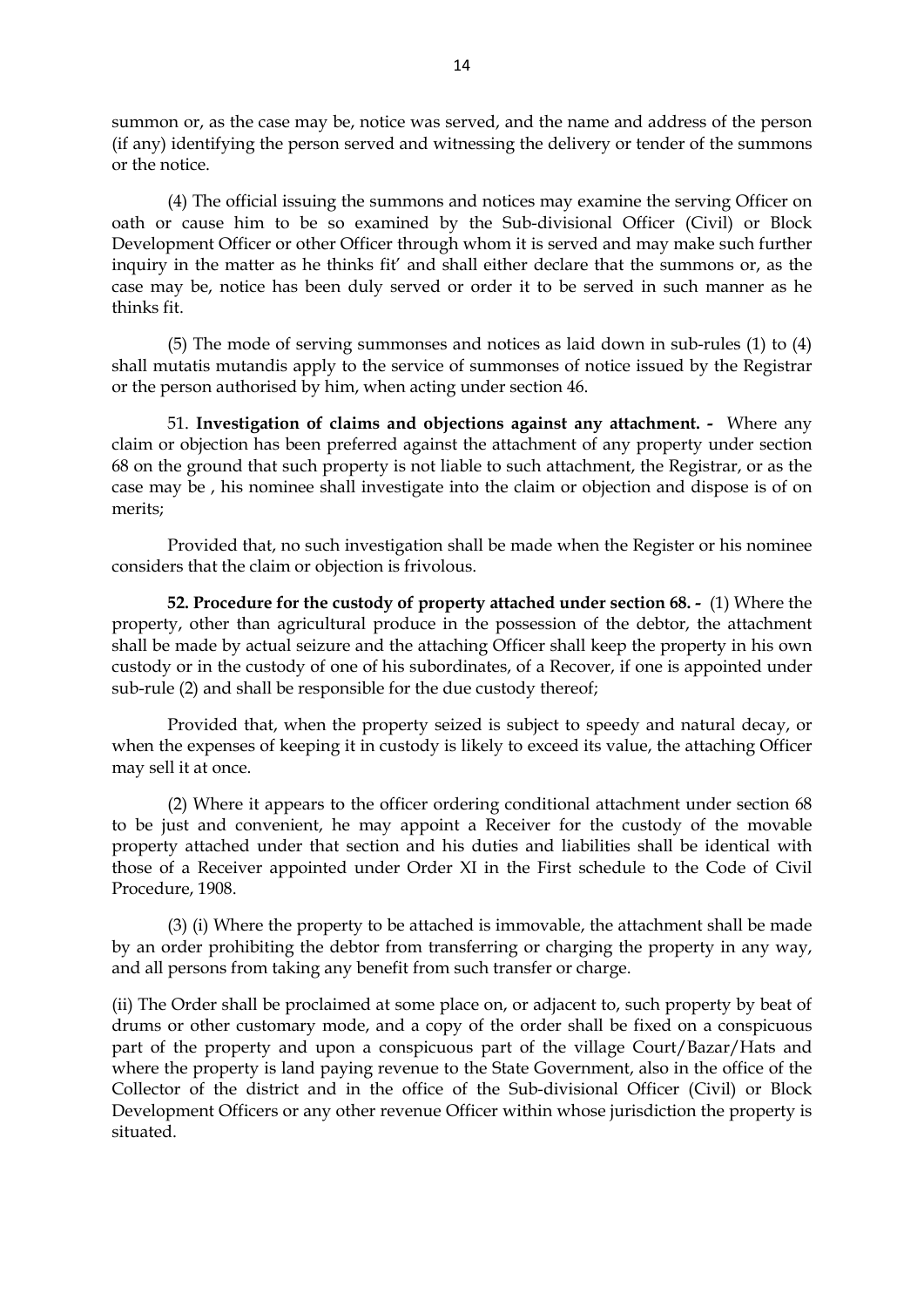summon or, as the case may be, notice was served, and the name and address of the person (if any) identifying the person served and witnessing the delivery or tender of the summons or the notice.

(4) The official issuing the summons and notices may examine the serving Officer on oath or cause him to be so examined by the Sub-divisional Officer (Civil) or Block Development Officer or other Officer through whom it is served and may make such further inquiry in the matter as he thinks fit' and shall either declare that the summons or, as the case may be, notice has been duly served or order it to be served in such manner as he thinks fit.

(5) The mode of serving summonses and notices as laid down in sub-rules (1) to (4) shall mutatis mutandis apply to the service of summonses of notice issued by the Registrar or the person authorised by him, when acting under section 46.

51. **Investigation of claims and objections against any attachment. -** Where any claim or objection has been preferred against the attachment of any property under section 68 on the ground that such property is not liable to such attachment, the Registrar, or as the case may be , his nominee shall investigate into the claim or objection and dispose is of on merits;

Provided that, no such investigation shall be made when the Register or his nominee considers that the claim or objection is frivolous.

**52. Procedure for the custody of property attached under section 68. -** (1) Where the property, other than agricultural produce in the possession of the debtor, the attachment shall be made by actual seizure and the attaching Officer shall keep the property in his own custody or in the custody of one of his subordinates, of a Recover, if one is appointed under sub-rule (2) and shall be responsible for the due custody thereof;

Provided that, when the property seized is subject to speedy and natural decay, or when the expenses of keeping it in custody is likely to exceed its value, the attaching Officer may sell it at once.

(2) Where it appears to the officer ordering conditional attachment under section 68 to be just and convenient, he may appoint a Receiver for the custody of the movable property attached under that section and his duties and liabilities shall be identical with those of a Receiver appointed under Order XI in the First schedule to the Code of Civil Procedure, 1908.

(3) (i) Where the property to be attached is immovable, the attachment shall be made by an order prohibiting the debtor from transferring or charging the property in any way, and all persons from taking any benefit from such transfer or charge.

(ii) The Order shall be proclaimed at some place on, or adjacent to, such property by beat of drums or other customary mode, and a copy of the order shall be fixed on a conspicuous part of the property and upon a conspicuous part of the village Court/Bazar/Hats and where the property is land paying revenue to the State Government, also in the office of the Collector of the district and in the office of the Sub-divisional Officer (Civil) or Block Development Officers or any other revenue Officer within whose jurisdiction the property is situated.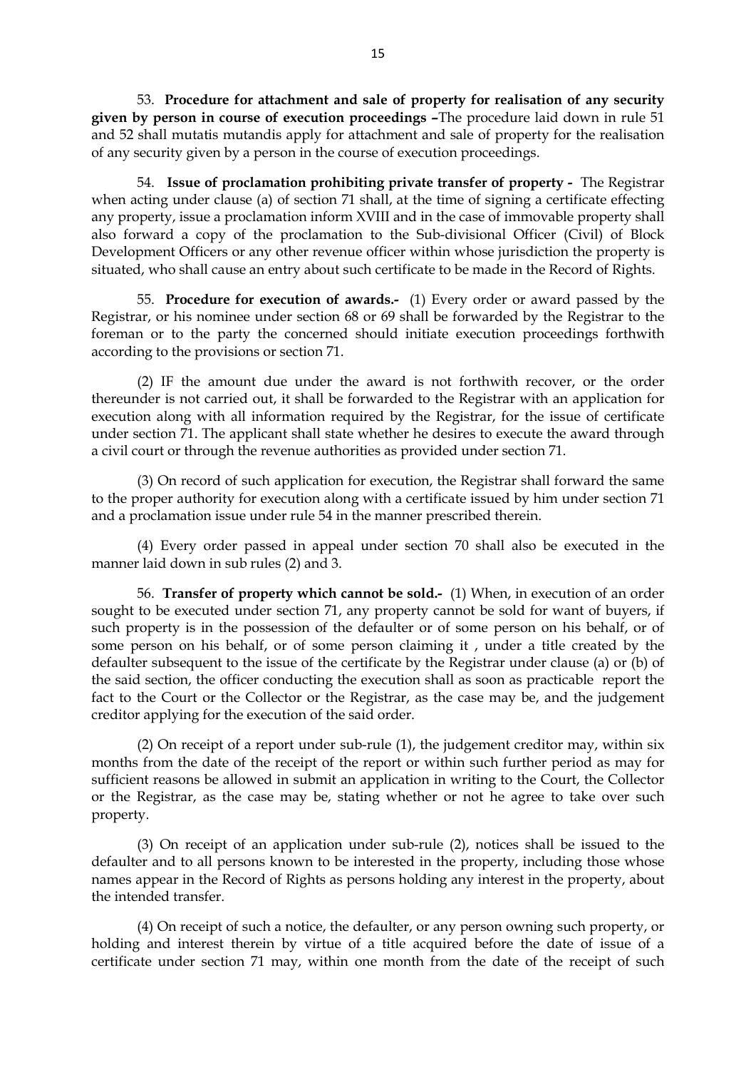53. **Procedure for attachment and sale of property for realisation of any security given by person in course of execution proceedings –**The procedure laid down in rule 51 and 52 shall mutatis mutandis apply for attachment and sale of property for the realisation of any security given by a person in the course of execution proceedings.

54. **Issue of proclamation prohibiting private transfer of property -** The Registrar when acting under clause (a) of section 71 shall, at the time of signing a certificate effecting any property, issue a proclamation inform XVIII and in the case of immovable property shall also forward a copy of the proclamation to the Sub-divisional Officer (Civil) of Block Development Officers or any other revenue officer within whose jurisdiction the property is situated, who shall cause an entry about such certificate to be made in the Record of Rights.

55. **Procedure for execution of awards.-** (1) Every order or award passed by the Registrar, or his nominee under section 68 or 69 shall be forwarded by the Registrar to the foreman or to the party the concerned should initiate execution proceedings forthwith according to the provisions or section 71.

(2) IF the amount due under the award is not forthwith recover, or the order thereunder is not carried out, it shall be forwarded to the Registrar with an application for execution along with all information required by the Registrar, for the issue of certificate under section 71. The applicant shall state whether he desires to execute the award through a civil court or through the revenue authorities as provided under section 71.

(3) On record of such application for execution, the Registrar shall forward the same to the proper authority for execution along with a certificate issued by him under section 71 and a proclamation issue under rule 54 in the manner prescribed therein.

(4) Every order passed in appeal under section 70 shall also be executed in the manner laid down in sub rules (2) and 3.

56. **Transfer of property which cannot be sold.-** (1) When, in execution of an order sought to be executed under section 71, any property cannot be sold for want of buyers, if such property is in the possession of the defaulter or of some person on his behalf, or of some person on his behalf, or of some person claiming it , under a title created by the defaulter subsequent to the issue of the certificate by the Registrar under clause (a) or (b) of the said section, the officer conducting the execution shall as soon as practicable report the fact to the Court or the Collector or the Registrar, as the case may be, and the judgement creditor applying for the execution of the said order.

(2) On receipt of a report under sub-rule (1), the judgement creditor may, within six months from the date of the receipt of the report or within such further period as may for sufficient reasons be allowed in submit an application in writing to the Court, the Collector or the Registrar, as the case may be, stating whether or not he agree to take over such property.

(3) On receipt of an application under sub-rule (2), notices shall be issued to the defaulter and to all persons known to be interested in the property, including those whose names appear in the Record of Rights as persons holding any interest in the property, about the intended transfer.

(4) On receipt of such a notice, the defaulter, or any person owning such property, or holding and interest therein by virtue of a title acquired before the date of issue of a certificate under section 71 may, within one month from the date of the receipt of such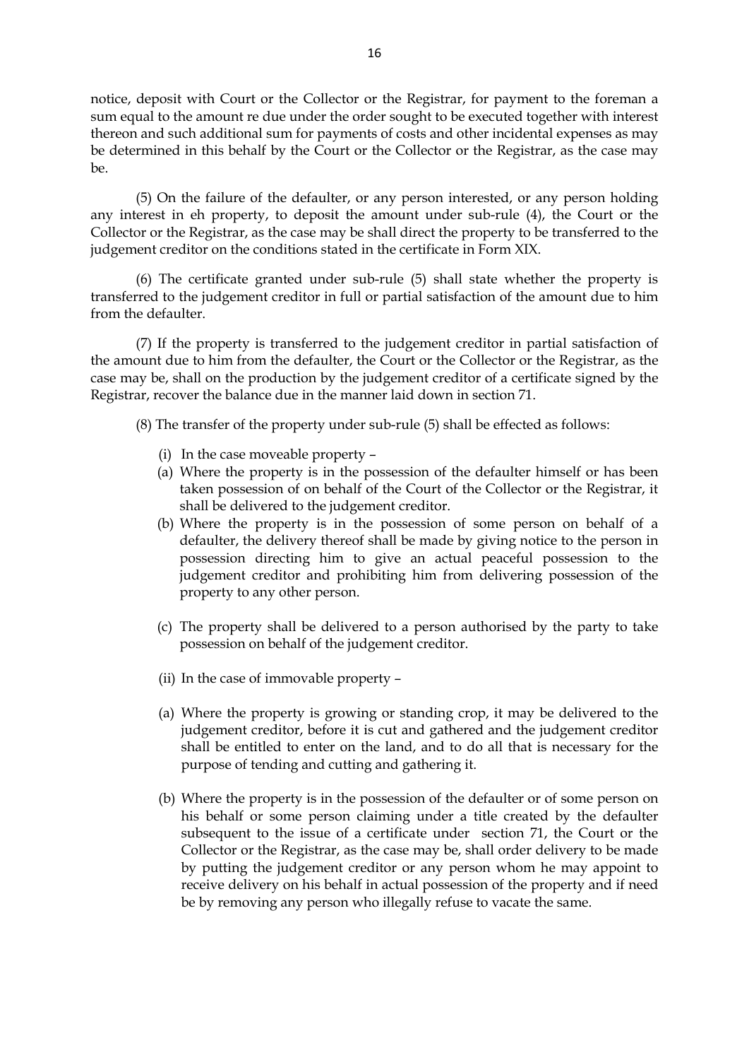notice, deposit with Court or the Collector or the Registrar, for payment to the foreman a sum equal to the amount re due under the order sought to be executed together with interest thereon and such additional sum for payments of costs and other incidental expenses as may be determined in this behalf by the Court or the Collector or the Registrar, as the case may be.

(5) On the failure of the defaulter, or any person interested, or any person holding any interest in eh property, to deposit the amount under sub-rule (4), the Court or the Collector or the Registrar, as the case may be shall direct the property to be transferred to the judgement creditor on the conditions stated in the certificate in Form XIX.

(6) The certificate granted under sub-rule (5) shall state whether the property is transferred to the judgement creditor in full or partial satisfaction of the amount due to him from the defaulter.

(7) If the property is transferred to the judgement creditor in partial satisfaction of the amount due to him from the defaulter, the Court or the Collector or the Registrar, as the case may be, shall on the production by the judgement creditor of a certificate signed by the Registrar, recover the balance due in the manner laid down in section 71.

(8) The transfer of the property under sub-rule (5) shall be effected as follows:

(i) In the case moveable property –

(a) Where the property is in the possession of the defaulter himself or has been taken possession of on behalf of the Court of the Collector or the Registrar, it shall be delivered to the judgement creditor.

(b) Where the property is in the possession of some person on behalf of a defaulter, the delivery thereof shall be made by giving notice to the person in possession directing him to give an actual peaceful possession to the judgement creditor and prohibiting him from delivering possession of the property to any other person.

(c) The property shall be delivered to a person authorised by the party to take possession on behalf of the judgement creditor.

(ii) In the case of immovable property –

(a) Where the property is growing or standing crop, it may be delivered to the judgement creditor, before it is cut and gathered and the judgement creditor shall be entitled to enter on the land, and to do all that is necessary for the purpose of tending and cutting and gathering it.

(b) Where the property is in the possession of the defaulter or of some person on his behalf or some person claiming under a title created by the defaulter subsequent to the issue of a certificate under section 71, the Court or the Collector or the Registrar, as the case may be, shall order delivery to be made by putting the judgement creditor or any person whom he may appoint to receive delivery on his behalf in actual possession of the property and if need be by removing any person who illegally refuse to vacate the same.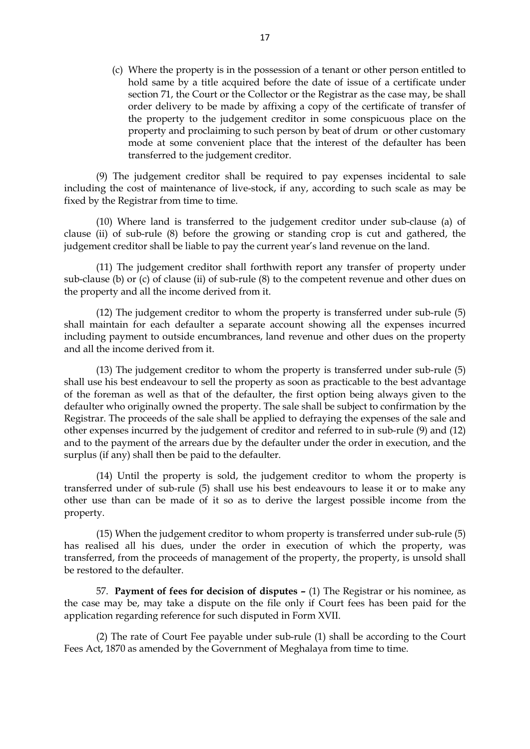(c) Where the property is in the possession of a tenant or other person entitled to hold same by a title acquired before the date of issue of a certificate under section 71, the Court or the Collector or the Registrar as the case may, be shall order delivery to be made by affixing a copy of the certificate of transfer of the property to the judgement creditor in some conspicuous place on the property and proclaiming to such person by beat of drum or other customary mode at some convenient place that the interest of the defaulter has been transferred to the judgement creditor.

(9) The judgement creditor shall be required to pay expenses incidental to sale including the cost of maintenance of live-stock, if any, according to such scale as may be fixed by the Registrar from time to time.

(10) Where land is transferred to the judgement creditor under sub-clause (a) of clause (ii) of sub-rule (8) before the growing or standing crop is cut and gathered, the judgement creditor shall be liable to pay the current year's land revenue on the land.

(11) The judgement creditor shall forthwith report any transfer of property under sub-clause (b) or (c) of clause (ii) of sub-rule (8) to the competent revenue and other dues on the property and all the income derived from it.

(12) The judgement creditor to whom the property is transferred under sub-rule (5) shall maintain for each defaulter a separate account showing all the expenses incurred including payment to outside encumbrances, land revenue and other dues on the property and all the income derived from it.

(13) The judgement creditor to whom the property is transferred under sub-rule (5) shall use his best endeavour to sell the property as soon as practicable to the best advantage of the foreman as well as that of the defaulter, the first option being always given to the defaulter who originally owned the property. The sale shall be subject to confirmation by the Registrar. The proceeds of the sale shall be applied to defraying the expenses of the sale and other expenses incurred by the judgement of creditor and referred to in sub-rule (9) and (12) and to the payment of the arrears due by the defaulter under the order in execution, and the surplus (if any) shall then be paid to the defaulter.

(14) Until the property is sold, the judgement creditor to whom the property is transferred under of sub-rule (5) shall use his best endeavours to lease it or to make any other use than can be made of it so as to derive the largest possible income from the property.

(15) When the judgement creditor to whom property is transferred under sub-rule (5) has realised all his dues, under the order in execution of which the property, was transferred, from the proceeds of management of the property, the property, is unsold shall be restored to the defaulter.

57. **Payment of fees for decision of disputes –** (1) The Registrar or his nominee, as the case may be, may take a dispute on the file only if Court fees has been paid for the application regarding reference for such disputed in Form XVII.

(2) The rate of Court Fee payable under sub-rule (1) shall be according to the Court Fees Act, 1870 as amended by the Government of Meghalaya from time to time.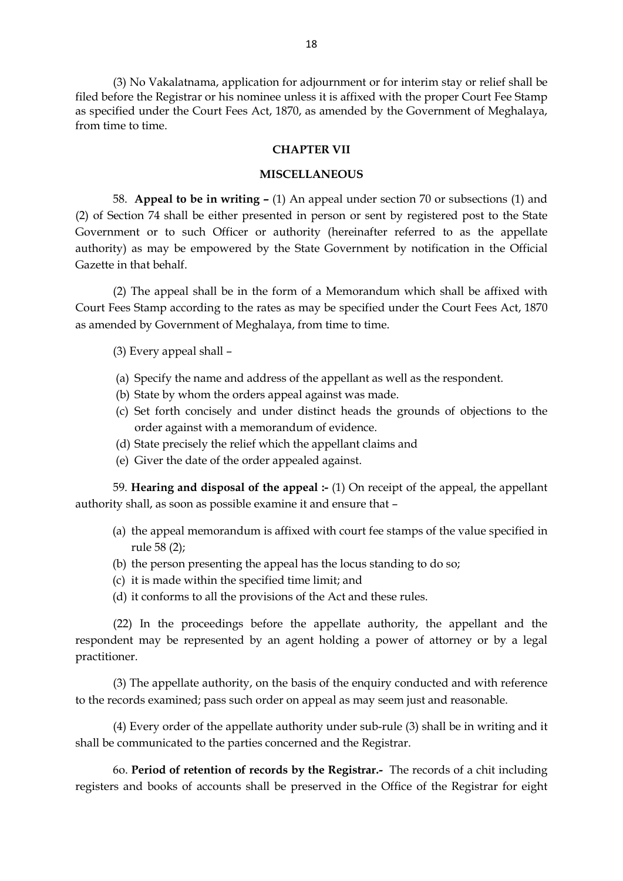(3) No Vakalatnama, application for adjournment or for interim stay or relief shall be filed before the Registrar or his nominee unless it is affixed with the proper Court Fee Stamp as specified under the Court Fees Act, 1870, as amended by the Government of Meghalaya, from time to time.

## CHAPTER VII

## MISCELLANEOUS

58. **Appeal to be in writing –** (1) An appeal under section 70 or subsections (1) and (2) of Section 74 shall be either presented in person or sent by registered post to the State Government or to such Officer or authority (hereinafter referred to as the appellate authority) as may be empowered by the State Government by notification in the Official Gazette in that behalf.

(2) The appeal shall be in the form of a Memorandum which shall be affixed with Court Fees Stamp according to the rates as may be specified under the Court Fees Act, 1870 as amended by Government of Meghalaya, from time to time.

(3) Every appeal shall –

(a) Specify the name and address of the appellant as well as the respondent.
(b) State by whom the orders appeal against was made.
(c) Set forth concisely and under distinct heads the grounds of objections to the order against with a memorandum of evidence.
(d) State precisely the relief which the appellant claims and
(e) Giver the date of the order appealed against.

59. **Hearing and disposal of the appeal :-** (1) On receipt of the appeal, the appellant authority shall, as soon as possible examine it and ensure that –

(a) the appeal memorandum is affixed with court fee stamps of the value specified in rule 58 (2);
(b) the person presenting the appeal has the locus standing to do so;
(c) it is made within the specified time limit; and
(d) it conforms to all the provisions of the Act and these rules.

(22) In the proceedings before the appellate authority, the appellant and the respondent may be represented by an agent holding a power of attorney or by a legal practitioner.

(3) The appellate authority, on the basis of the enquiry conducted and with reference to the records examined; pass such order on appeal as may seem just and reasonable.

(4) Every order of the appellate authority under sub-rule (3) shall be in writing and it shall be communicated to the parties concerned and the Registrar.

6o. **Period of retention of records by the Registrar.-** The records of a chit including registers and books of accounts shall be preserved in the Office of the Registrar for eight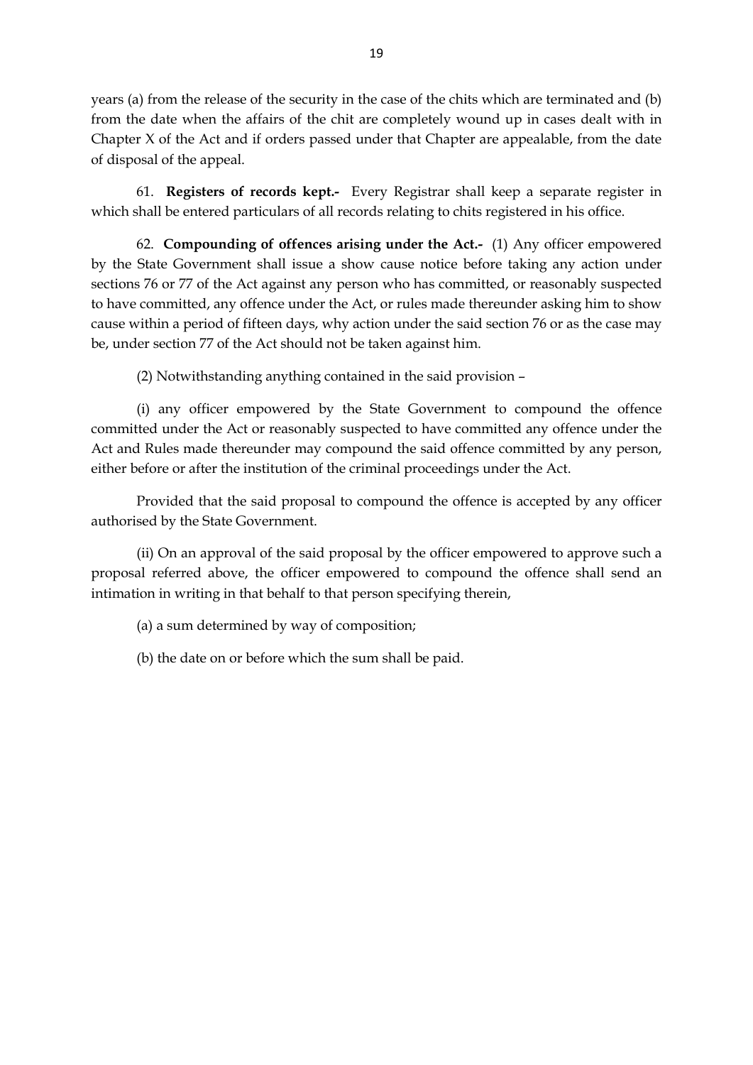years (a) from the release of the security in the case of the chits which are terminated and (b) from the date when the affairs of the chit are completely wound up in cases dealt with in Chapter X of the Act and if orders passed under that Chapter are appealable, from the date of disposal of the appeal.

61. **Registers of records kept.-** Every Registrar shall keep a separate register in which shall be entered particulars of all records relating to chits registered in his office.

62. **Compounding of offences arising under the Act.-** (1) Any officer empowered by the State Government shall issue a show cause notice before taking any action under sections 76 or 77 of the Act against any person who has committed, or reasonably suspected to have committed, any offence under the Act, or rules made thereunder asking him to show cause within a period of fifteen days, why action under the said section 76 or as the case may be, under section 77 of the Act should not be taken against him.

(2) Notwithstanding anything contained in the said provision –

(i) any officer empowered by the State Government to compound the offence committed under the Act or reasonably suspected to have committed any offence under the Act and Rules made thereunder may compound the said offence committed by any person, either before or after the institution of the criminal proceedings under the Act.

Provided that the said proposal to compound the offence is accepted by any officer authorised by the State Government.

(ii) On an approval of the said proposal by the officer empowered to approve such a proposal referred above, the officer empowered to compound the offence shall send an intimation in writing in that behalf to that person specifying therein,

(a) a sum determined by way of composition;

(b) the date on or before which the sum shall be paid.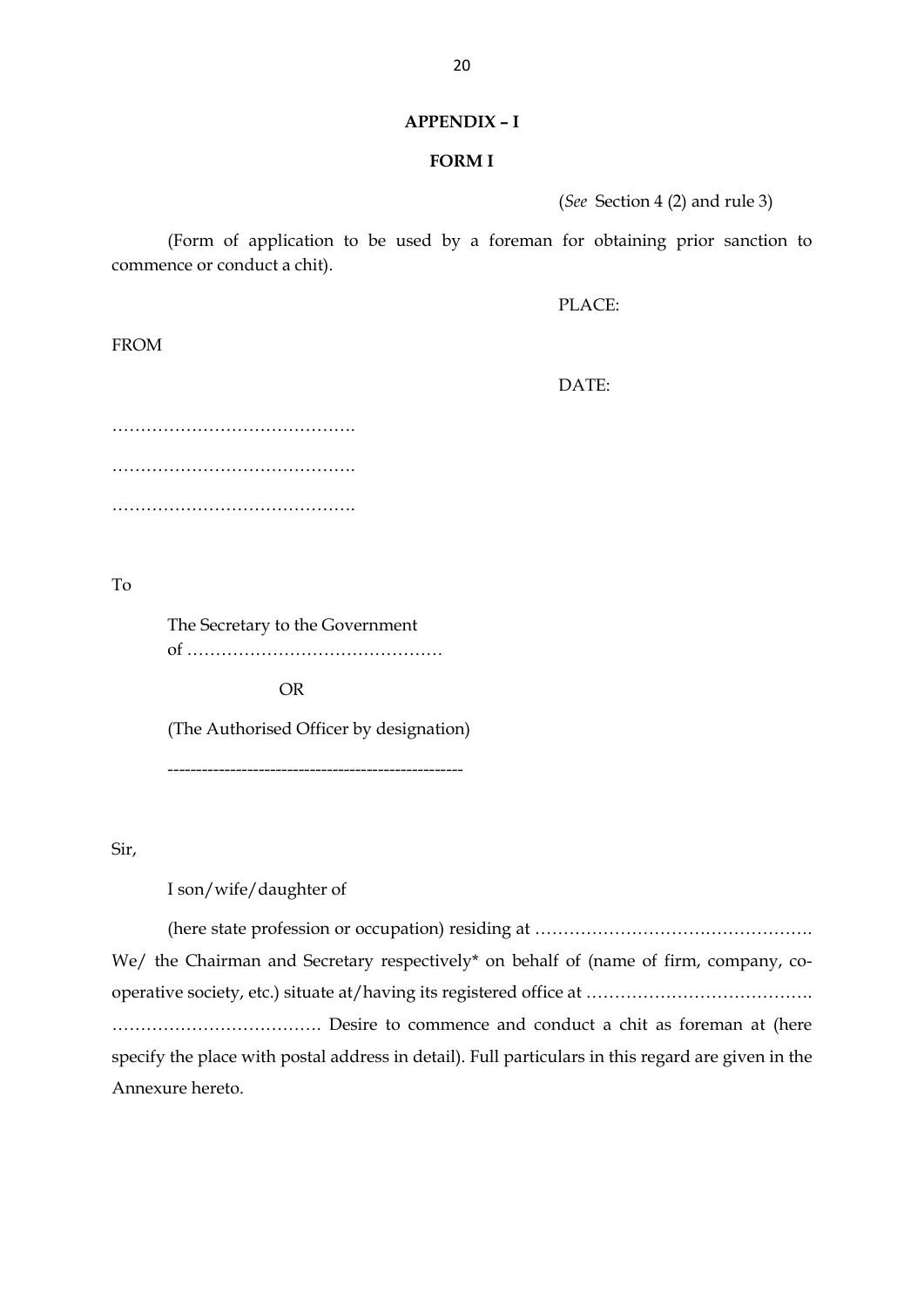**APPENDIX – I**

**FORM I**

(*See* Section 4 (2) and rule 3)

(Form of application to be used by a foreman for obtaining prior sanction to commence or conduct a chit).

PLACE:

FROM

DATE:

…………………………………….

…………………………………….

…………………………………….

To

The Secretary to the Government of ………………………………………

OR

(The Authorised Officer by designation)

----------------------------------------------------

Sir,

I son/wife/daughter of

(here state profession or occupation) residing at …………………………………………. We/ the Chairman and Secretary respectively* on behalf of (name of firm, company, co-operative society, etc.) situate at/having its registered office at …………………………………. ………………………………. Desire to commence and conduct a chit as foreman at (here specify the place with postal address in detail). Full particulars in this regard are given in the Annexure hereto.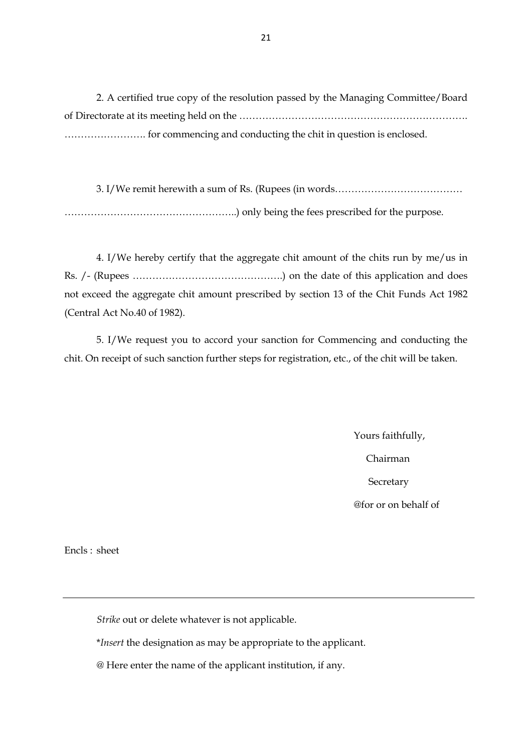2. A certified true copy of the resolution passed by the Managing Committee/Board of Directorate at its meeting held on the …………………………………………………………… ……………………. for commencing and conducting the chit in question is enclosed.

3. I/We remit herewith a sum of Rs. (Rupees (in words………………………………… ……………………………………………..) only being the fees prescribed for the purpose.

4. I/We hereby certify that the aggregate chit amount of the chits run by me/us in Rs. /- (Rupees ……………………………………….) on the date of this application and does not exceed the aggregate chit amount prescribed by section 13 of the Chit Funds Act 1982 (Central Act No.40 of 1982).

5. I/We request you to accord your sanction for Commencing and conducting the chit. On receipt of such sanction further steps for registration, etc., of the chit will be taken.

Yours faithfully,

Chairman

Secretary

@for or on behalf of

Encls : sheet

---

*Strike* out or delete whatever is not applicable.

*​*Insert* the designation as may be appropriate to the applicant.

@ Here enter the name of the applicant institution, if any.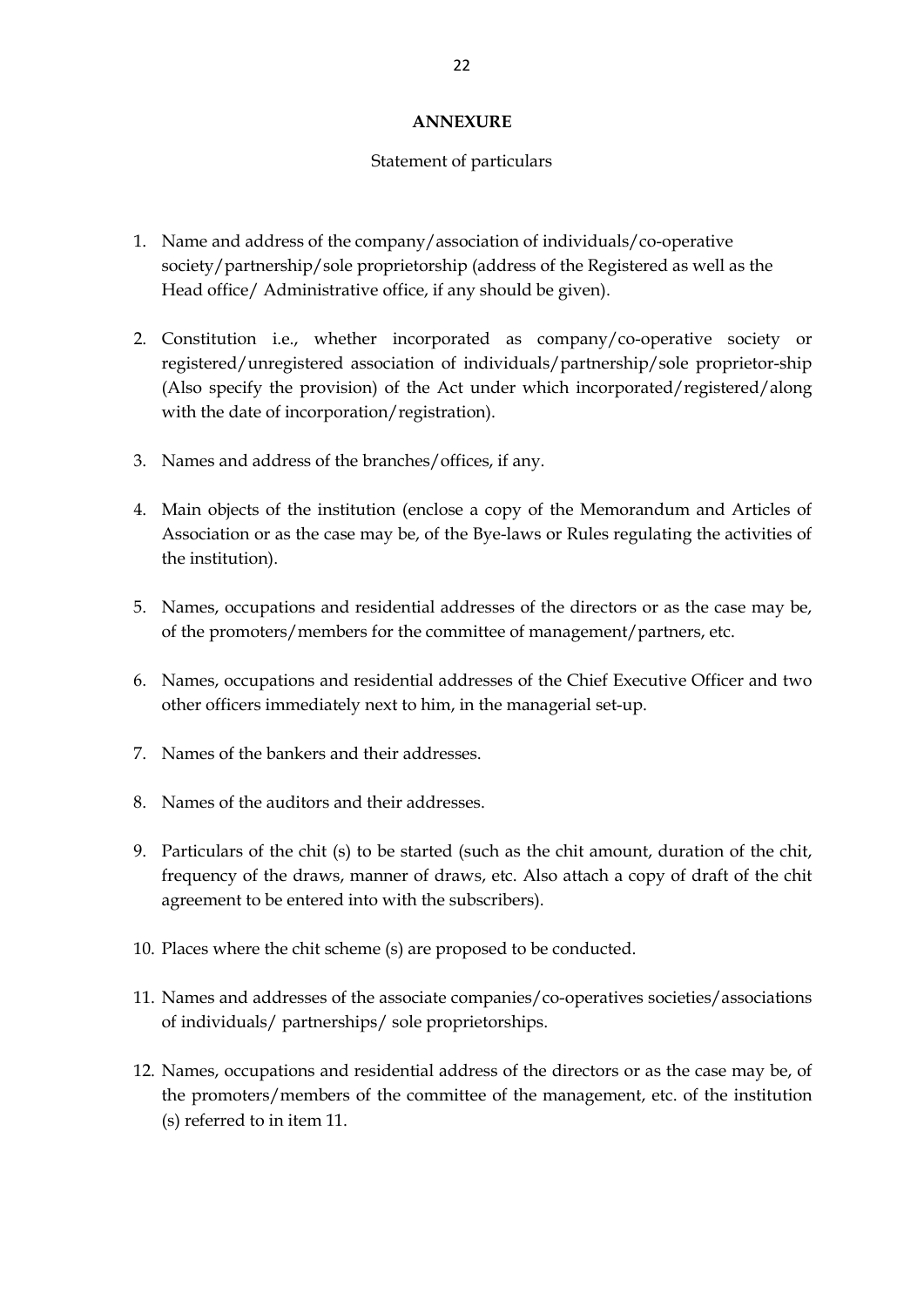## ANNEXURE

Statement of particulars

1. Name and address of the company/association of individuals/co-operative society/partnership/sole proprietorship (address of the Registered as well as the Head office/ Administrative office, if any should be given).
2. Constitution i.e., whether incorporated as company/co-operative society or registered/unregistered association of individuals/partnership/sole proprietor-ship (Also specify the provision) of the Act under which incorporated/registered/along with the date of incorporation/registration).
3. Names and address of the branches/offices, if any.
4. Main objects of the institution (enclose a copy of the Memorandum and Articles of Association or as the case may be, of the Bye-laws or Rules regulating the activities of the institution).
5. Names, occupations and residential addresses of the directors or as the case may be, of the promoters/members for the committee of management/partners, etc.
6. Names, occupations and residential addresses of the Chief Executive Officer and two other officers immediately next to him, in the managerial set-up.
7. Names of the bankers and their addresses.
8. Names of the auditors and their addresses.
9. Particulars of the chit (s) to be started (such as the chit amount, duration of the chit, frequency of the draws, manner of draws, etc. Also attach a copy of draft of the chit agreement to be entered into with the subscribers).
10. Places where the chit scheme (s) are proposed to be conducted.
11. Names and addresses of the associate companies/co-operatives societies/associations of individuals/ partnerships/ sole proprietorships.
12. Names, occupations and residential address of the directors or as the case may be, of the promoters/members of the committee of the management, etc. of the institution (s) referred to in item 11.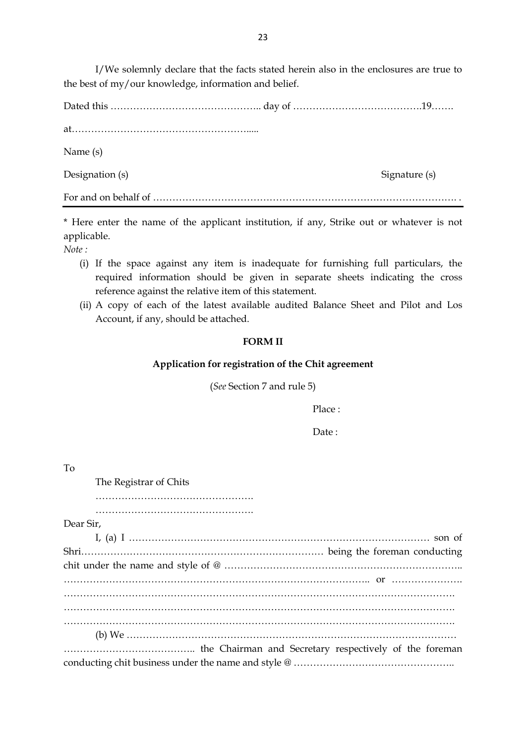I/We solemnly declare that the facts stated herein also in the enclosures are true to the best of my/our knowledge, information and belief.

Dated this ……………………………………….. day of ………………………………….19…….

at……………………………………………….....

Name (s)

Designation (s) Signature (s)

For and on behalf of …………………………………………………………………………………. .

---

* Here enter the name of the applicant institution, if any, Strike out or whatever is not applicable.

*Note :*

(i) If the space against any item is inadequate for furnishing full particulars, the required information should be given in separate sheets indicating the cross reference against the relative item of this statement.

(ii) A copy of each of the latest available audited Balance Sheet and Pilot and Los Account, if any, should be attached.

## FORM II

### Application for registration of the Chit agreement

(*See* Section 7 and rule 5)

Place :

Date :

To

The Registrar of Chits

………………………………………….

………………………………………….

Dear Sir,

I, (a) I ………………………………………………………………………………… son of Shri……………………………………………………………… being the foreman conducting chit under the name and style of @ …………………………………………………………….. …………………………………………………………………………….. or …………………. ……………………………………………………………………………………………………. ……………………………………………………………………………………………………. …………………………………………………………………………………………………….

(b) We ………………………………………………………………………………………… ………………………………….. the Chairman and Secretary respectively of the foreman conducting chit business under the name and style @ …………………………………………..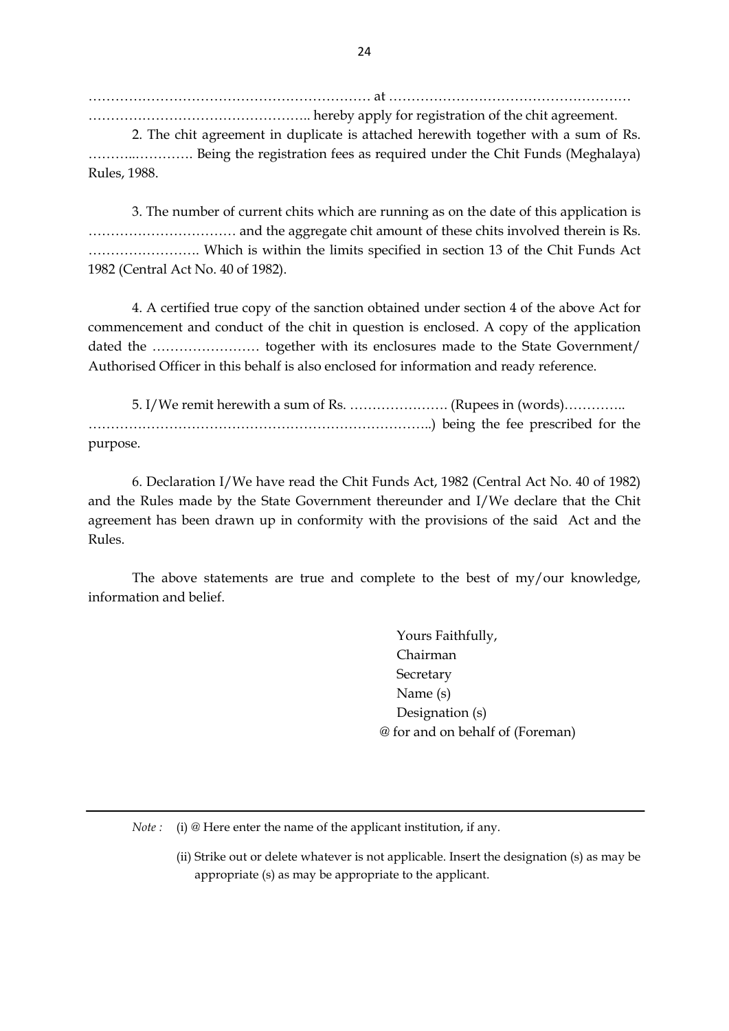……………………………………………………… at ………………………………………………
………………………………………….. hereby apply for registration of the chit agreement.

2. The chit agreement in duplicate is attached herewith together with a sum of Rs. ………..…………. Being the registration fees as required under the Chit Funds (Meghalaya) Rules, 1988.

3. The number of current chits which are running as on the date of this application is …………………………… and the aggregate chit amount of these chits involved therein is Rs. ……………………. Which is within the limits specified in section 13 of the Chit Funds Act 1982 (Central Act No. 40 of 1982).

4. A certified true copy of the sanction obtained under section 4 of the above Act for commencement and conduct of the chit in question is enclosed. A copy of the application dated the …………………… together with its enclosures made to the State Government/ Authorised Officer in this behalf is also enclosed for information and ready reference.

5. I/We remit herewith a sum of Rs. …………………. (Rupees in (words)…………..
………………………………………………………………..) being the fee prescribed for the purpose.

6. Declaration I/We have read the Chit Funds Act, 1982 (Central Act No. 40 of 1982) and the Rules made by the State Government thereunder and I/We declare that the Chit agreement has been drawn up in conformity with the provisions of the said Act and the Rules.

The above statements are true and complete to the best of my/our knowledge, information and belief.

Yours Faithfully,
Chairman
Secretary
Name (s)
Designation (s)
@ for and on behalf of (Foreman)

---

*Note :* (i) @ Here enter the name of the applicant institution, if any.

(ii) Strike out or delete whatever is not applicable. Insert the designation (s) as may be appropriate (s) as may be appropriate to the applicant.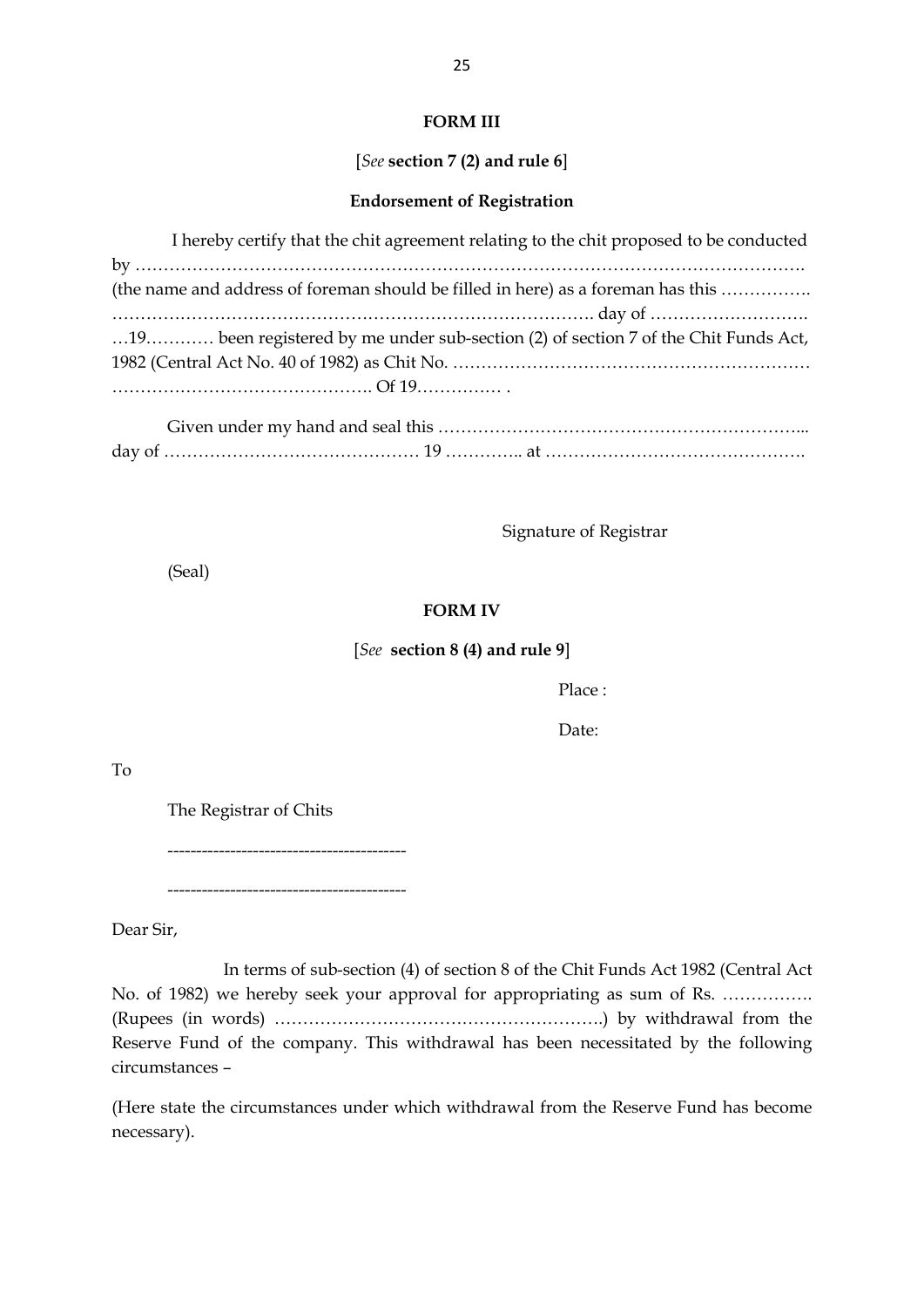## FORM III

[*See* **section 7 (2) and rule 6**]

**Endorsement of Registration**

I hereby certify that the chit agreement relating to the chit proposed to be conducted by ………………………………………………………………………………………………………. (the name and address of foreman should be filled in here) as a foreman has this ……………. ………………………………………………………………………… day of ………………………. …19………… been registered by me under sub-section (2) of section 7 of the Chit Funds Act, 1982 (Central Act No. 40 of 1982) as Chit No. ……………………………………………………… ………………………………………. Of 19…………… .

Given under my hand and seal this ………………………………………………………... day of ……………………………………… 19 ………….. at ……………………………………….

Signature of Registrar

(Seal)

## FORM IV

[*See* **section 8 (4) and rule 9**]

Place :

Date:

To

The Registrar of Chits

-----------------------------------------

-----------------------------------------

Dear Sir,

In terms of sub-section (4) of section 8 of the Chit Funds Act 1982 (Central Act No. of 1982) we hereby seek your approval for appropriating as sum of Rs. ……………. (Rupees (in words) ………………………………………………….) by withdrawal from the Reserve Fund of the company. This withdrawal has been necessitated by the following circumstances –

(Here state the circumstances under which withdrawal from the Reserve Fund has become necessary).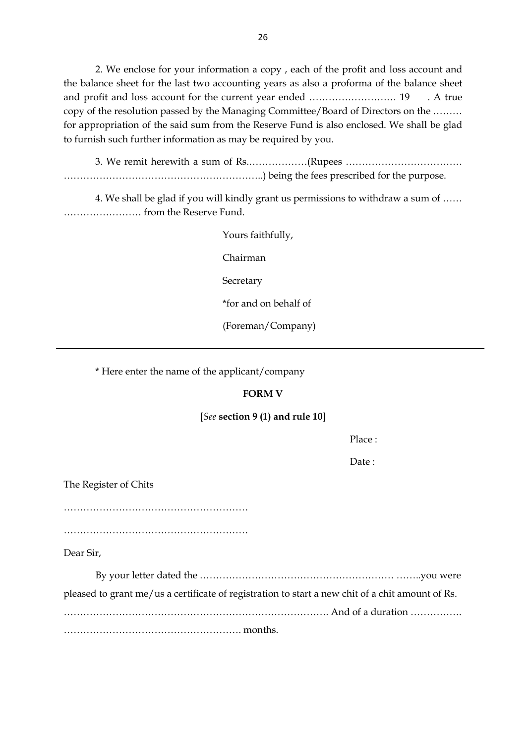2. We enclose for your information a copy , each of the profit and loss account and the balance sheet for the last two accounting years as also a proforma of the balance sheet and profit and loss account for the current year ended ……………………… 19 . A true copy of the resolution passed by the Managing Committee/Board of Directors on the ……… for appropriation of the said sum from the Reserve Fund is also enclosed. We shall be glad to furnish such further information as may be required by you.

3. We remit herewith a sum of Rs.………………(Rupees ……………………………… ……………………………………………………..) being the fees prescribed for the purpose.

4. We shall be glad if you will kindly grant us permissions to withdraw a sum of …… …………………… from the Reserve Fund.

Yours faithfully,

Chairman

Secretary

*for and on behalf of

(Foreman/Company)

---

* Here enter the name of the applicant/company

**FORM V**

[*See* **section 9 (1) and rule 10**]

Place :

Date :

The Register of Chits

…………………………………………………

…………………………………………………

Dear Sir,

By your letter dated the …………………………………………………… ……..you were pleased to grant me/us a certificate of registration to start a new chit of a chit amount of Rs. ………………………………………………………………………. And of a duration ……………. ………………………………………………. months.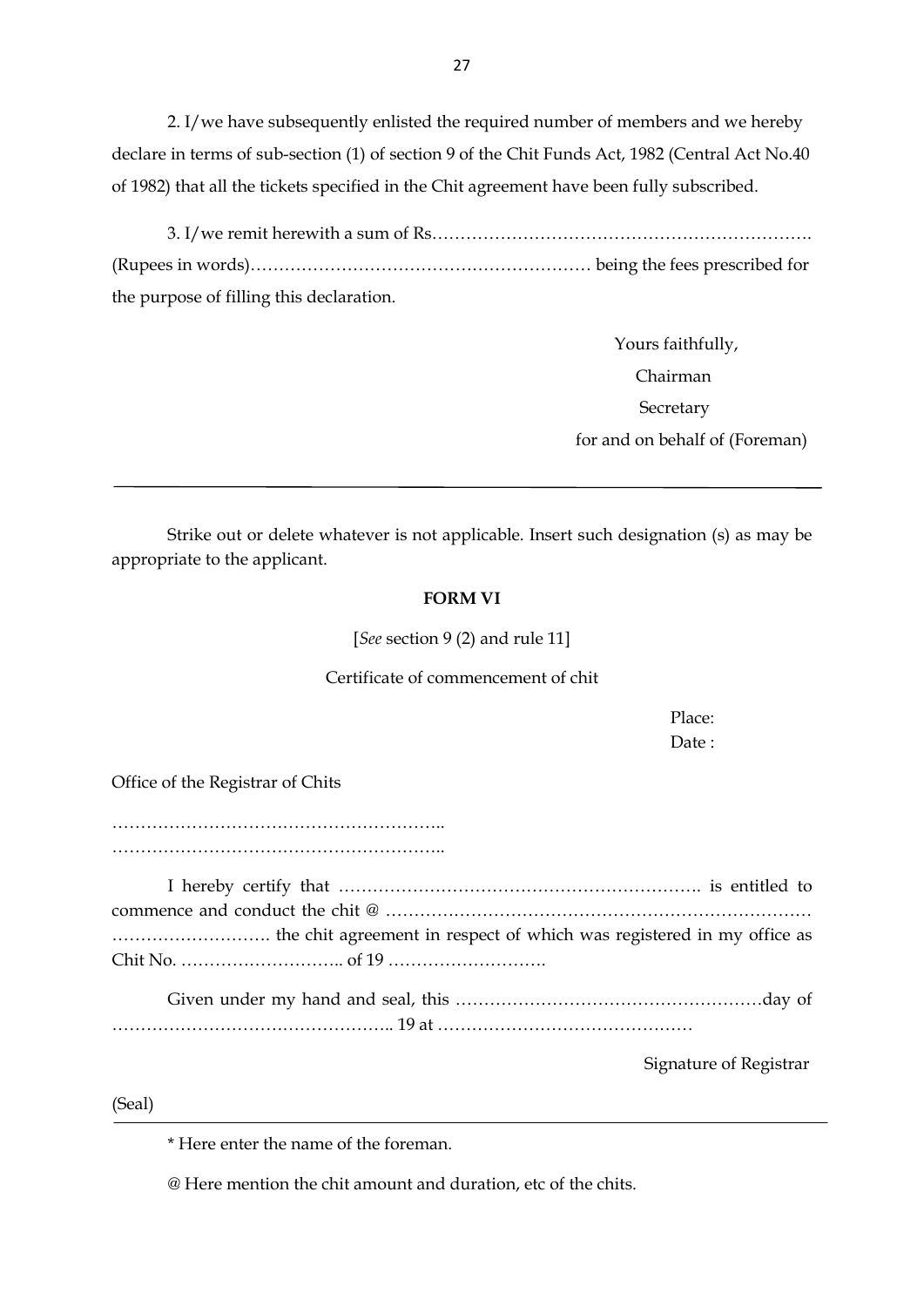2. I/we have subsequently enlisted the required number of members and we hereby declare in terms of sub-section (1) of section 9 of the Chit Funds Act, 1982 (Central Act No.40 of 1982) that all the tickets specified in the Chit agreement have been fully subscribed.

3. I/we remit herewith a sum of Rs…………………………………………………………. (Rupees in words)…………………………………………………… being the fees prescribed for the purpose of filling this declaration.

Yours faithfully,

Chairman

Secretary

for and on behalf of (Foreman)

---

Strike out or delete whatever is not applicable. Insert such designation (s) as may be appropriate to the applicant.

**FORM VI**

[*See* section 9 (2) and rule 11]

Certificate of commencement of chit

Place:

Date :

Office of the Registrar of Chits

…………………………………………………..

…………………………………………………..

I hereby certify that ………………………………………………………. is entitled to commence and conduct the chit @ ………………………………………………………………… ………………………. the chit agreement in respect of which was registered in my office as Chit No. ……………………….. of 19 ……………………….

Given under my hand and seal, this ………………………………………………day of ………………………………………….. 19 at ………………………………………

Signature of Registrar

(Seal)

---

\* Here enter the name of the foreman.

@ Here mention the chit amount and duration, etc of the chits.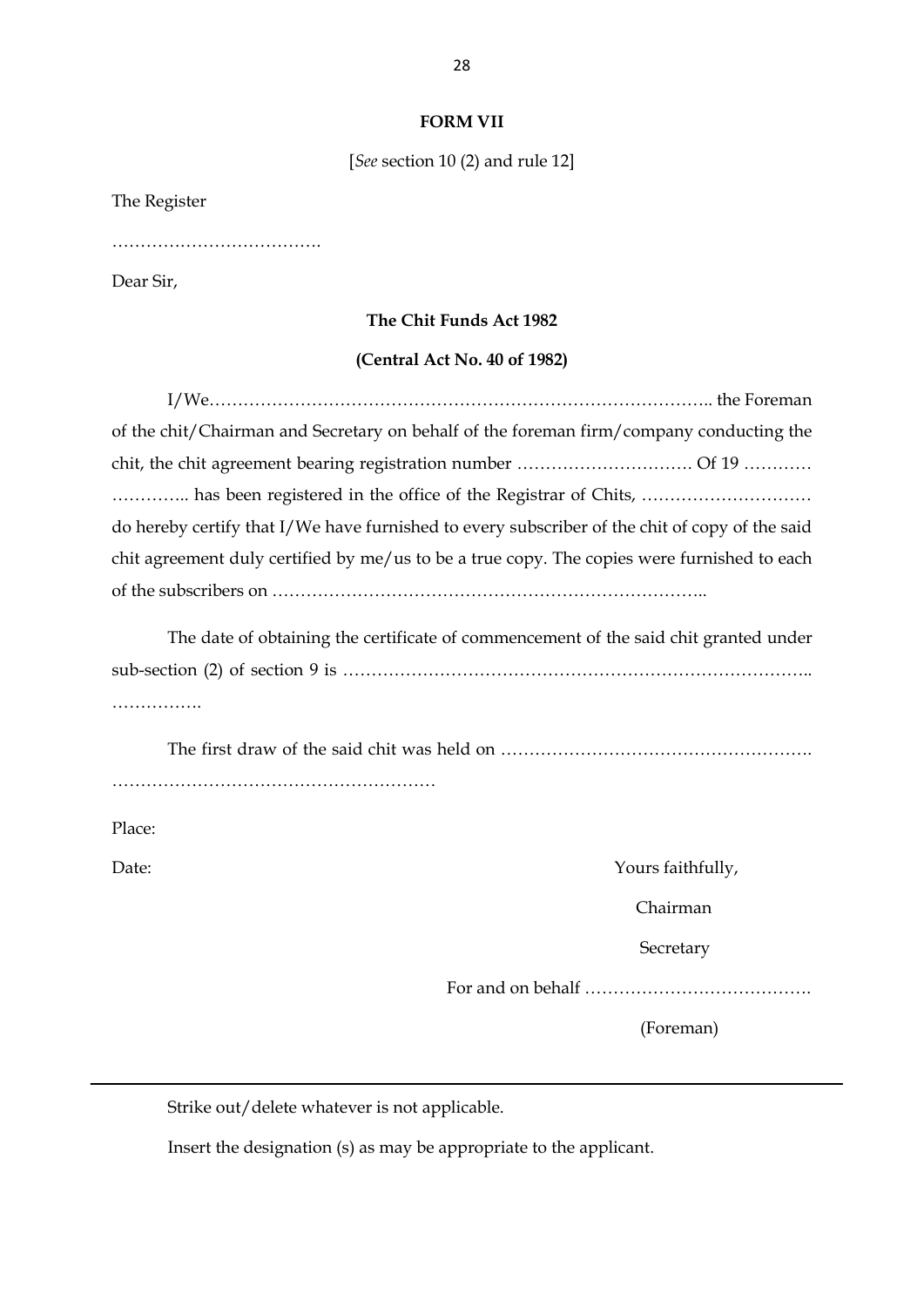**FORM VII**

[*See* section 10 (2) and rule 12]

The Register

……………………………….

Dear Sir,

**The Chit Funds Act 1982**

**(Central Act No. 40 of 1982)**

I/We…………………………………………………………………………….. the Foreman of the chit/Chairman and Secretary on behalf of the foreman firm/company conducting the chit, the chit agreement bearing registration number …………………………. Of 19 ………… ………….. has been registered in the office of the Registrar of Chits, ………………………… do hereby certify that I/We have furnished to every subscriber of the chit of copy of the said chit agreement duly certified by me/us to be a true copy. The copies were furnished to each of the subscribers on …………………………………………………………………..

The date of obtaining the certificate of commencement of the said chit granted under sub-section (2) of section 9 is ……………………………………………………………………. …………….

The first draw of the said chit was held on ………………………………………………. …………………………………………………

Place:

Date:

Yours faithfully,

Chairman

Secretary

For and on behalf ………………………………….

(Foreman)

---

Strike out/delete whatever is not applicable.

Insert the designation (s) as may be appropriate to the applicant.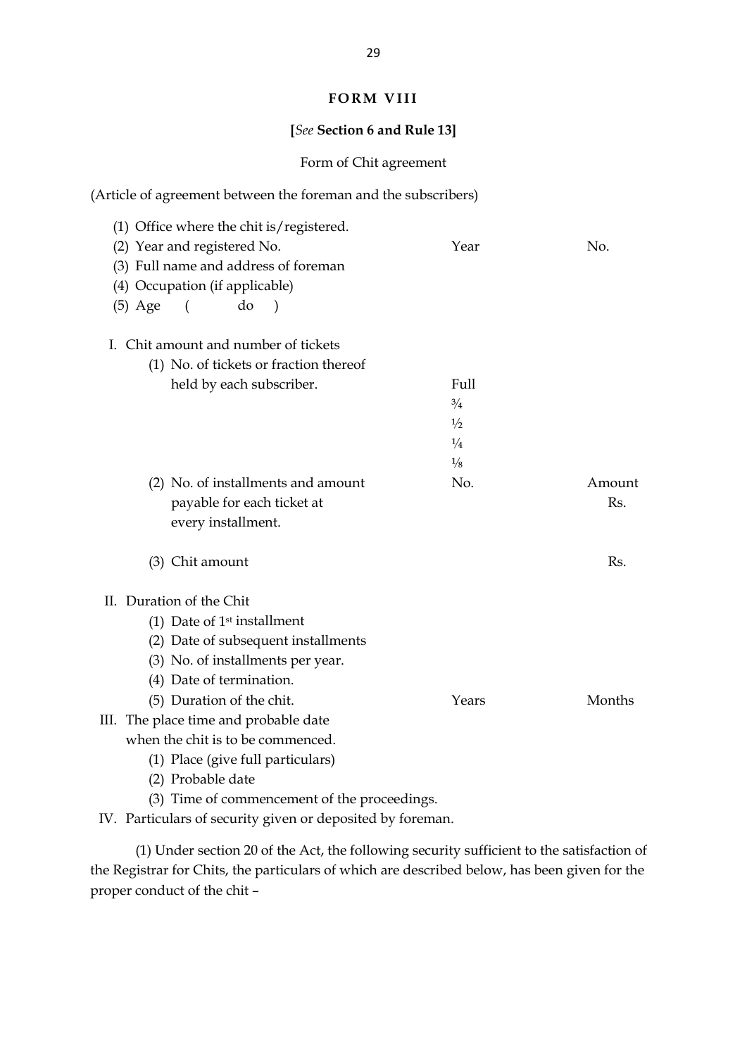# FORM VIII

**[*See* Section 6 and Rule 13]**

Form of Chit agreement

(Article of agreement between the foreman and the subscribers)

(1) Office where the chit is/registered.
(2) Year and registered No. Year No.
(3) Full name and address of foreman
(4) Occupation (if applicable)
(5) Age ( do )

I. Chit amount and number of tickets

(1) No. of tickets or fraction thereof held by each subscriber.
   Full
   ¾
   ½
   ¼
   ⅛

(2) No. of installments and amount payable for each ticket at every installment. No. Amount Rs.

(3) Chit amount Rs.

II. Duration of the Chit

(1) Date of 1st installment
(2) Date of subsequent installments
(3) No. of installments per year.
(4) Date of termination.
(5) Duration of the chit. Years Months

III. The place time and probable date when the chit is to be commenced.

(1) Place (give full particulars)
(2) Probable date
(3) Time of commencement of the proceedings.

IV. Particulars of security given or deposited by foreman.

(1) Under section 20 of the Act, the following security sufficient to the satisfaction of the Registrar for Chits, the particulars of which are described below, has been given for the proper conduct of the chit –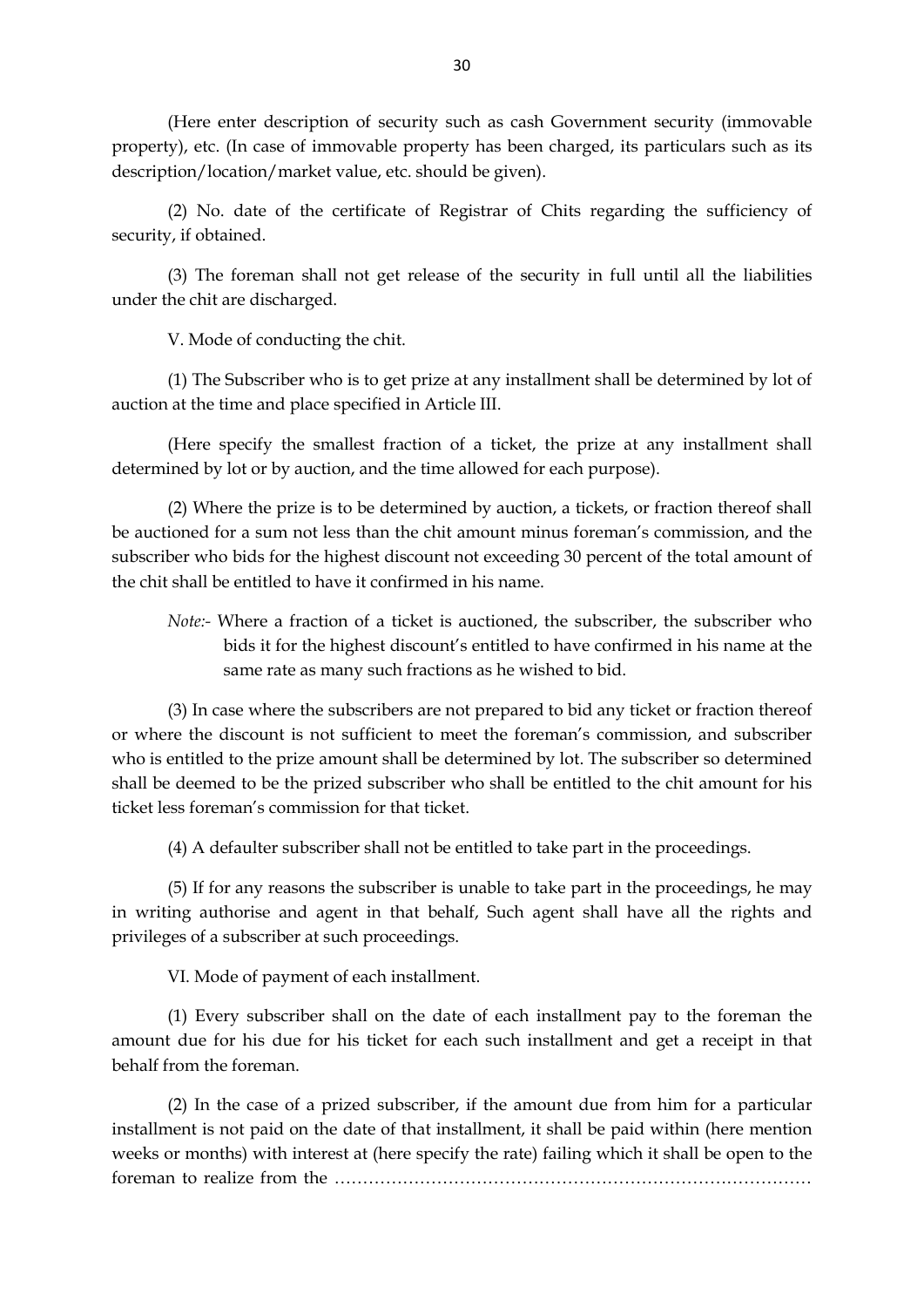(Here enter description of security such as cash Government security (immovable property), etc. (In case of immovable property has been charged, its particulars such as its description/location/market value, etc. should be given).

(2) No. date of the certificate of Registrar of Chits regarding the sufficiency of security, if obtained.

(3) The foreman shall not get release of the security in full until all the liabilities under the chit are discharged.

V. Mode of conducting the chit.

(1) The Subscriber who is to get prize at any installment shall be determined by lot of auction at the time and place specified in Article III.

(Here specify the smallest fraction of a ticket, the prize at any installment shall determined by lot or by auction, and the time allowed for each purpose).

(2) Where the prize is to be determined by auction, a tickets, or fraction thereof shall be auctioned for a sum not less than the chit amount minus foreman's commission, and the subscriber who bids for the highest discount not exceeding 30 percent of the total amount of the chit shall be entitled to have it confirmed in his name.

*Note:-* Where a fraction of a ticket is auctioned, the subscriber, the subscriber who bids it for the highest discount's entitled to have confirmed in his name at the same rate as many such fractions as he wished to bid.

(3) In case where the subscribers are not prepared to bid any ticket or fraction thereof or where the discount is not sufficient to meet the foreman's commission, and subscriber who is entitled to the prize amount shall be determined by lot. The subscriber so determined shall be deemed to be the prized subscriber who shall be entitled to the chit amount for his ticket less foreman's commission for that ticket.

(4) A defaulter subscriber shall not be entitled to take part in the proceedings.

(5) If for any reasons the subscriber is unable to take part in the proceedings, he may in writing authorise and agent in that behalf, Such agent shall have all the rights and privileges of a subscriber at such proceedings.

VI. Mode of payment of each installment.

(1) Every subscriber shall on the date of each installment pay to the foreman the amount due for his due for his ticket for each such installment and get a receipt in that behalf from the foreman.

(2) In the case of a prized subscriber, if the amount due from him for a particular installment is not paid on the date of that installment, it shall be paid within (here mention weeks or months) with interest at (here specify the rate) failing which it shall be open to the foreman to realize from the ……………………………………………………………………………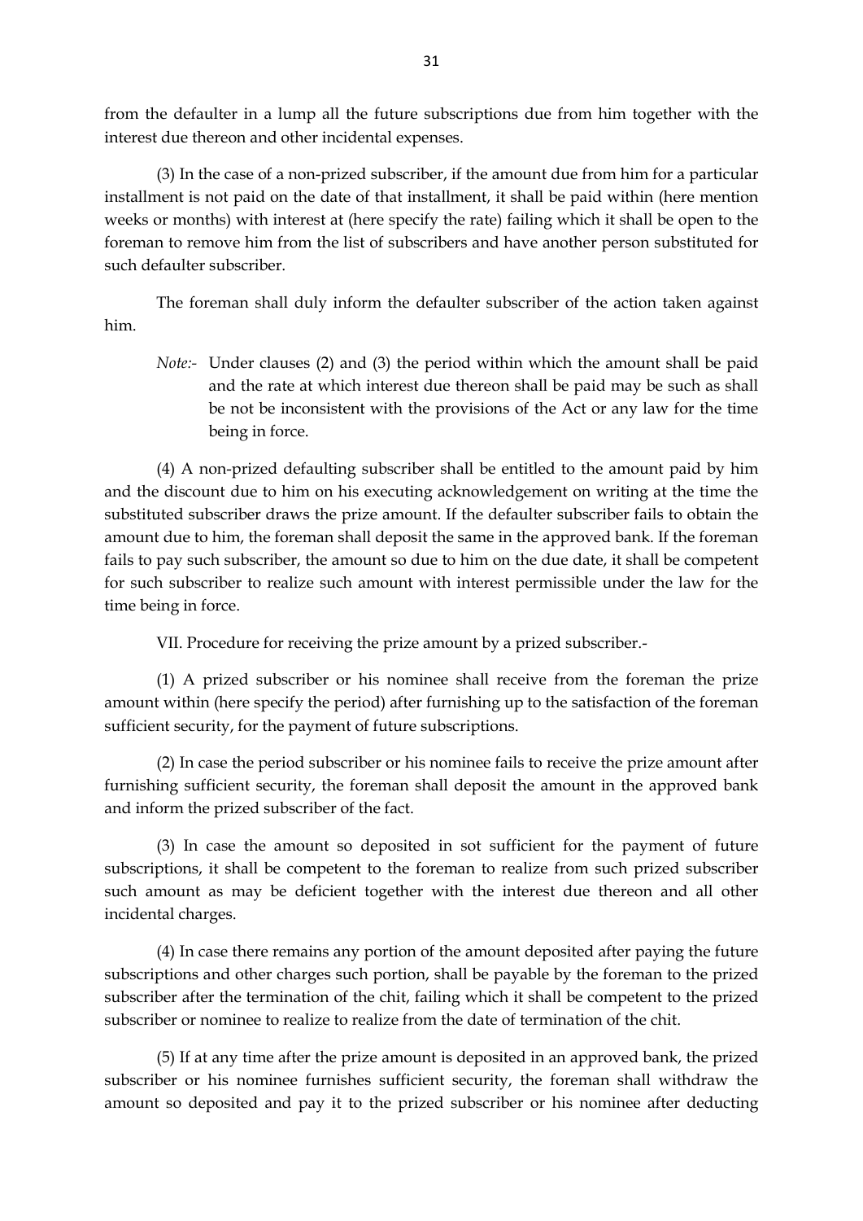from the defaulter in a lump all the future subscriptions due from him together with the interest due thereon and other incidental expenses.

(3) In the case of a non-prized subscriber, if the amount due from him for a particular installment is not paid on the date of that installment, it shall be paid within (here mention weeks or months) with interest at (here specify the rate) failing which it shall be open to the foreman to remove him from the list of subscribers and have another person substituted for such defaulter subscriber.

The foreman shall duly inform the defaulter subscriber of the action taken against him.

> *Note:-* Under clauses (2) and (3) the period within which the amount shall be paid and the rate at which interest due thereon shall be paid may be such as shall be not be inconsistent with the provisions of the Act or any law for the time being in force.

(4) A non-prized defaulting subscriber shall be entitled to the amount paid by him and the discount due to him on his executing acknowledgement on writing at the time the substituted subscriber draws the prize amount. If the defaulter subscriber fails to obtain the amount due to him, the foreman shall deposit the same in the approved bank. If the foreman fails to pay such subscriber, the amount so due to him on the due date, it shall be competent for such subscriber to realize such amount with interest permissible under the law for the time being in force.

VII. Procedure for receiving the prize amount by a prized subscriber.-

(1) A prized subscriber or his nominee shall receive from the foreman the prize amount within (here specify the period) after furnishing up to the satisfaction of the foreman sufficient security, for the payment of future subscriptions.

(2) In case the period subscriber or his nominee fails to receive the prize amount after furnishing sufficient security, the foreman shall deposit the amount in the approved bank and inform the prized subscriber of the fact.

(3) In case the amount so deposited in sot sufficient for the payment of future subscriptions, it shall be competent to the foreman to realize from such prized subscriber such amount as may be deficient together with the interest due thereon and all other incidental charges.

(4) In case there remains any portion of the amount deposited after paying the future subscriptions and other charges such portion, shall be payable by the foreman to the prized subscriber after the termination of the chit, failing which it shall be competent to the prized subscriber or nominee to realize to realize from the date of termination of the chit.

(5) If at any time after the prize amount is deposited in an approved bank, the prized subscriber or his nominee furnishes sufficient security, the foreman shall withdraw the amount so deposited and pay it to the prized subscriber or his nominee after deducting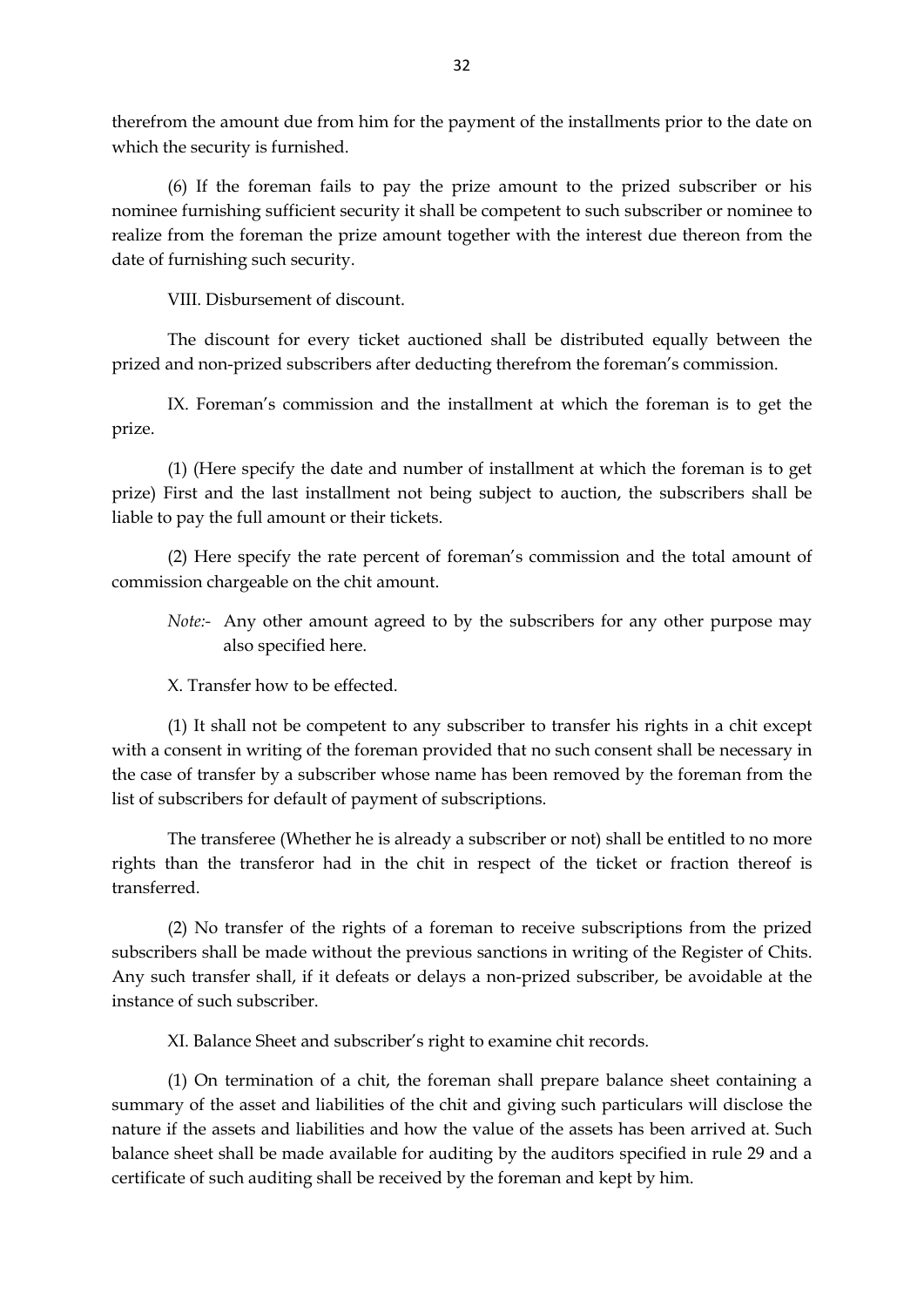therefrom the amount due from him for the payment of the installments prior to the date on which the security is furnished.

(6) If the foreman fails to pay the prize amount to the prized subscriber or his nominee furnishing sufficient security it shall be competent to such subscriber or nominee to realize from the foreman the prize amount together with the interest due thereon from the date of furnishing such security.

VIII. Disbursement of discount.

The discount for every ticket auctioned shall be distributed equally between the prized and non-prized subscribers after deducting therefrom the foreman's commission.

IX. Foreman's commission and the installment at which the foreman is to get the prize.

(1) (Here specify the date and number of installment at which the foreman is to get prize) First and the last installment not being subject to auction, the subscribers shall be liable to pay the full amount or their tickets.

(2) Here specify the rate percent of foreman's commission and the total amount of commission chargeable on the chit amount.

*Note:-* Any other amount agreed to by the subscribers for any other purpose may also specified here.

X. Transfer how to be effected.

(1) It shall not be competent to any subscriber to transfer his rights in a chit except with a consent in writing of the foreman provided that no such consent shall be necessary in the case of transfer by a subscriber whose name has been removed by the foreman from the list of subscribers for default of payment of subscriptions.

The transferee (Whether he is already a subscriber or not) shall be entitled to no more rights than the transferor had in the chit in respect of the ticket or fraction thereof is transferred.

(2) No transfer of the rights of a foreman to receive subscriptions from the prized subscribers shall be made without the previous sanctions in writing of the Register of Chits. Any such transfer shall, if it defeats or delays a non-prized subscriber, be avoidable at the instance of such subscriber.

XI. Balance Sheet and subscriber's right to examine chit records.

(1) On termination of a chit, the foreman shall prepare balance sheet containing a summary of the asset and liabilities of the chit and giving such particulars will disclose the nature if the assets and liabilities and how the value of the assets has been arrived at. Such balance sheet shall be made available for auditing by the auditors specified in rule 29 and a certificate of such auditing shall be received by the foreman and kept by him.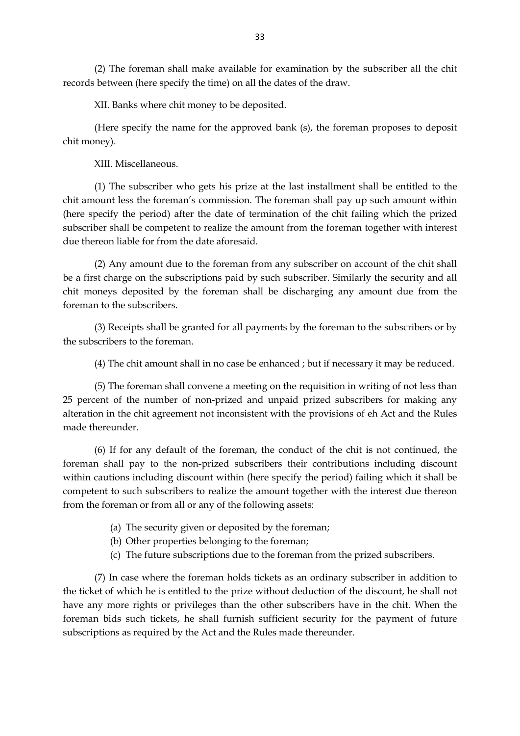(2) The foreman shall make available for examination by the subscriber all the chit records between (here specify the time) on all the dates of the draw.

XII. Banks where chit money to be deposited.

(Here specify the name for the approved bank (s), the foreman proposes to deposit chit money).

XIII. Miscellaneous.

(1) The subscriber who gets his prize at the last installment shall be entitled to the chit amount less the foreman's commission. The foreman shall pay up such amount within (here specify the period) after the date of termination of the chit failing which the prized subscriber shall be competent to realize the amount from the foreman together with interest due thereon liable for from the date aforesaid.

(2) Any amount due to the foreman from any subscriber on account of the chit shall be a first charge on the subscriptions paid by such subscriber. Similarly the security and all chit moneys deposited by the foreman shall be discharging any amount due from the foreman to the subscribers.

(3) Receipts shall be granted for all payments by the foreman to the subscribers or by the subscribers to the foreman.

(4) The chit amount shall in no case be enhanced ; but if necessary it may be reduced.

(5) The foreman shall convene a meeting on the requisition in writing of not less than 25 percent of the number of non-prized and unpaid prized subscribers for making any alteration in the chit agreement not inconsistent with the provisions of eh Act and the Rules made thereunder.

(6) If for any default of the foreman, the conduct of the chit is not continued, the foreman shall pay to the non-prized subscribers their contributions including discount within cautions including discount within (here specify the period) failing which it shall be competent to such subscribers to realize the amount together with the interest due thereon from the foreman or from all or any of the following assets:

(a) The security given or deposited by the foreman;
(b) Other properties belonging to the foreman;
(c) The future subscriptions due to the foreman from the prized subscribers.

(7) In case where the foreman holds tickets as an ordinary subscriber in addition to the ticket of which he is entitled to the prize without deduction of the discount, he shall not have any more rights or privileges than the other subscribers have in the chit. When the foreman bids such tickets, he shall furnish sufficient security for the payment of future subscriptions as required by the Act and the Rules made thereunder.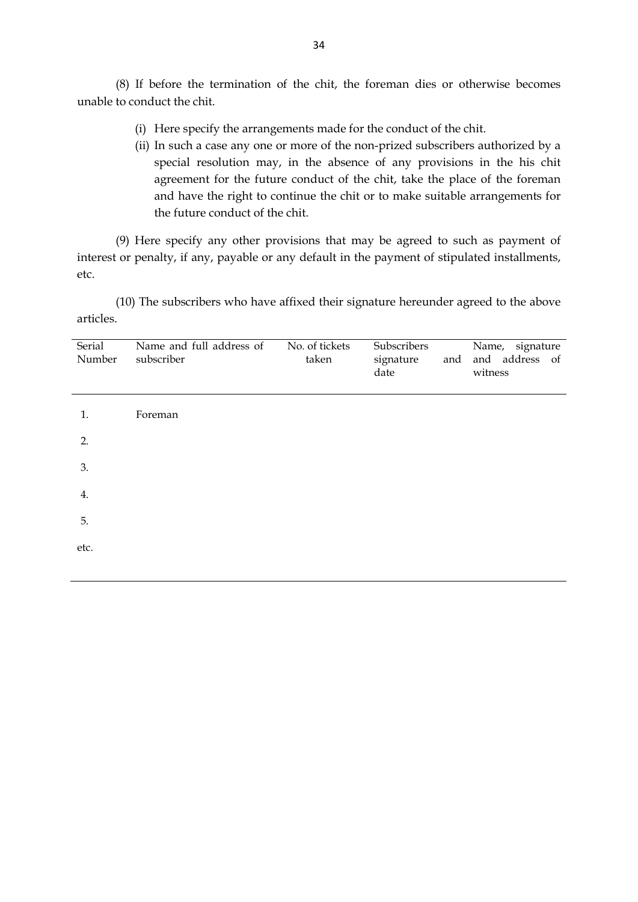(8) If before the termination of the chit, the foreman dies or otherwise becomes unable to conduct the chit.

(i) Here specify the arrangements made for the conduct of the chit.

(ii) In such a case any one or more of the non-prized subscribers authorized by a special resolution may, in the absence of any provisions in the his chit agreement for the future conduct of the chit, take the place of the foreman and have the right to continue the chit or to make suitable arrangements for the future conduct of the chit.

(9) Here specify any other provisions that may be agreed to such as payment of interest or penalty, if any, payable or any default in the payment of stipulated installments, etc.

(10) The subscribers who have affixed their signature hereunder agreed to the above articles.

| Serial Number | Name and full address of subscriber | No. of tickets taken | Subscribers signature and date | Name, signature and address of witness |
|---|---|---|---|---|
| 1. | Foreman | | | |
| 2. | | | | |
| 3. | | | | |
| 4. | | | | |
| 5. | | | | |
| etc. | | | | |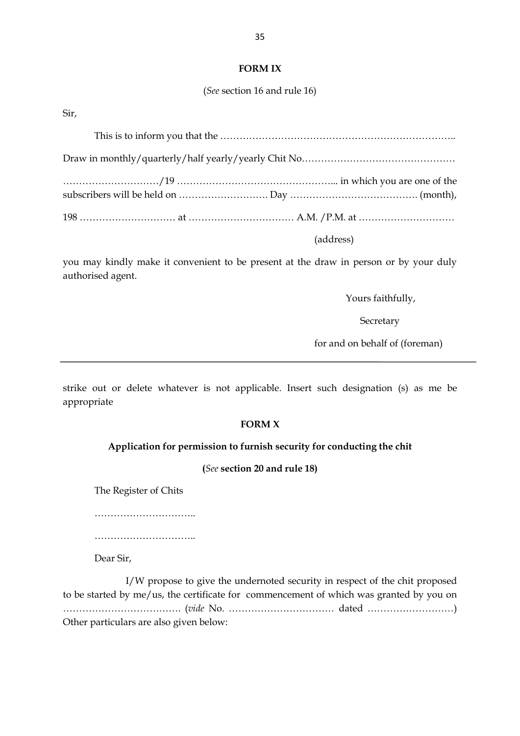**FORM IX**

(*See* section 16 and rule 16)

Sir,

This is to inform you that the ………………………………………………………………..

Draw in monthly/quarterly/half yearly/yearly Chit No…………………………………………

…………………………/19 …………………………………………... in which you are one of the subscribers will be held on ………………………. Day …………………………………. (month),

198 ………………………… at …………………………… A.M. /P.M. at …………………………

(address)

you may kindly make it convenient to be present at the draw in person or by your duly authorised agent.

Yours faithfully,

Secretary

for and on behalf of (foreman)

---

strike out or delete whatever is not applicable. Insert such designation (s) as me be appropriate

**FORM X**

**Application for permission to furnish security for conducting the chit**

**(*See* section 20 and rule 18)**

The Register of Chits

…………………………..

…………………………..

Dear Sir,

I/W propose to give the undernoted security in respect of the chit proposed to be started by me/us, the certificate for commencement of which was granted by you on ………………………………. (*vide* No. …………………………… dated ………………………) Other particulars are also given below: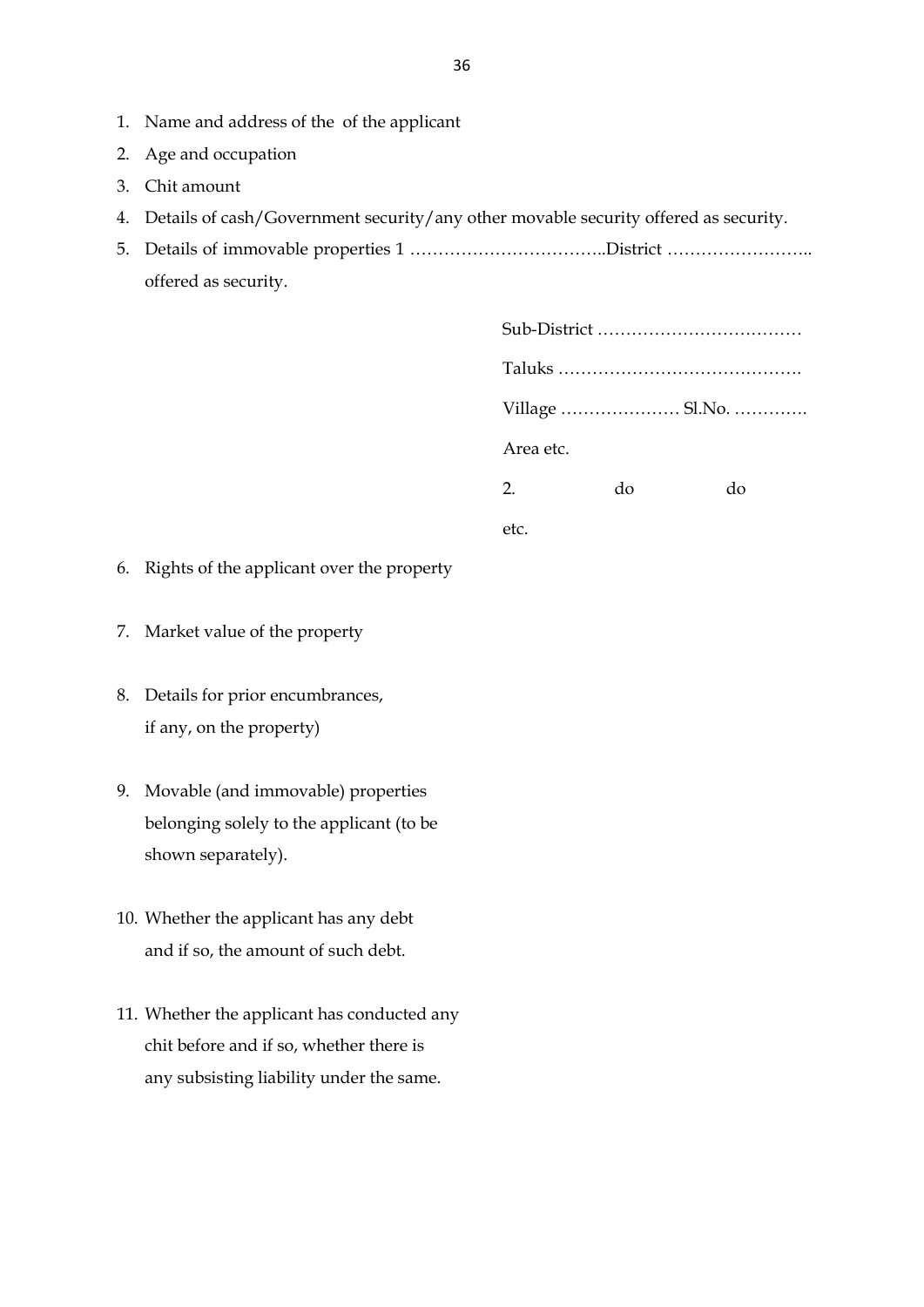1. Name and address of the  of the applicant
2. Age and occupation
3. Chit amount
4. Details of cash/Government security/any other movable security offered as security.
5. Details of immovable properties 1 ……………………………..District …………………….. offered as security.

   Sub-District ………………………………

   Taluks …………………………………….

   Village ………………… Sl.No. ………….

   Area etc.

   2. do do

   etc.

6. Rights of the applicant over the property
7. Market value of the property
8. Details for prior encumbrances, if any, on the property)
9. Movable (and immovable) properties belonging solely to the applicant (to be shown separately).
10. Whether the applicant has any debt and if so, the amount of such debt.
11. Whether the applicant has conducted any chit before and if so, whether there is any subsisting liability under the same.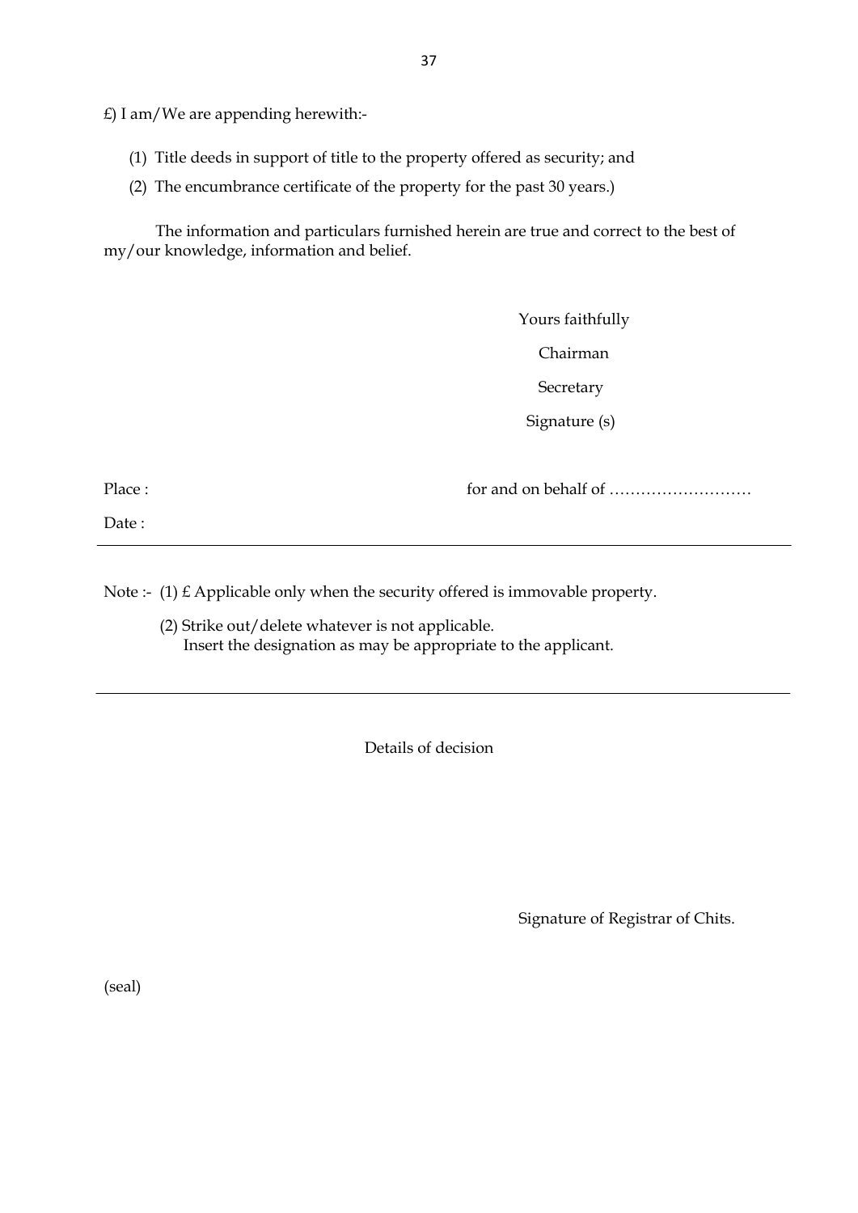£) I am/We are appending herewith:-

(1) Title deeds in support of title to the property offered as security; and

(2) The encumbrance certificate of the property for the past 30 years.)

The information and particulars furnished herein are true and correct to the best of my/our knowledge, information and belief.

Yours faithfully

Chairman

Secretary

Signature (s)

Place : for and on behalf of ………………………

Date :

---

Note :- (1) £ Applicable only when the security offered is immovable property.

(2) Strike out/delete whatever is not applicable.
Insert the designation as may be appropriate to the applicant.

---

Details of decision

Signature of Registrar of Chits.

(seal)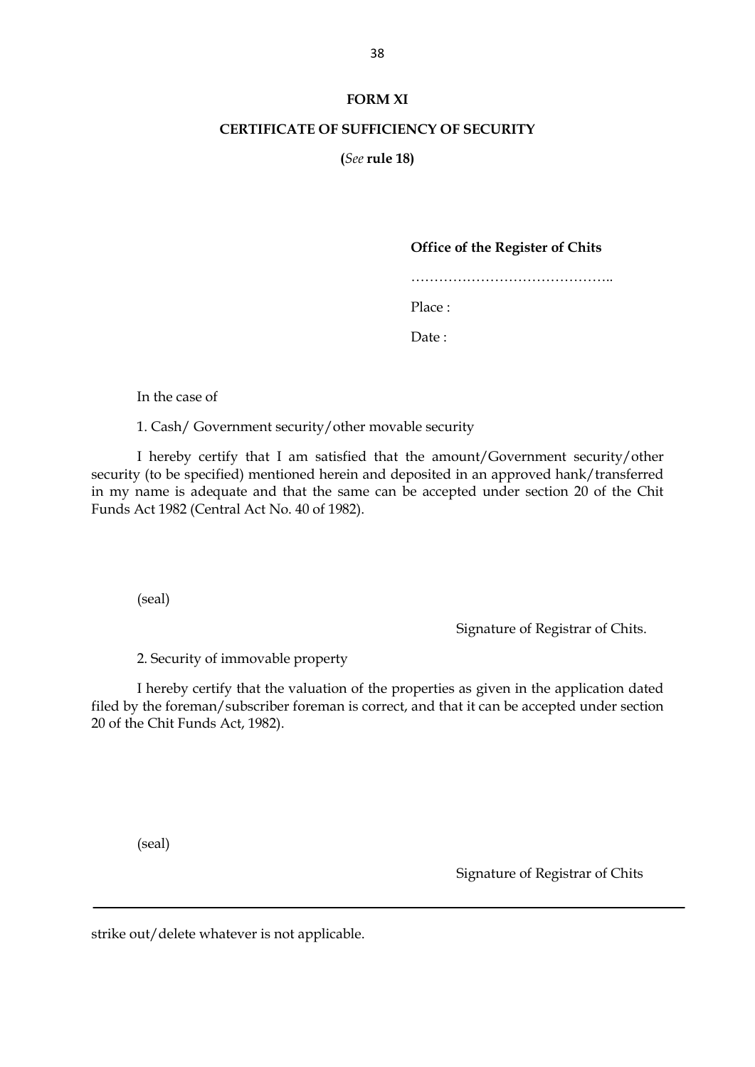**FORM XI**

**CERTIFICATE OF SUFFICIENCY OF SECURITY**

**(*See* rule 18)**

**Office of the Register of Chits**

……………………………………..

Place :

Date :

In the case of

1. Cash/ Government security/other movable security

I hereby certify that I am satisfied that the amount/Government security/other security (to be specified) mentioned herein and deposited in an approved hank/transferred in my name is adequate and that the same can be accepted under section 20 of the Chit Funds Act 1982 (Central Act No. 40 of 1982).

(seal)

Signature of Registrar of Chits.

2. Security of immovable property

I hereby certify that the valuation of the properties as given in the application dated filed by the foreman/subscriber foreman is correct, and that it can be accepted under section 20 of the Chit Funds Act, 1982).

(seal)

Signature of Registrar of Chits

---

strike out/delete whatever is not applicable.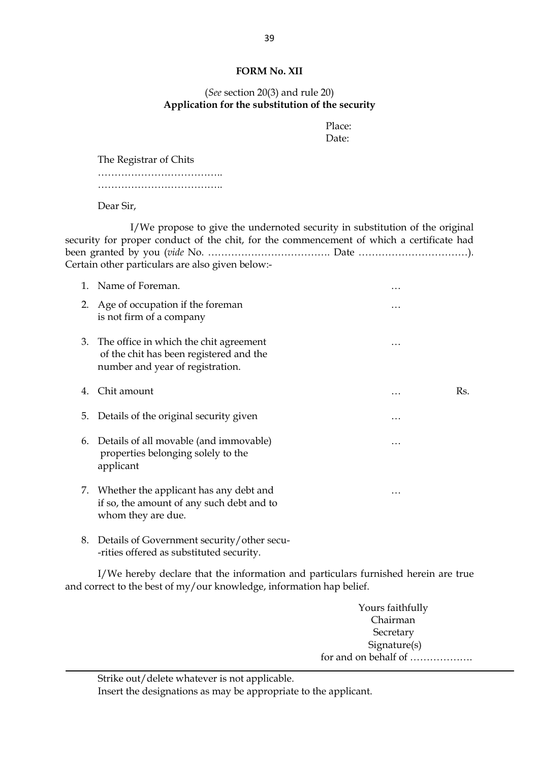**FORM No. XII**

(*See* section 20(3) and rule 20)
**Application for the substitution of the security**

Place:
Date:

The Registrar of Chits
………………………………..
………………………………..

Dear Sir,

I/We propose to give the undernoted security in substitution of the original security for proper conduct of the chit, for the commencement of which a certificate had been granted by you (*vide* No. ………………………………. Date ……………………………). Certain other particulars are also given below:-

1. Name of Foreman. …
2. Age of occupation if the foreman is not firm of a company …
3. The office in which the chit agreement of the chit has been registered and the number and year of registration. …
4. Chit amount … Rs.
5. Details of the original security given …
6. Details of all movable (and immovable) properties belonging solely to the applicant …
7. Whether the applicant has any debt and if so, the amount of any such debt and to whom they are due. …
8. Details of Government security/other secu- -rities offered as substituted security.

I/We hereby declare that the information and particulars furnished herein are true and correct to the best of my/our knowledge, information hap belief.

Yours faithfully
Chairman
Secretary
Signature(s)
for and on behalf of ……………….

---

Strike out/delete whatever is not applicable.
Insert the designations as may be appropriate to the applicant.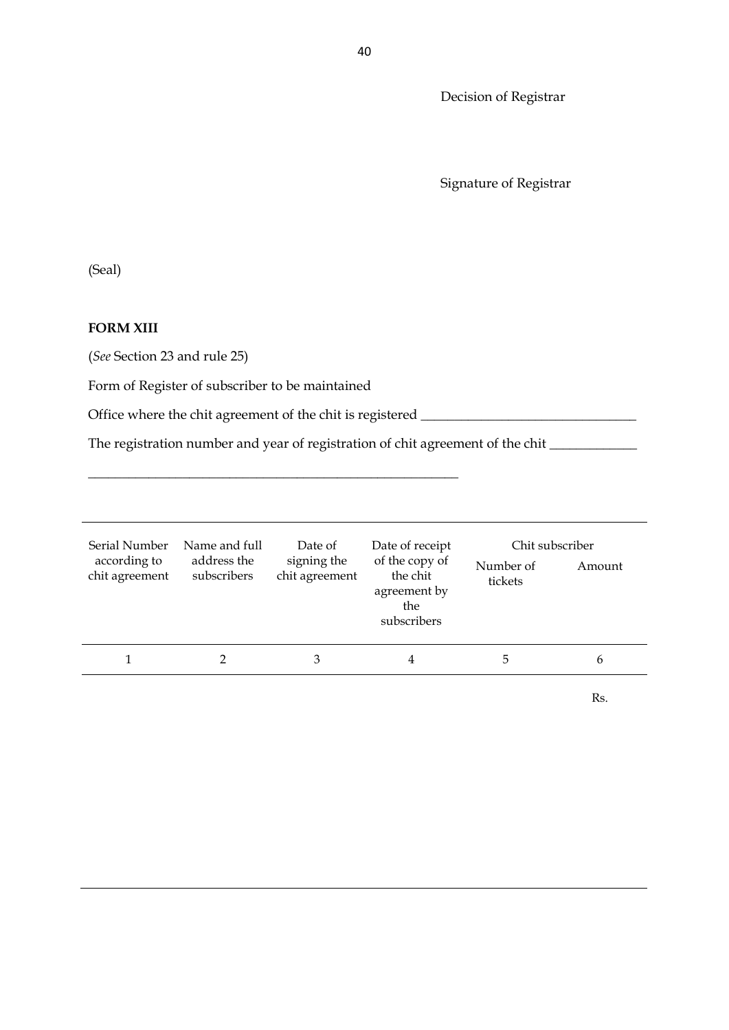Decision of Registrar

Signature of Registrar

(Seal)

**FORM XIII**

(*See* Section 23 and rule 25)

Form of Register of subscriber to be maintained

Office where the chit agreement of the chit is registered ________________________________

The registration number and year of registration of chit agreement of the chit _____________

________________________________________________________

| Serial Number according to chit agreement | Name and full address the subscribers | Date of signing the chit agreement | Date of receipt of the copy of the chit agreement by the subscribers | Chit subscriber | |
|---|---|---|---|---|---|
| | | | | Number of tickets | Amount |
| 1 | 2 | 3 | 4 | 5 | 6 |
| | | | | | Rs. |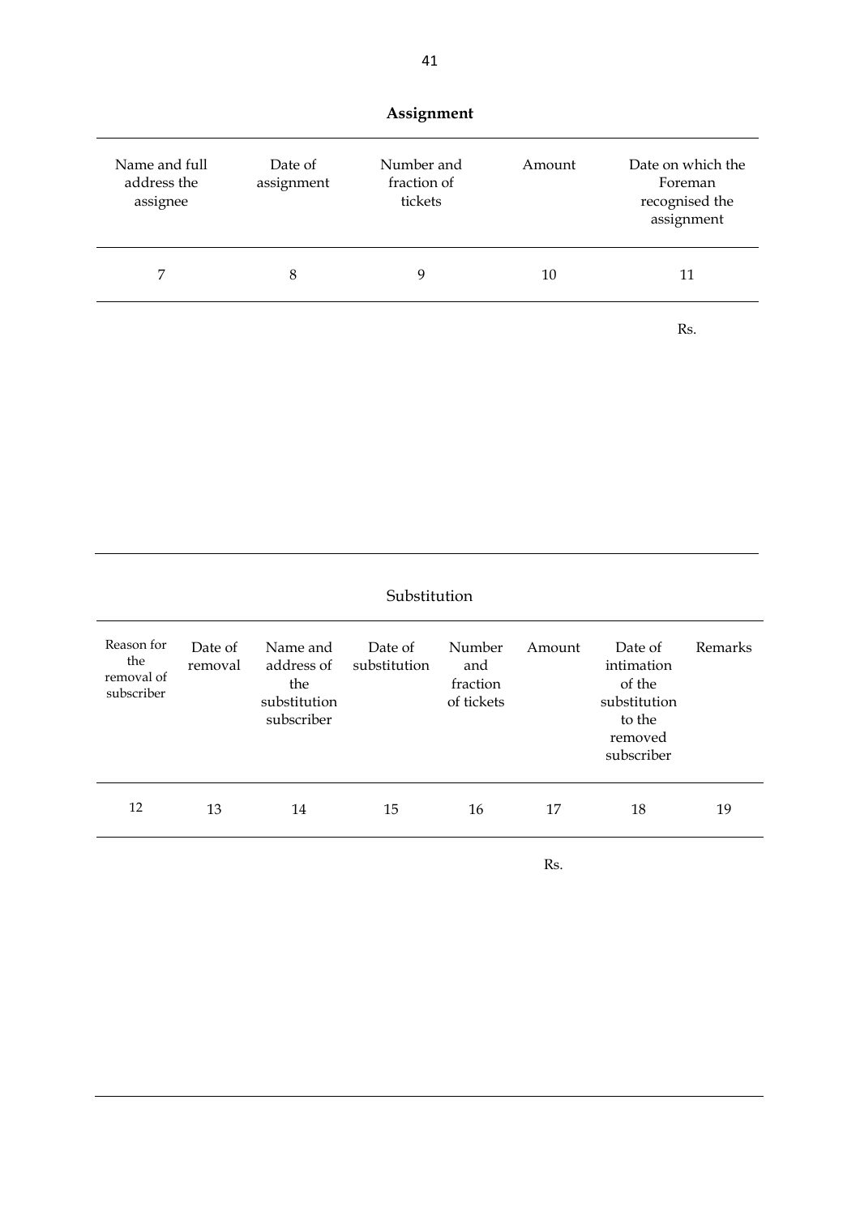**Assignment**

| Name and full address the assignee | Date of assignment | Number and fraction of tickets | Amount | Date on which the Foreman recognised the assignment |
|---|---|---|---|---|
| 7 | 8 | 9 | 10 | 11 |
| | | | | Rs. |

Substitution

| Reason for the removal of subscriber | Date of removal | Name and address of the substitution subscriber | Date of substitution | Number and fraction of tickets | Amount | Date of intimation of the substitution to the removed subscriber | Remarks |
|---|---|---|---|---|---|---|---|
| 12 | 13 | 14 | 15 | 16 | 17 | 18 | 19 |
| | | | | | Rs. | | |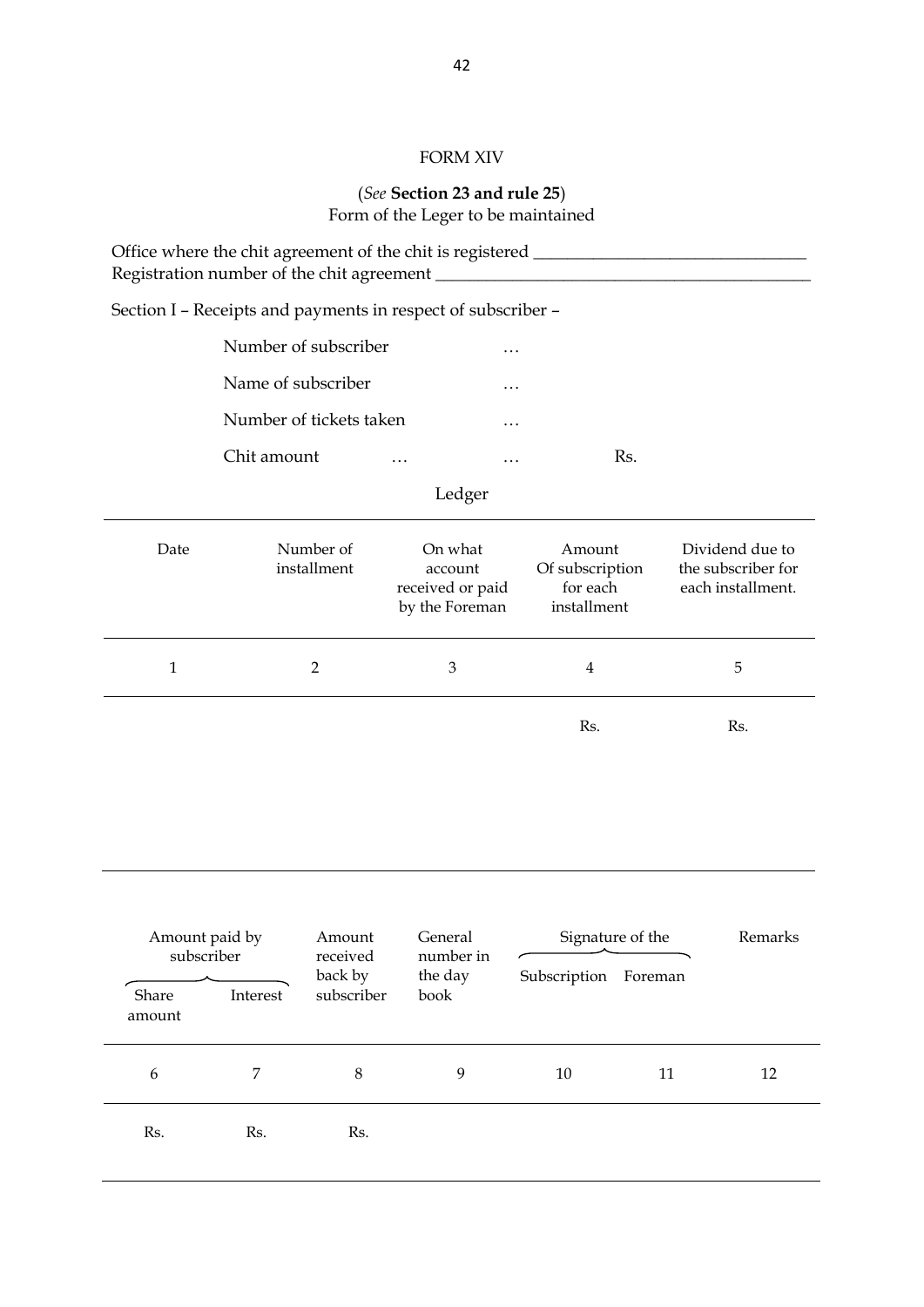# FORM XIV

(*See* **Section 23 and rule 25**)
Form of the Leger to be maintained

Office where the chit agreement of the chit is registered ________________________________
Registration number of the chit agreement ______________________________________________

Section I – Receipts and payments in respect of subscriber –

Number of subscriber …

Name of subscriber …

Number of tickets taken …

Chit amount … … Rs.

Ledger

| Date | Number of installment | On what account received or paid by the Foreman | Amount Of subscription for each installment | Dividend due to the subscriber for each installment. |
|---|---|---|---|---|
| 1 | 2 | 3 | 4 | 5 |
| | | | Rs. | Rs. |

| Amount paid by subscriber | | Amount received back by subscriber | General number in the day book | Signature of the | | Remarks |
|---|---|---|---|---|---|---|
| Share amount | Interest | | | Subscription | Foreman | |
| 6 | 7 | 8 | 9 | 10 | 11 | 12 |
| Rs. | Rs. | Rs. | | | | |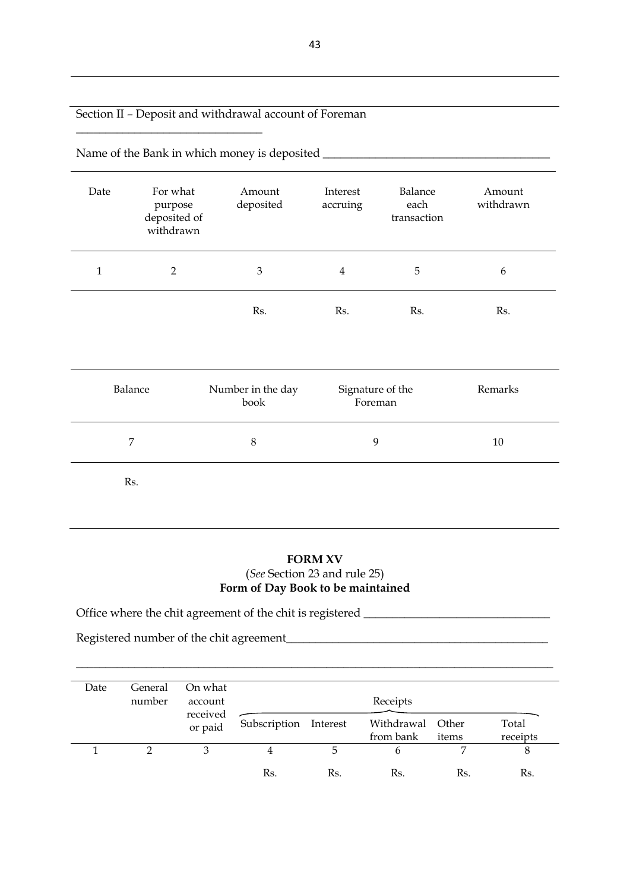Section II – Deposit and withdrawal account of Foreman \_\_\_\_\_\_\_\_\_\_\_\_\_\_\_\_\_\_\_\_\_\_\_\_\_\_\_\_\_\_

Name of the Bank in which money is deposited \_\_\_\_\_\_\_\_\_\_\_\_\_\_\_\_\_\_\_\_\_\_\_\_\_\_\_\_\_\_\_\_\_\_\_\_\_\_

| Date | For what purpose deposited of withdrawn | Amount deposited | Interest accruing | Balance each transaction | Amount withdrawn |
|---|---|---|---|---|---|
| 1 | 2 | 3 | 4 | 5 | 6 |
| | | Rs. | Rs. | Rs. | Rs. |

| Balance | Number in the day book | Signature of the Foreman | Remarks |
|---|---|---|---|
| 7 | 8 | 9 | 10 |
| Rs. | | | |

## FORM XV

(*See* Section 23 and rule 25)

**Form of Day Book to be maintained**

Office where the chit agreement of the chit is registered \_\_\_\_\_\_\_\_\_\_\_\_\_\_\_\_\_\_\_\_\_\_\_\_\_\_\_\_\_\_

Registered number of the chit agreement\_\_\_\_\_\_\_\_\_\_\_\_\_\_\_\_\_\_\_\_\_\_\_\_\_\_\_\_\_\_\_\_\_\_\_\_\_\_\_\_\_\_\_\_

| Date | General number | On what account received or paid | Receipts | | | | |
|---|---|---|---|---|---|---|---|
| | | | Subscription | Interest | Withdrawal from bank | Other items | Total receipts |
| 1 | 2 | 3 | 4 | 5 | 6 | 7 | 8 |
| | | | Rs. | Rs. | Rs. | Rs. | Rs. |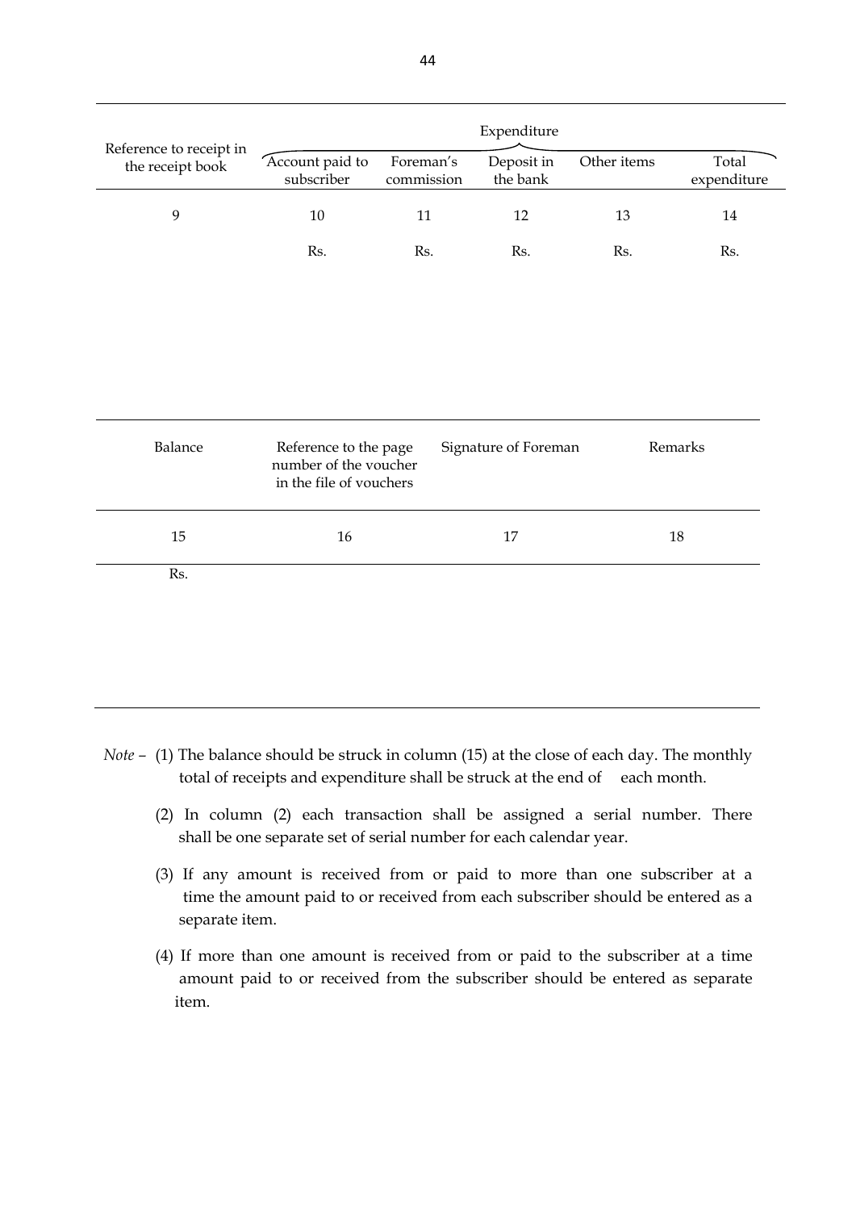| Reference to receipt in the receipt book | Expenditure | | | | |
|---|---|---|---|---|---|
| | Account paid to subscriber | Foreman's commission | Deposit in the bank | Other items | Total expenditure |
| 9 | 10 | 11 | 12 | 13 | 14 |
| | Rs. | Rs. | Rs. | Rs. | Rs. |

| Balance | Reference to the page number of the voucher in the file of vouchers | Signature of Foreman | Remarks |
|---|---|---|---|
| 15 | 16 | 17 | 18 |
| Rs. | | | |

*Note* – (1) The balance should be struck in column (15) at the close of each day. The monthly total of receipts and expenditure shall be struck at the end of each month.

(2) In column (2) each transaction shall be assigned a serial number. There shall be one separate set of serial number for each calendar year.

(3) If any amount is received from or paid to more than one subscriber at a time the amount paid to or received from each subscriber should be entered as a separate item.

(4) If more than one amount is received from or paid to the subscriber at a time amount paid to or received from the subscriber should be entered as separate item.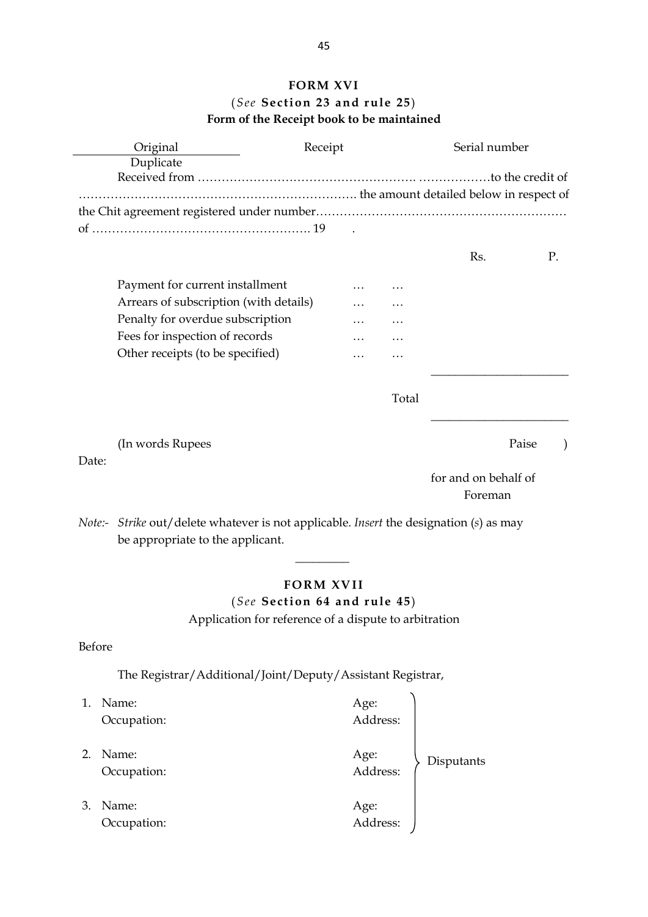## FORM XVI

(*See* **Section 23 and rule 25**)

**Form of the Receipt book to be maintained**

Original / Duplicate &nbsp;&nbsp;&nbsp;&nbsp;&nbsp;&nbsp;&nbsp;&nbsp; Receipt &nbsp;&nbsp;&nbsp;&nbsp;&nbsp;&nbsp;&nbsp;&nbsp; Serial number

Received from ………………………………………………. ………………to the credit of ……………………………………………………………. the amount detailed below in respect of the Chit agreement registered under number……………………………………………………… of ………………………………………………. 19 .

| | | | Rs. | P. |
|---|---|---|---|---|
| Payment for current installment | … | … | | |
| Arrears of subscription (with details) | … | … | | |
| Penalty for overdue subscription | … | … | | |
| Fees for inspection of records | … | … | | |
| Other receipts (to be specified) | … | … | | |
| | | Total | | |

(In words Rupees &nbsp;&nbsp;&nbsp;&nbsp;&nbsp;&nbsp;&nbsp;&nbsp;&nbsp;&nbsp;&nbsp;&nbsp;&nbsp;&nbsp;&nbsp;&nbsp;&nbsp;&nbsp;&nbsp;&nbsp; Paise )

Date:

for and on behalf of
Foreman

*Note:-* *Strike* out/delete whatever is not applicable. *Insert* the designation (*s*) as may be appropriate to the applicant.

---

## FORM XVII

(*See* **Section 64 and rule 45**)

Application for reference of a dispute to arbitration

Before

The Registrar/Additional/Joint/Deputy/Assistant Registrar,

1. Name: &nbsp;&nbsp;&nbsp;&nbsp;&nbsp;&nbsp;&nbsp;&nbsp; Age:
   Occupation: &nbsp;&nbsp;&nbsp;&nbsp; Address:
2. Name: &nbsp;&nbsp;&nbsp;&nbsp;&nbsp;&nbsp;&nbsp;&nbsp; Age:
   Occupation: &nbsp;&nbsp;&nbsp;&nbsp; Address:
3. Name: &nbsp;&nbsp;&nbsp;&nbsp;&nbsp;&nbsp;&nbsp;&nbsp; Age:
   Occupation: &nbsp;&nbsp;&nbsp;&nbsp; Address:

} Disputants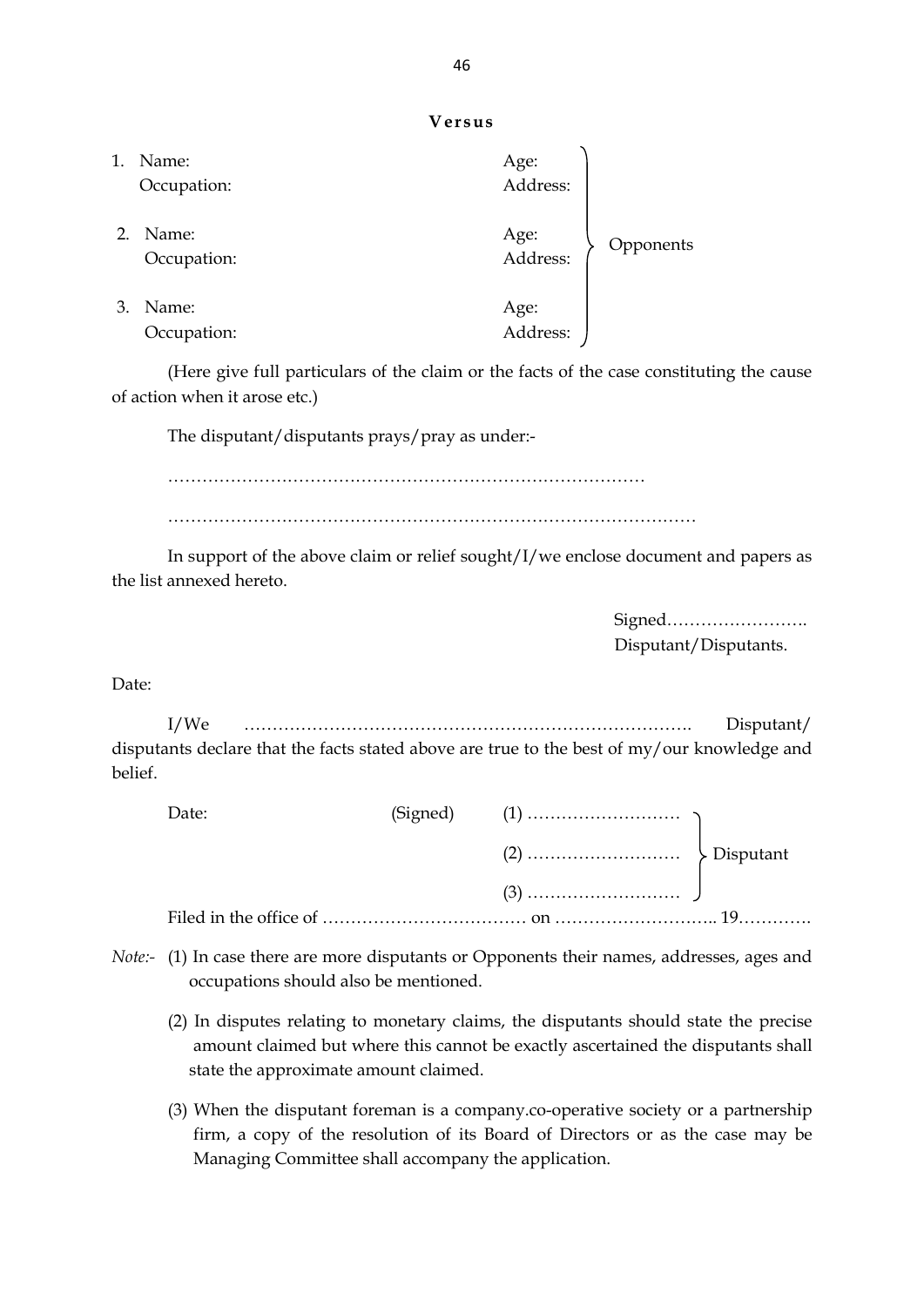**Versus**

| | | |
|---|---|---|
| 1. Name: <br> Occupation: | Age: <br> Address: | Opponents |
| 2. Name: <br> Occupation: | Age: <br> Address: | |
| 3. Name: <br> Occupation: | Age: <br> Address: | |

(Here give full particulars of the claim or the facts of the case constituting the cause of action when it arose etc.)

The disputant/disputants prays/pray as under:-

…………………………………………………………………………

……………………………………………………………………………………

In support of the above claim or relief sought/I/we enclose document and papers as the list annexed hereto.

Signed…………………….
Disputant/Disputants.

Date:

I/We ……………………………………………………………………. Disputant/ disputants declare that the facts stated above are true to the best of my/our knowledge and belief.

| | | | |
|---|---|---|---|
| Date: | (Signed) | (1) ……………………… | Disputant |
| | | (2) ……………………… | |
| | | (3) ……………………… | |

Filed in the office of ……………………………… on ……………………….. 19………….

*Note:-* (1) In case there are more disputants or Opponents their names, addresses, ages and occupations should also be mentioned.

(2) In disputes relating to monetary claims, the disputants should state the precise amount claimed but where this cannot be exactly ascertained the disputants shall state the approximate amount claimed.

(3) When the disputant foreman is a company.co-operative society or a partnership firm, a copy of the resolution of its Board of Directors or as the case may be Managing Committee shall accompany the application.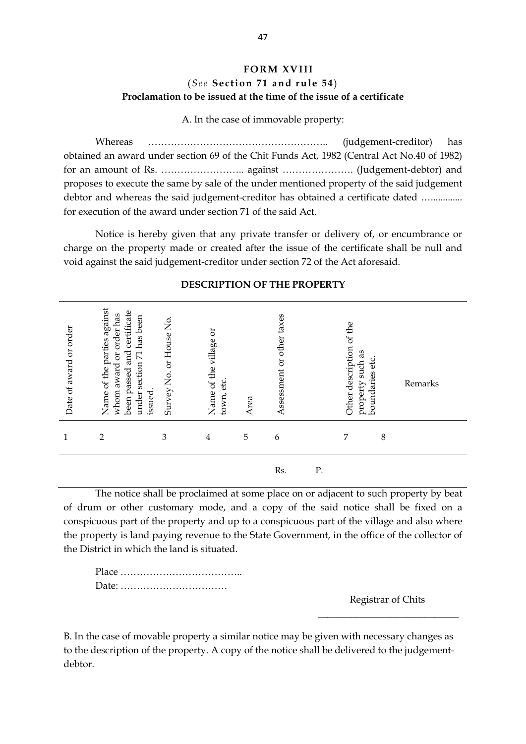# FORM XVIII

(*See* **Section 71 and rule 54**)

**Proclamation to be issued at the time of the issue of a certificate**

A. In the case of immovable property:

Whereas ……………………………………………….. (judgement-creditor) has obtained an award under section 69 of the Chit Funds Act, 1982 (Central Act No.40 of 1982) for an amount of Rs. …………………….. against …………………. (Judgement-debtor) and proposes to execute the same by sale of the under mentioned property of the said judgement debtor and whereas the said judgement-creditor has obtained a certificate dated …............ for execution of the award under section 71 of the said Act.

Notice is hereby given that any private transfer or delivery of, or encumbrance or charge on the property made or created after the issue of the certificate shall be null and void against the said judgement-creditor under section 72 of the Act aforesaid.

**DESCRIPTION OF THE PROPERTY**

| Date of award or order | Name of the parties against whom award or order has been passed and certificate under section 71 has been issued. | Survey No. or House No. | Name of the village or town, etc. | Area | Assessment or other taxes | Other description of the property such as boundaries etc. | Remarks |
|---|---|---|---|---|---|---|---|
| 1 | 2 | 3 | 4 | 5 | 6 | 7 | 8 |
| | | | | | Rs. P. | | |

The notice shall be proclaimed at some place on or adjacent to such property by beat of drum or other customary mode, and a copy of the said notice shall be fixed on a conspicuous part of the property and up to a conspicuous part of the village and also where the property is land paying revenue to the State Government, in the office of the collector of the District in which the land is situated.

Place ………………………………..
Date: ……………………………

Registrar of Chits

B. In the case of movable property a similar notice may be given with necessary changes as to the description of the property. A copy of the notice shall be delivered to the judgement-debtor.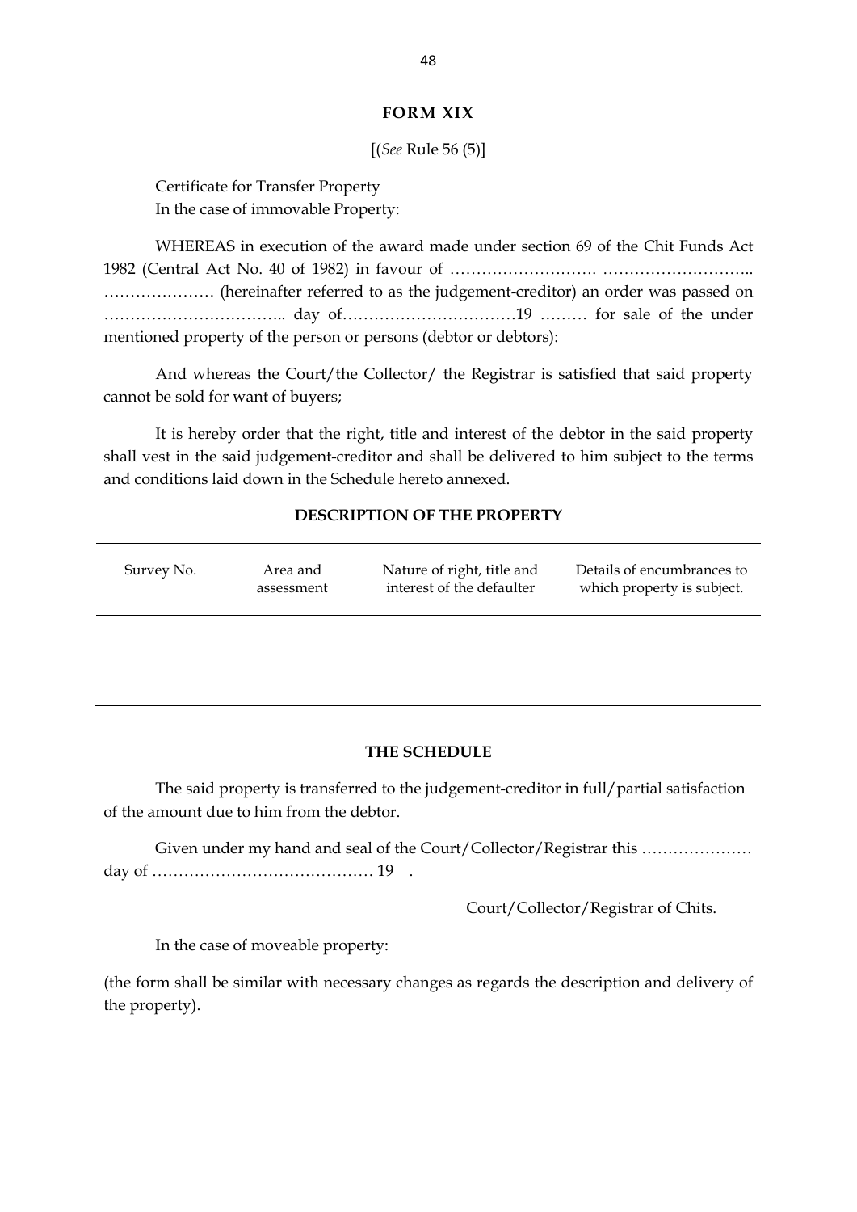## FORM XIX

[(*See* Rule 56 (5)]

Certificate for Transfer Property

In the case of immovable Property:

WHEREAS in execution of the award made under section 69 of the Chit Funds Act 1982 (Central Act No. 40 of 1982) in favour of ………………………. ……………………….. ………………… (hereinafter referred to as the judgement-creditor) an order was passed on …………………………….. day of……………………………19 ……… for sale of the under mentioned property of the person or persons (debtor or debtors):

And whereas the Court/the Collector/ the Registrar is satisfied that said property cannot be sold for want of buyers;

It is hereby order that the right, title and interest of the debtor in the said property shall vest in the said judgement-creditor and shall be delivered to him subject to the terms and conditions laid down in the Schedule hereto annexed.

### DESCRIPTION OF THE PROPERTY

| Survey No. | Area and assessment | Nature of right, title and interest of the defaulter | Details of encumbrances to which property is subject. |
|---|---|---|---|
| | | | |

### THE SCHEDULE

The said property is transferred to the judgement-creditor in full/partial satisfaction of the amount due to him from the debtor.

Given under my hand and seal of the Court/Collector/Registrar this ………………… day of …………………………………… 19 .

Court/Collector/Registrar of Chits.

In the case of moveable property:

(the form shall be similar with necessary changes as regards the description and delivery of the property).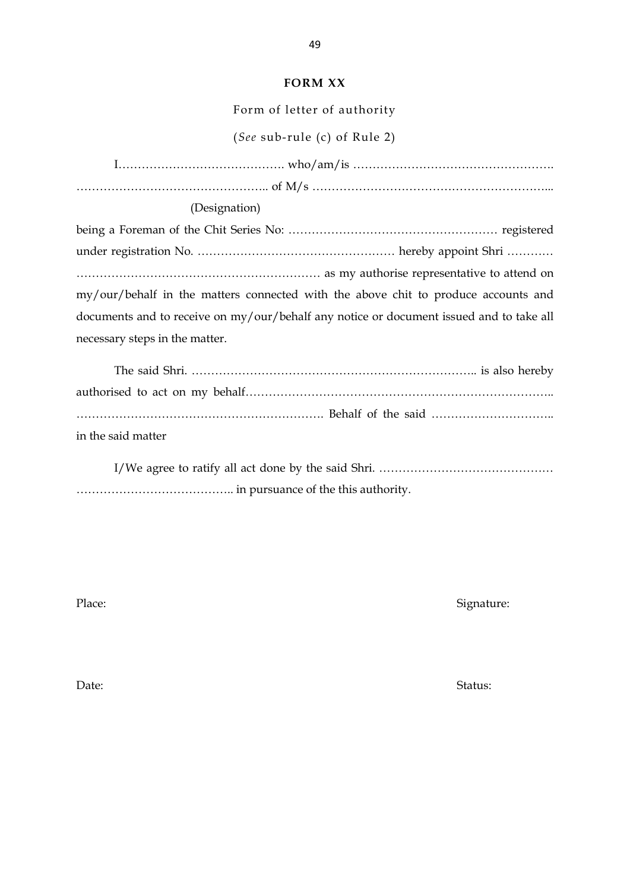**FORM XX**

Form of letter of authority

(*See* sub-rule (c) of Rule 2)

I……………………………………. who/am/is …………………………………………….
………………………………………….. of M/s ……………………………………………………...
(Designation)
being a Foreman of the Chit Series No: ……………………………………………… registered under registration No. …………………………………………… hereby appoint Shri ………… ……………………………………………………… as my authorise representative to attend on my/our/behalf in the matters connected with the above chit to produce accounts and documents and to receive on my/our/behalf any notice or document issued and to take all necessary steps in the matter.

The said Shri. ……………………………………………………………….. is also hereby authorised to act on my behalf…………………………………………………………………….. ………………………………………………………. Behalf of the said ………………………….. in the said matter

I/We agree to ratify all act done by the said Shri. ……………………………………… ………………………………….. in pursuance of the this authority.

Place: Signature:

Date: Status: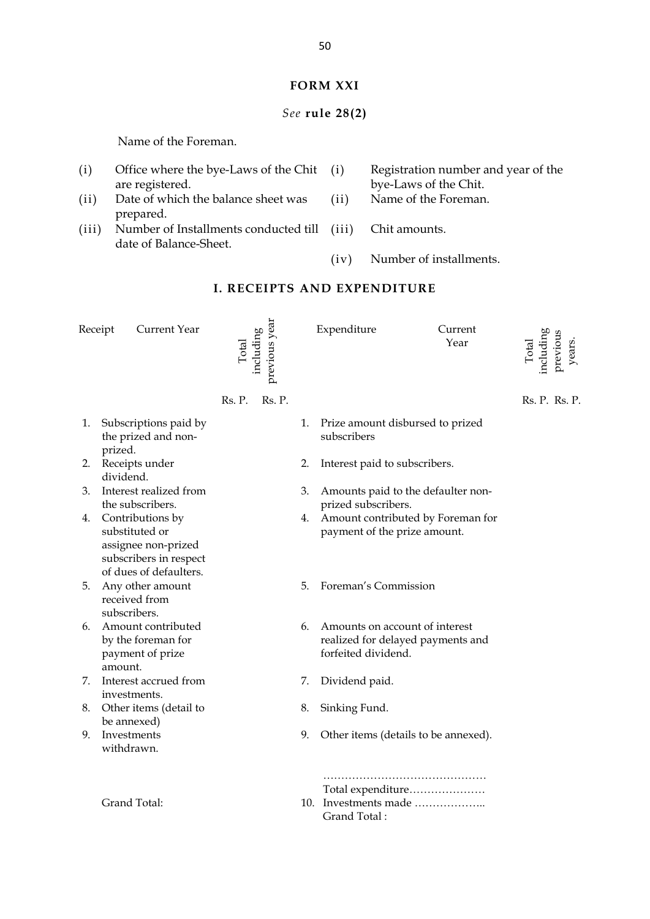**FORM XXI**

*See* **rule 28(2)**

Name of the Foreman.

(i) Office where the bye-Laws of the Chit are registered.
(ii) Date of which the balance sheet was prepared.
(iii) Number of Installments conducted till date of Balance-Sheet.

(i) Registration number and year of the bye-Laws of the Chit.
(ii) Name of the Foreman.
(iii) Chit amounts.
(iv) Number of installments.

## I. RECEIPTS AND EXPENDITURE

| Receipt | Current Year | Total including previous year | Expenditure | Current Year | Total including previous years. |
|---|---|---|---|---|---|
| | Rs. P. | Rs. P. | | Rs. P. | Rs. P. |
| 1. Subscriptions paid by the prized and non-prized. | | | 1. Prize amount disbursed to prized subscribers | | |
| 2. Receipts under dividend. | | | 2. Interest paid to subscribers. | | |
| 3. Interest realized from the subscribers. | | | 3. Amounts paid to the defaulter non-prized subscribers. | | |
| 4. Contributions by substituted or assignee non-prized subscribers in respect of dues of defaulters. | | | 4. Amount contributed by Foreman for payment of the prize amount. | | |
| 5. Any other amount received from subscribers. | | | 5. Foreman's Commission | | |
| 6. Amount contributed by the foreman for payment of prize amount. | | | 6. Amounts on account of interest realized for delayed payments and forfeited dividend. | | |
| 7. Interest accrued from investments. | | | 7. Dividend paid. | | |
| 8. Other items (detail to be annexed) | | | 8. Sinking Fund. | | |
| 9. Investments withdrawn. | | | 9. Other items (details to be annexed). | | |
| | | | ……………………………………… | | |
| | | | Total expenditure………………… | | |
| Grand Total: | | | 10. Investments made ……………….. | | |
| | | | Grand Total : | | |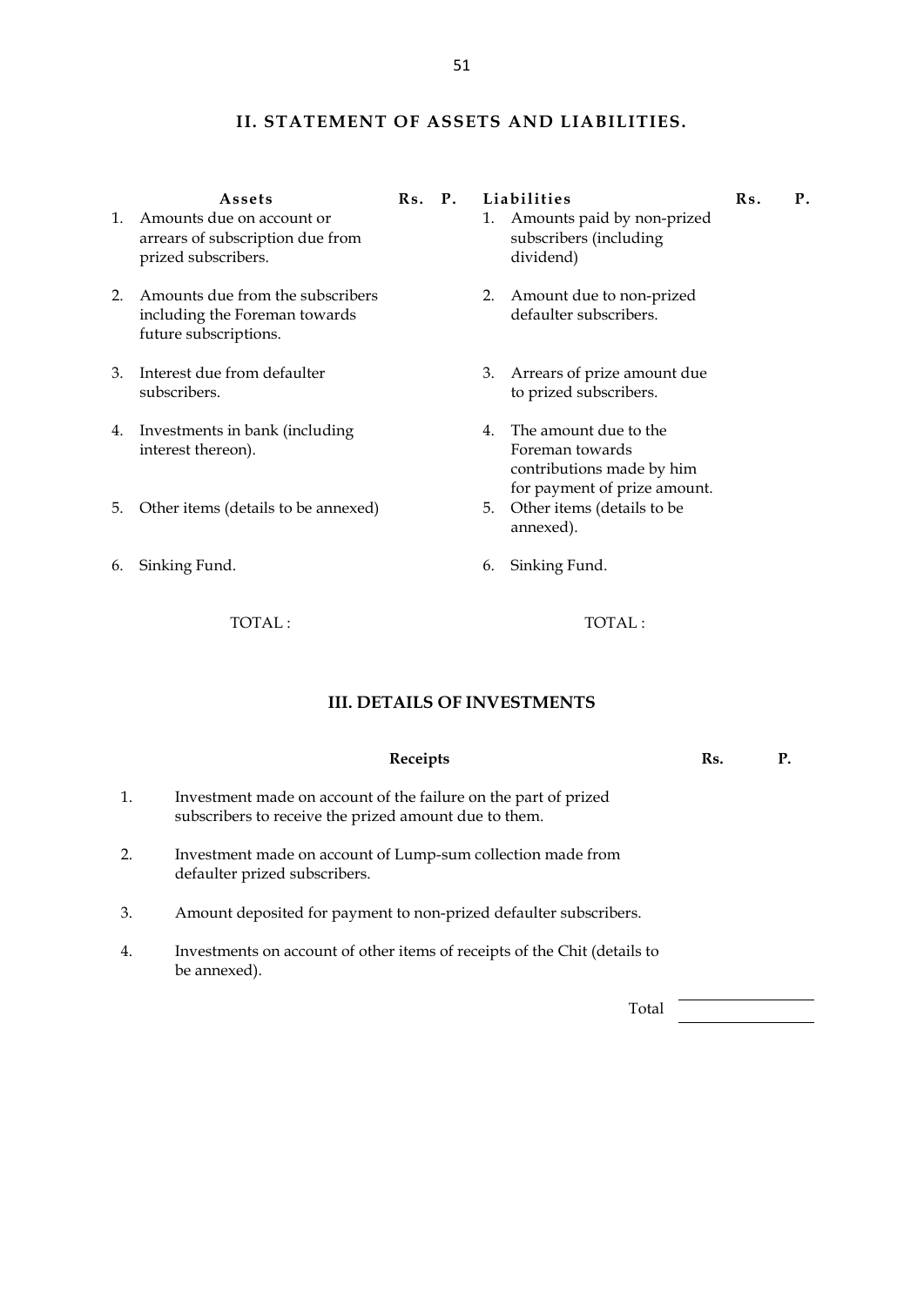## II. STATEMENT OF ASSETS AND LIABILITIES.

| Assets | Rs. | P. | Liabilities | Rs. | P. |
|---|---|---|---|---|---|
| 1. Amounts due on account or arrears of subscription due from prized subscribers. | | | 1. Amounts paid by non-prized subscribers (including dividend) | | |
| 2. Amounts due from the subscribers including the Foreman towards future subscriptions. | | | 2. Amount due to non-prized defaulter subscribers. | | |
| 3. Interest due from defaulter subscribers. | | | 3. Arrears of prize amount due to prized subscribers. | | |
| 4. Investments in bank (including interest thereon). | | | 4. The amount due to the Foreman towards contributions made by him for payment of prize amount. | | |
| 5. Other items (details to be annexed) | | | 5. Other items (details to be annexed). | | |
| 6. Sinking Fund. | | | 6. Sinking Fund. | | |
| TOTAL : | | | TOTAL : | | |

## III. DETAILS OF INVESTMENTS

| | Receipts | Rs. | P. |
|---|---|---|---|
| 1. | Investment made on account of the failure on the part of prized subscribers to receive the prized amount due to them. | | |
| 2. | Investment made on account of Lump-sum collection made from defaulter prized subscribers. | | |
| 3. | Amount deposited for payment to non-prized defaulter subscribers. | | |
| 4. | Investments on account of other items of receipts of the Chit (details to be annexed). | | |
| | Total | | |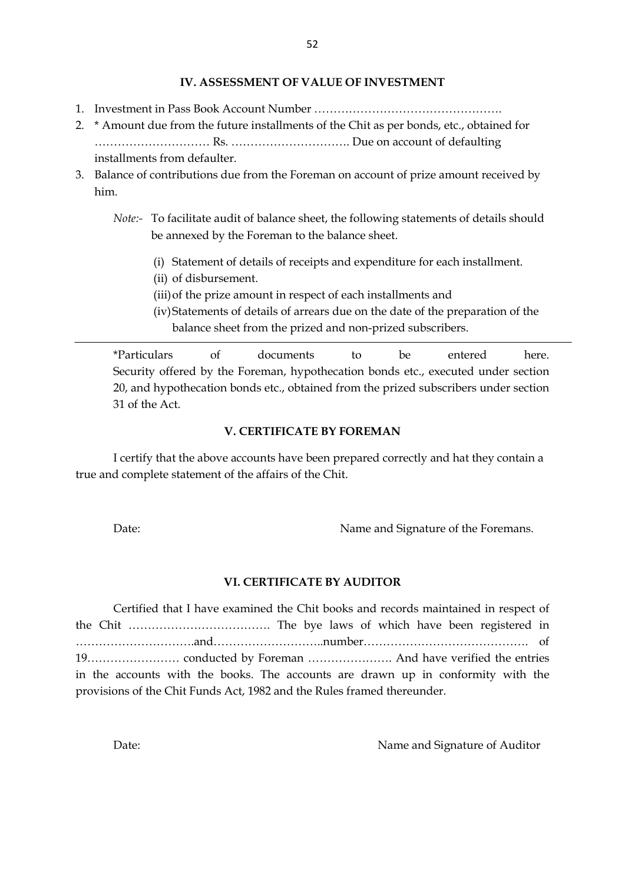### IV. ASSESSMENT OF VALUE OF INVESTMENT

1. Investment in Pass Book Account Number ………………………………………….
2. * Amount due from the future installments of the Chit as per bonds, etc., obtained for ………………………… Rs. …………………………. Due on account of defaulting installments from defaulter.
3. Balance of contributions due from the Foreman on account of prize amount received by him.

*Note:-* To facilitate audit of balance sheet, the following statements of details should be annexed by the Foreman to the balance sheet.

(i) Statement of details of receipts and expenditure for each installment.
(ii) of disbursement.
(iii) of the prize amount in respect of each installments and
(iv) Statements of details of arrears due on the date of the preparation of the balance sheet from the prized and non-prized subscribers.

---

*Particulars of documents to be entered here. Security offered by the Foreman, hypothecation bonds etc., executed under section 20, and hypothecation bonds etc., obtained from the prized subscribers under section 31 of the Act.

### V. CERTIFICATE BY FOREMAN

I certify that the above accounts have been prepared correctly and hat they contain a true and complete statement of the affairs of the Chit.

Date: Name and Signature of the Foremans.

### VI. CERTIFICATE BY AUDITOR

Certified that I have examined the Chit books and records maintained in respect of the Chit ………………………………. The bye laws of which have been registered in ………………………….and………………………..number……………………………………. of 19…………………… conducted by Foreman …………………. And have verified the entries in the accounts with the books. The accounts are drawn up in conformity with the provisions of the Chit Funds Act, 1982 and the Rules framed thereunder.

Date: Name and Signature of Auditor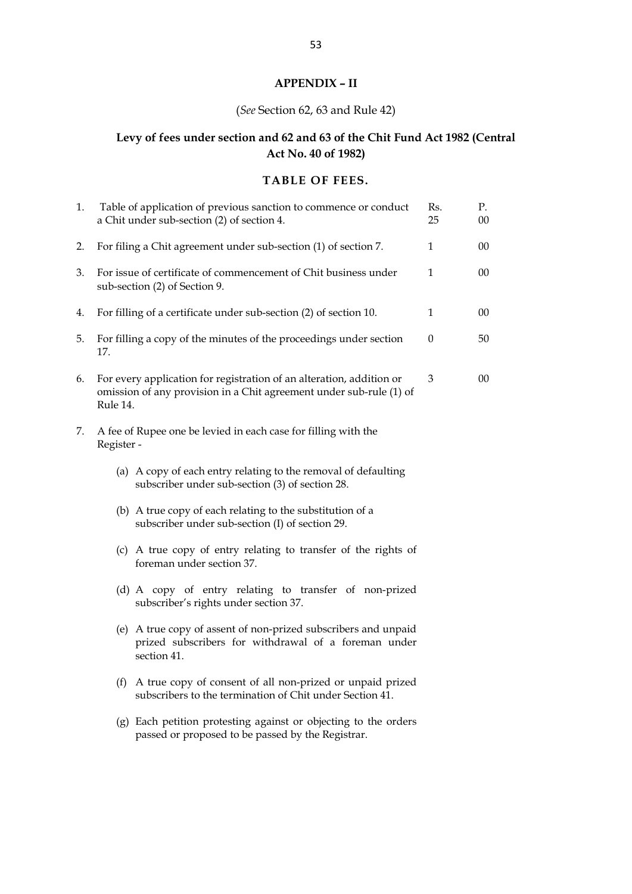## APPENDIX – II

(*See* Section 62, 63 and Rule 42)

### Levy of fees under section and 62 and 63 of the Chit Fund Act 1982 (Central Act No. 40 of 1982)

### TABLE OF FEES.

| | | Rs. | P. |
|---|---|---|---|
| 1. | Table of application of previous sanction to commence or conduct a Chit under sub-section (2) of section 4. | 25 | 00 |
| 2. | For filing a Chit agreement under sub-section (1) of section 7. | 1 | 00 |
| 3. | For issue of certificate of commencement of Chit business under sub-section (2) of Section 9. | 1 | 00 |
| 4. | For filling of a certificate under sub-section (2) of section 10. | 1 | 00 |
| 5. | For filling a copy of the minutes of the proceedings under section 17. | 0 | 50 |
| 6. | For every application for registration of an alteration, addition or omission of any provision in a Chit agreement under sub-rule (1) of Rule 14. | 3 | 00 |

7. A fee of Rupee one be levied in each case for filling with the Register -

   (a) A copy of each entry relating to the removal of defaulting subscriber under sub-section (3) of section 28.

   (b) A true copy of each relating to the substitution of a subscriber under sub-section (I) of section 29.

   (c) A true copy of entry relating to transfer of the rights of foreman under section 37.

   (d) A copy of entry relating to transfer of non-prized subscriber's rights under section 37.

   (e) A true copy of assent of non-prized subscribers and unpaid prized subscribers for withdrawal of a foreman under section 41.

   (f) A true copy of consent of all non-prized or unpaid prized subscribers to the termination of Chit under Section 41.

   (g) Each petition protesting against or objecting to the orders passed or proposed to be passed by the Registrar.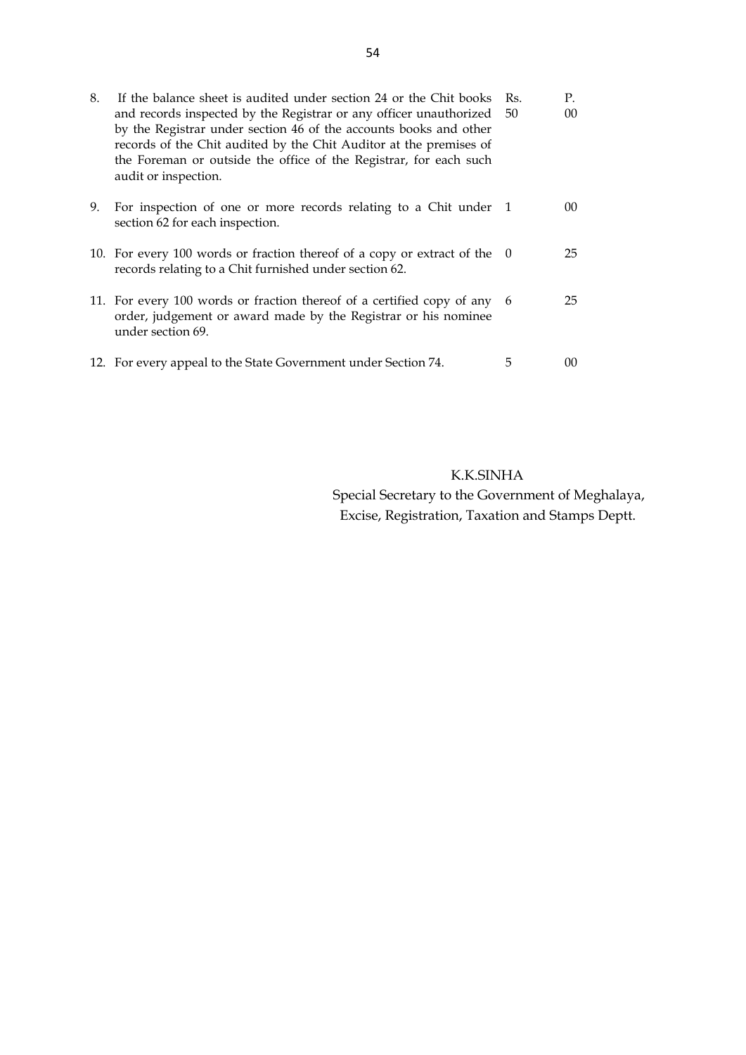| | | Rs. | P. |
|---|---|---|---|
| 8. | If the balance sheet is audited under section 24 or the Chit books and records inspected by the Registrar or any officer unauthorized by the Registrar under section 46 of the accounts books and other records of the Chit audited by the Chit Auditor at the premises of the Foreman or outside the office of the Registrar, for each such audit or inspection. | 50 | 00 |
| 9. | For inspection of one or more records relating to a Chit under section 62 for each inspection. | 1 | 00 |
| 10. | For every 100 words or fraction thereof of a copy or extract of the records relating to a Chit furnished under section 62. | 0 | 25 |
| 11. | For every 100 words or fraction thereof of a certified copy of any order, judgement or award made by the Registrar or his nominee under section 69. | 6 | 25 |
| 12. | For every appeal to the State Government under Section 74. | 5 | 00 |

K.K.SINHA
Special Secretary to the Government of Meghalaya,
Excise, Registration, Taxation and Stamps Deptt.